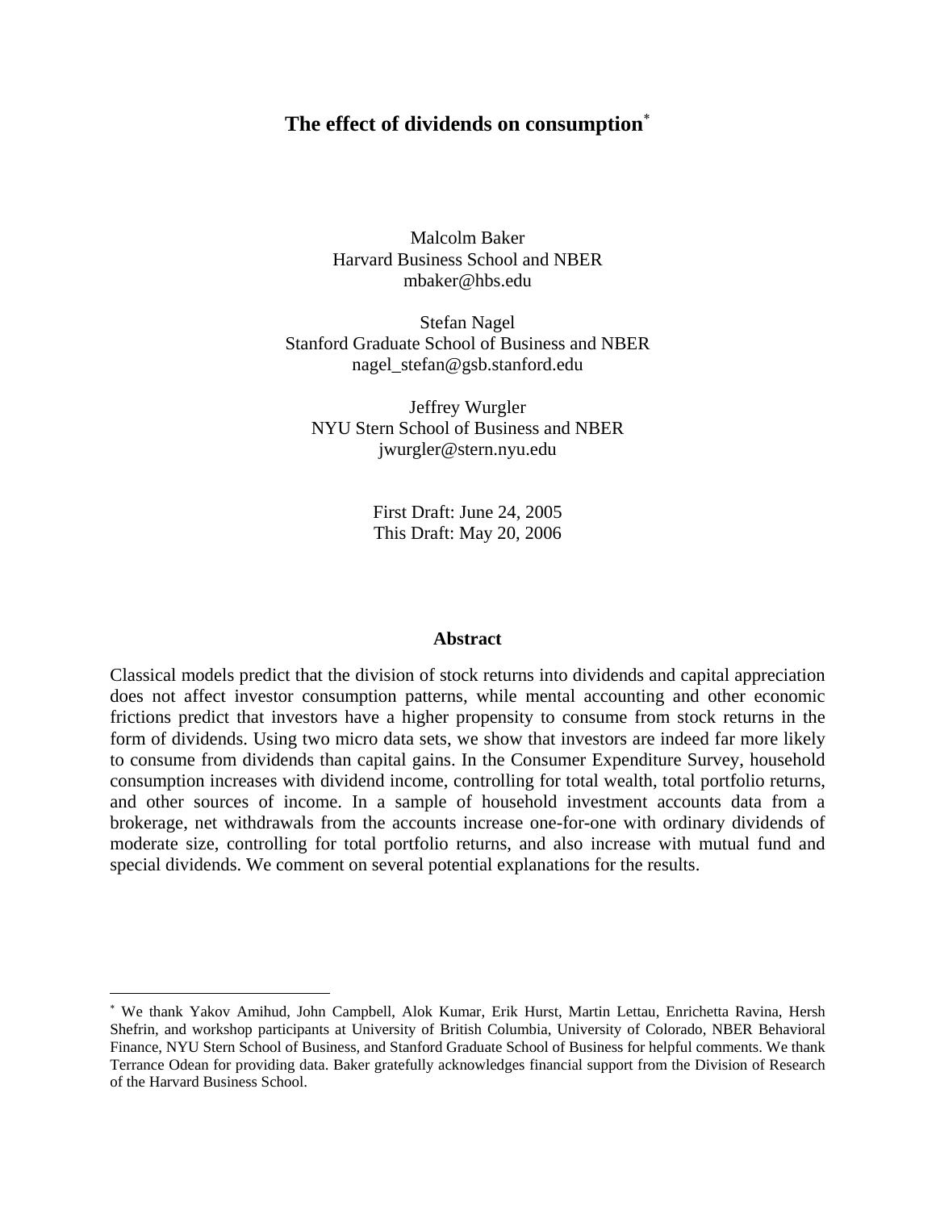# The effect of dividends on consumption[*]

Malcolm Baker
Harvard Business School and NBER
mbaker@hbs.edu

Stefan Nagel
Stanford Graduate School of Business and NBER
nagel_stefan@gsb.stanford.edu

Jeffrey Wurgler
NYU Stern School of Business and NBER
jwurgler@stern.nyu.edu

First Draft: June 24, 2005
This Draft: May 20, 2006

## Abstract

Classical models predict that the division of stock returns into dividends and capital appreciation does not affect investor consumption patterns, while mental accounting and other economic frictions predict that investors have a higher propensity to consume from stock returns in the form of dividends. Using two micro data sets, we show that investors are indeed far more likely to consume from dividends than capital gains. In the Consumer Expenditure Survey, household consumption increases with dividend income, controlling for total wealth, total portfolio returns, and other sources of income. In a sample of household investment accounts data from a brokerage, net withdrawals from the accounts increase one-for-one with ordinary dividends of moderate size, controlling for total portfolio returns, and also increase with mutual fund and special dividends. We comment on several potential explanations for the results.

---

[*] We thank Yakov Amihud, John Campbell, Alok Kumar, Erik Hurst, Martin Lettau, Enrichetta Ravina, Hersh Shefrin, and workshop participants at University of British Columbia, University of Colorado, NBER Behavioral Finance, NYU Stern School of Business, and Stanford Graduate School of Business for helpful comments. We thank Terrance Odean for providing data. Baker gratefully acknowledges financial support from the Division of Research of the Harvard Business School.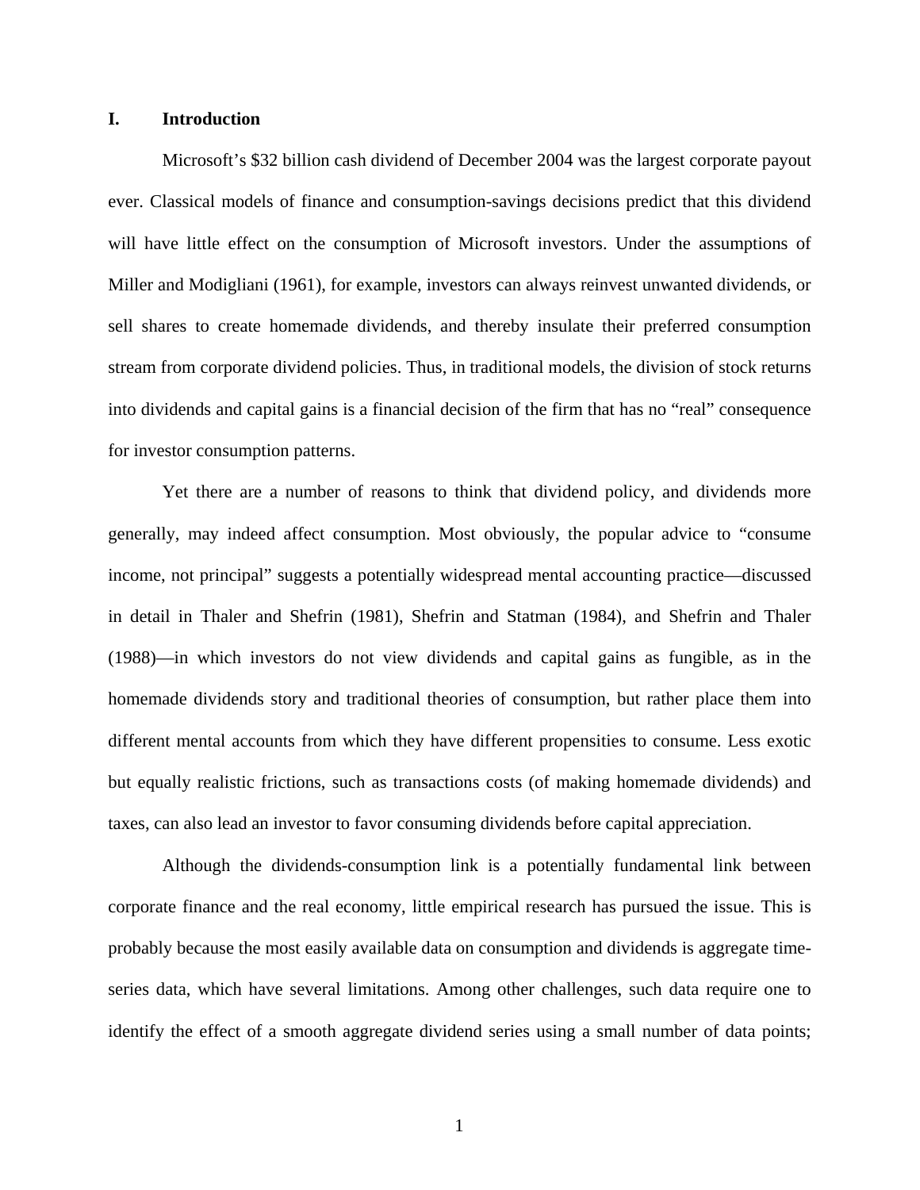## I. Introduction

Microsoft's $32 billion cash dividend of December 2004 was the largest corporate payout ever. Classical models of finance and consumption-savings decisions predict that this dividend will have little effect on the consumption of Microsoft investors. Under the assumptions of Miller and Modigliani (1961), for example, investors can always reinvest unwanted dividends, or sell shares to create homemade dividends, and thereby insulate their preferred consumption stream from corporate dividend policies. Thus, in traditional models, the division of stock returns into dividends and capital gains is a financial decision of the firm that has no "real" consequence for investor consumption patterns.

Yet there are a number of reasons to think that dividend policy, and dividends more generally, may indeed affect consumption. Most obviously, the popular advice to "consume income, not principal" suggests a potentially widespread mental accounting practice—discussed in detail in Thaler and Shefrin (1981), Shefrin and Statman (1984), and Shefrin and Thaler (1988)—in which investors do not view dividends and capital gains as fungible, as in the homemade dividends story and traditional theories of consumption, but rather place them into different mental accounts from which they have different propensities to consume. Less exotic but equally realistic frictions, such as transactions costs (of making homemade dividends) and taxes, can also lead an investor to favor consuming dividends before capital appreciation.

Although the dividends-consumption link is a potentially fundamental link between corporate finance and the real economy, little empirical research has pursued the issue. This is probably because the most easily available data on consumption and dividends is aggregate time-series data, which have several limitations. Among other challenges, such data require one to identify the effect of a smooth aggregate dividend series using a small number of data points;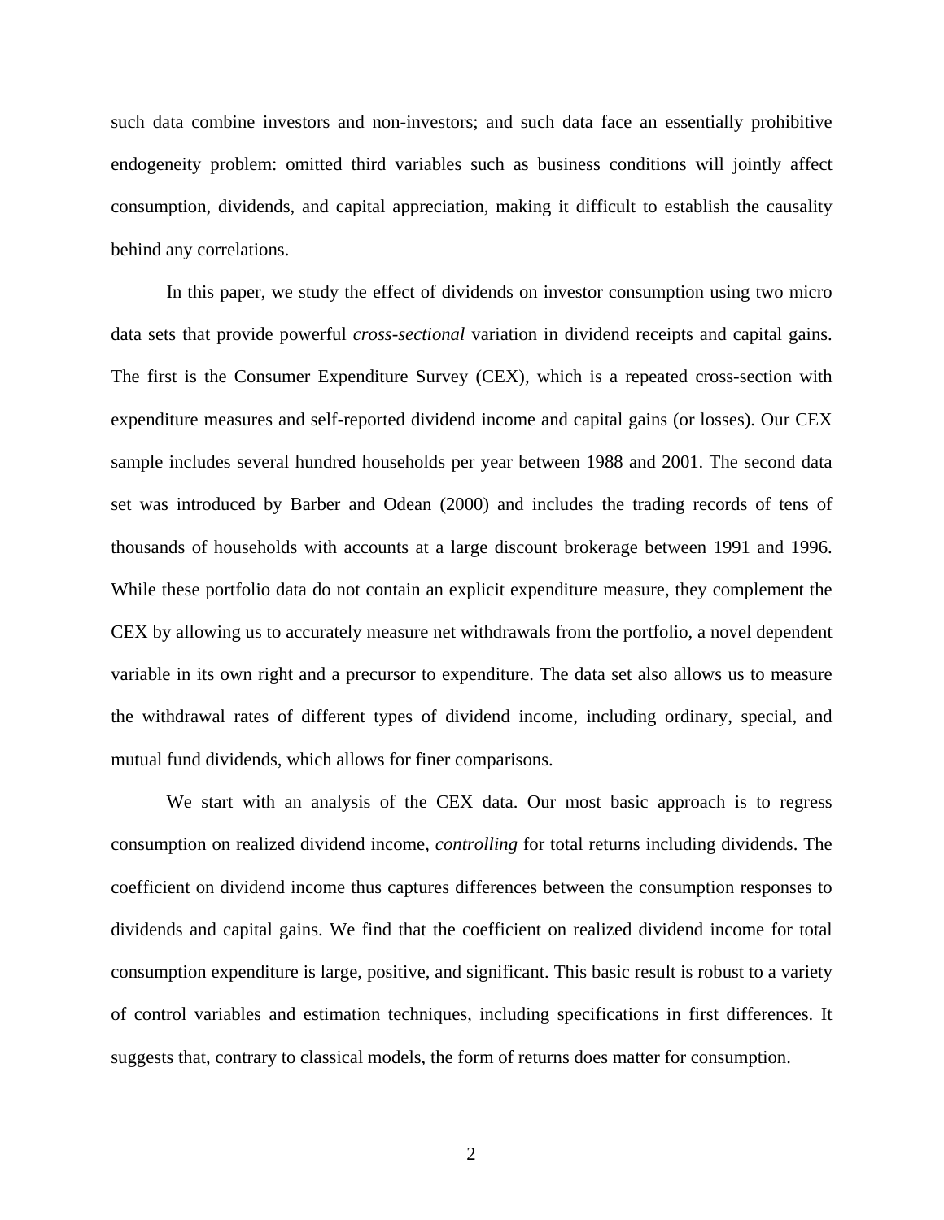such data combine investors and non-investors; and such data face an essentially prohibitive endogeneity problem: omitted third variables such as business conditions will jointly affect consumption, dividends, and capital appreciation, making it difficult to establish the causality behind any correlations.

In this paper, we study the effect of dividends on investor consumption using two micro data sets that provide powerful *cross-sectional* variation in dividend receipts and capital gains. The first is the Consumer Expenditure Survey (CEX), which is a repeated cross-section with expenditure measures and self-reported dividend income and capital gains (or losses). Our CEX sample includes several hundred households per year between 1988 and 2001. The second data set was introduced by Barber and Odean (2000) and includes the trading records of tens of thousands of households with accounts at a large discount brokerage between 1991 and 1996. While these portfolio data do not contain an explicit expenditure measure, they complement the CEX by allowing us to accurately measure net withdrawals from the portfolio, a novel dependent variable in its own right and a precursor to expenditure. The data set also allows us to measure the withdrawal rates of different types of dividend income, including ordinary, special, and mutual fund dividends, which allows for finer comparisons.

We start with an analysis of the CEX data. Our most basic approach is to regress consumption on realized dividend income, *controlling* for total returns including dividends. The coefficient on dividend income thus captures differences between the consumption responses to dividends and capital gains. We find that the coefficient on realized dividend income for total consumption expenditure is large, positive, and significant. This basic result is robust to a variety of control variables and estimation techniques, including specifications in first differences. It suggests that, contrary to classical models, the form of returns does matter for consumption.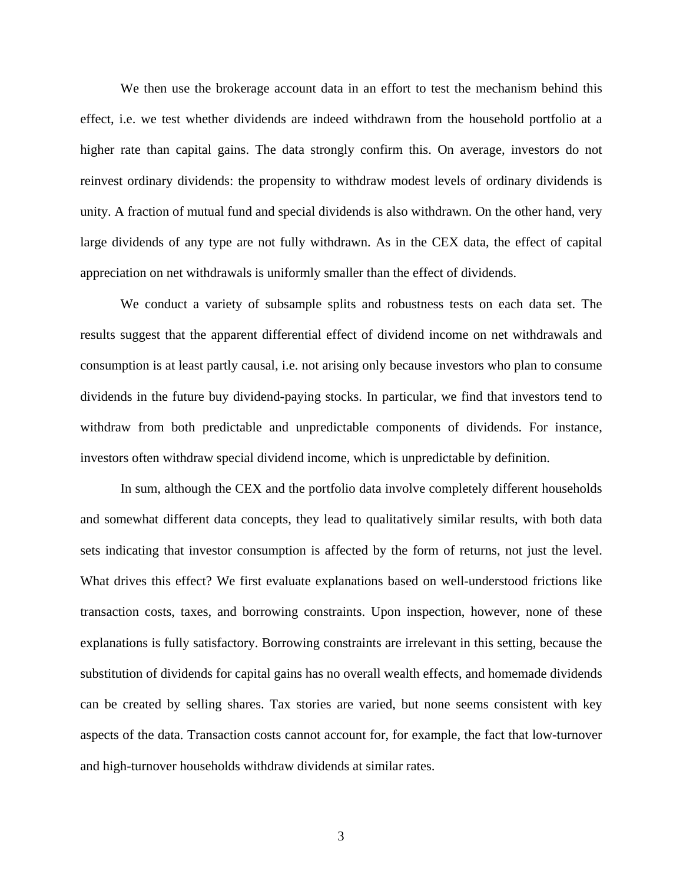We then use the brokerage account data in an effort to test the mechanism behind this effect, i.e. we test whether dividends are indeed withdrawn from the household portfolio at a higher rate than capital gains. The data strongly confirm this. On average, investors do not reinvest ordinary dividends: the propensity to withdraw modest levels of ordinary dividends is unity. A fraction of mutual fund and special dividends is also withdrawn. On the other hand, very large dividends of any type are not fully withdrawn. As in the CEX data, the effect of capital appreciation on net withdrawals is uniformly smaller than the effect of dividends.

We conduct a variety of subsample splits and robustness tests on each data set. The results suggest that the apparent differential effect of dividend income on net withdrawals and consumption is at least partly causal, i.e. not arising only because investors who plan to consume dividends in the future buy dividend-paying stocks. In particular, we find that investors tend to withdraw from both predictable and unpredictable components of dividends. For instance, investors often withdraw special dividend income, which is unpredictable by definition.

In sum, although the CEX and the portfolio data involve completely different households and somewhat different data concepts, they lead to qualitatively similar results, with both data sets indicating that investor consumption is affected by the form of returns, not just the level. What drives this effect? We first evaluate explanations based on well-understood frictions like transaction costs, taxes, and borrowing constraints. Upon inspection, however, none of these explanations is fully satisfactory. Borrowing constraints are irrelevant in this setting, because the substitution of dividends for capital gains has no overall wealth effects, and homemade dividends can be created by selling shares. Tax stories are varied, but none seems consistent with key aspects of the data. Transaction costs cannot account for, for example, the fact that low-turnover and high-turnover households withdraw dividends at similar rates.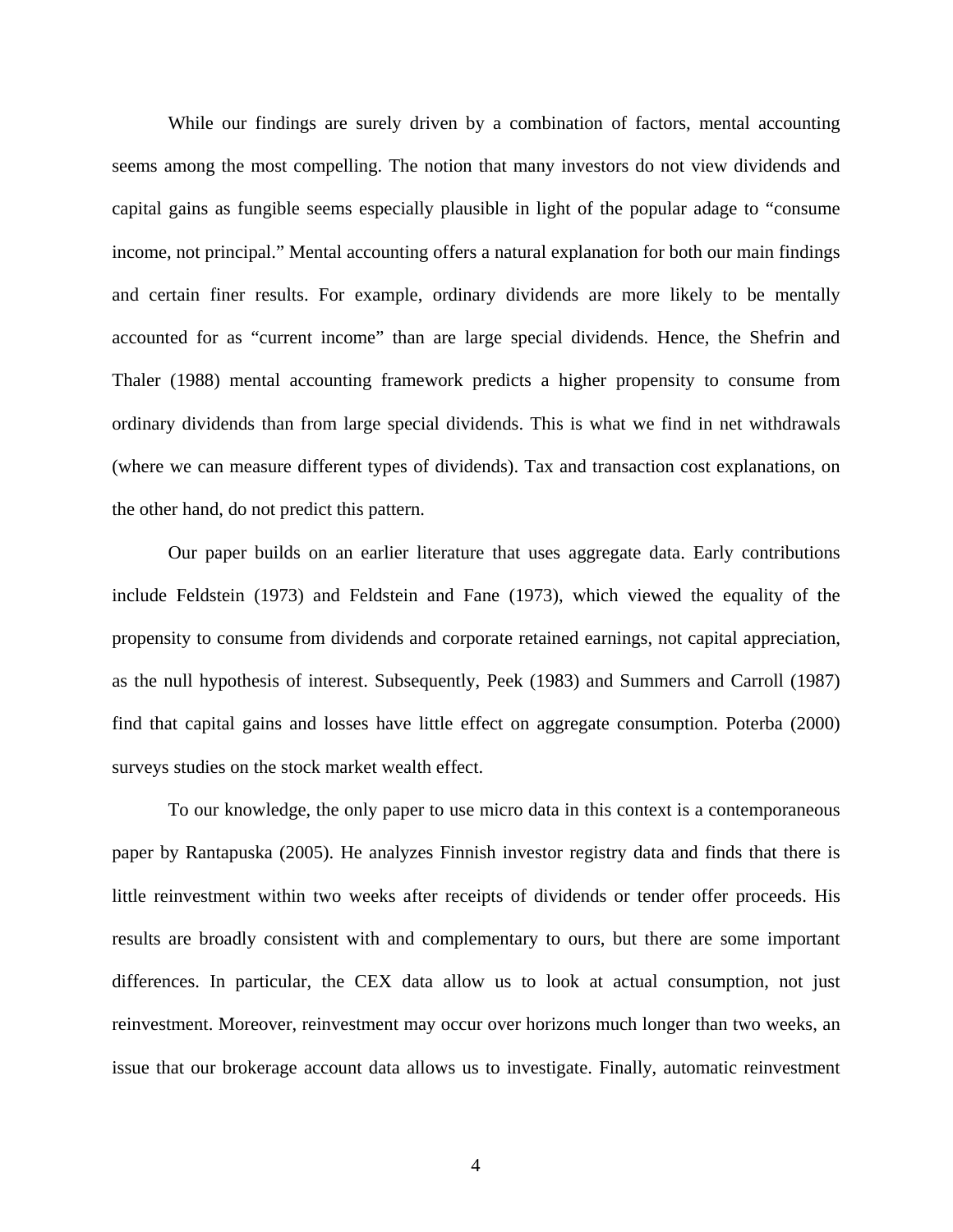While our findings are surely driven by a combination of factors, mental accounting seems among the most compelling. The notion that many investors do not view dividends and capital gains as fungible seems especially plausible in light of the popular adage to "consume income, not principal." Mental accounting offers a natural explanation for both our main findings and certain finer results. For example, ordinary dividends are more likely to be mentally accounted for as "current income" than are large special dividends. Hence, the Shefrin and Thaler (1988) mental accounting framework predicts a higher propensity to consume from ordinary dividends than from large special dividends. This is what we find in net withdrawals (where we can measure different types of dividends). Tax and transaction cost explanations, on the other hand, do not predict this pattern.

Our paper builds on an earlier literature that uses aggregate data. Early contributions include Feldstein (1973) and Feldstein and Fane (1973), which viewed the equality of the propensity to consume from dividends and corporate retained earnings, not capital appreciation, as the null hypothesis of interest. Subsequently, Peek (1983) and Summers and Carroll (1987) find that capital gains and losses have little effect on aggregate consumption. Poterba (2000) surveys studies on the stock market wealth effect.

To our knowledge, the only paper to use micro data in this context is a contemporaneous paper by Rantapuska (2005). He analyzes Finnish investor registry data and finds that there is little reinvestment within two weeks after receipts of dividends or tender offer proceeds. His results are broadly consistent with and complementary to ours, but there are some important differences. In particular, the CEX data allow us to look at actual consumption, not just reinvestment. Moreover, reinvestment may occur over horizons much longer than two weeks, an issue that our brokerage account data allows us to investigate. Finally, automatic reinvestment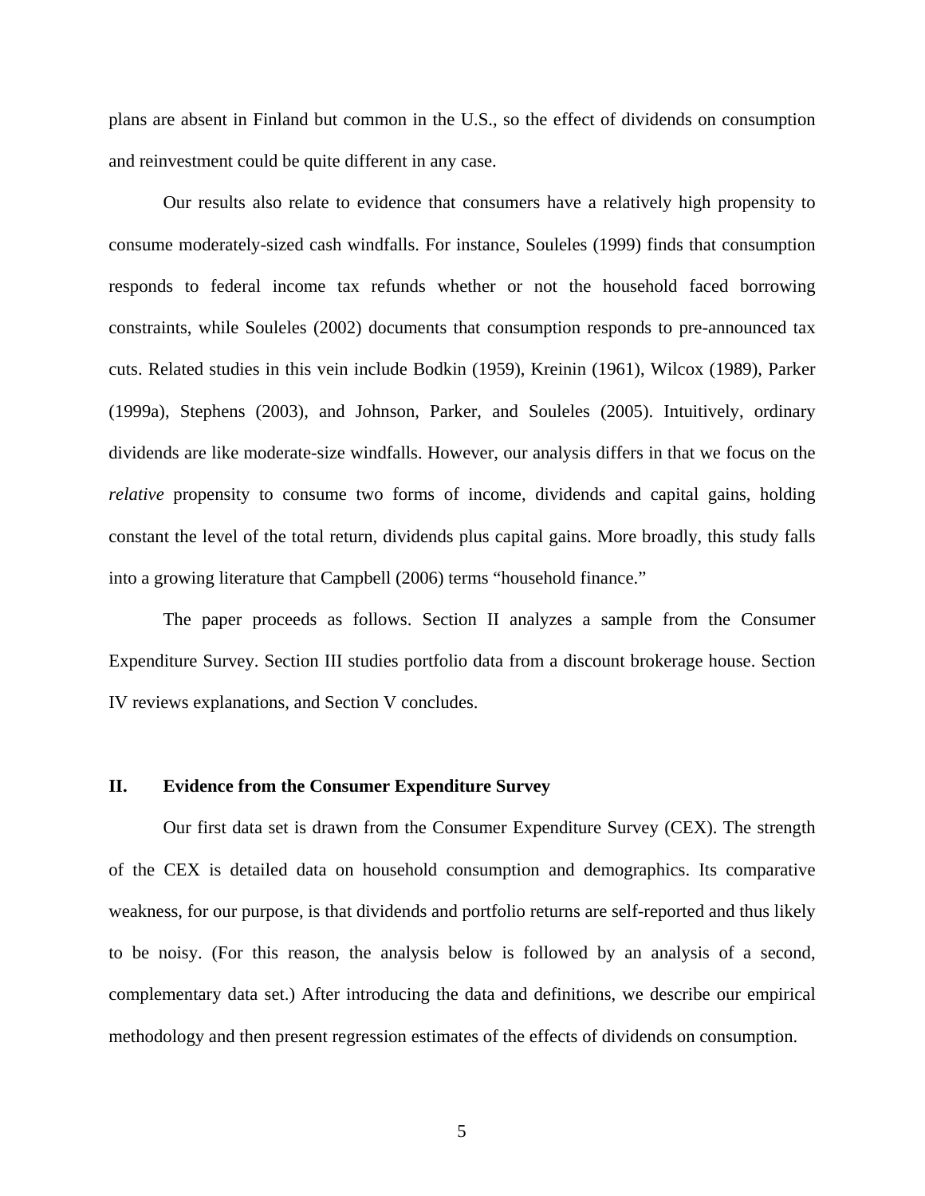plans are absent in Finland but common in the U.S., so the effect of dividends on consumption and reinvestment could be quite different in any case.

Our results also relate to evidence that consumers have a relatively high propensity to consume moderately-sized cash windfalls. For instance, Souleles (1999) finds that consumption responds to federal income tax refunds whether or not the household faced borrowing constraints, while Souleles (2002) documents that consumption responds to pre-announced tax cuts. Related studies in this vein include Bodkin (1959), Kreinin (1961), Wilcox (1989), Parker (1999a), Stephens (2003), and Johnson, Parker, and Souleles (2005). Intuitively, ordinary dividends are like moderate-size windfalls. However, our analysis differs in that we focus on the *relative* propensity to consume two forms of income, dividends and capital gains, holding constant the level of the total return, dividends plus capital gains. More broadly, this study falls into a growing literature that Campbell (2006) terms "household finance."

The paper proceeds as follows. Section II analyzes a sample from the Consumer Expenditure Survey. Section III studies portfolio data from a discount brokerage house. Section IV reviews explanations, and Section V concludes.

## II. Evidence from the Consumer Expenditure Survey

Our first data set is drawn from the Consumer Expenditure Survey (CEX). The strength of the CEX is detailed data on household consumption and demographics. Its comparative weakness, for our purpose, is that dividends and portfolio returns are self-reported and thus likely to be noisy. (For this reason, the analysis below is followed by an analysis of a second, complementary data set.) After introducing the data and definitions, we describe our empirical methodology and then present regression estimates of the effects of dividends on consumption.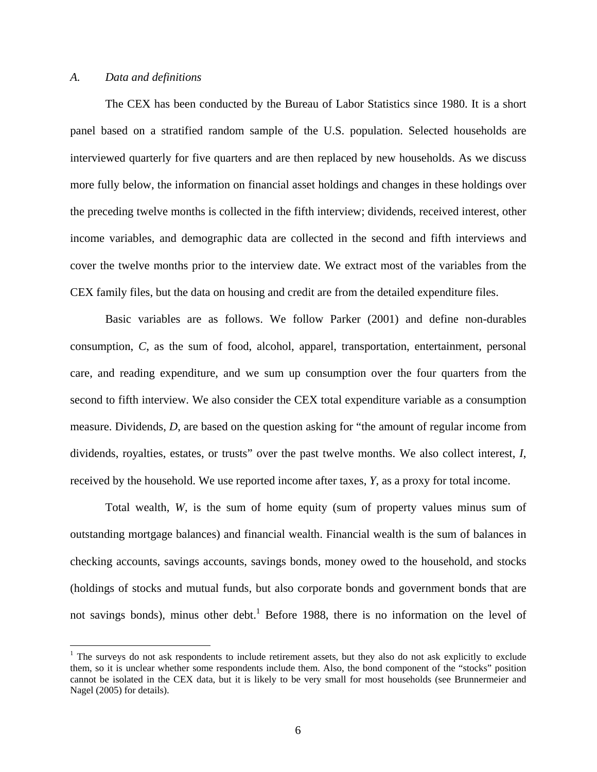### A. *Data and definitions*

The CEX has been conducted by the Bureau of Labor Statistics since 1980. It is a short panel based on a stratified random sample of the U.S. population. Selected households are interviewed quarterly for five quarters and are then replaced by new households. As we discuss more fully below, the information on financial asset holdings and changes in these holdings over the preceding twelve months is collected in the fifth interview; dividends, received interest, other income variables, and demographic data are collected in the second and fifth interviews and cover the twelve months prior to the interview date. We extract most of the variables from the CEX family files, but the data on housing and credit are from the detailed expenditure files.

Basic variables are as follows. We follow Parker (2001) and define non-durables consumption, $C$, as the sum of food, alcohol, apparel, transportation, entertainment, personal care, and reading expenditure, and we sum up consumption over the four quarters from the second to fifth interview. We also consider the CEX total expenditure variable as a consumption measure. Dividends, $D$, are based on the question asking for "the amount of regular income from dividends, royalties, estates, or trusts" over the past twelve months. We also collect interest, $I$, received by the household. We use reported income after taxes, $Y$, as a proxy for total income.

Total wealth, $W$, is the sum of home equity (sum of property values minus sum of outstanding mortgage balances) and financial wealth. Financial wealth is the sum of balances in checking accounts, savings accounts, savings bonds, money owed to the household, and stocks (holdings of stocks and mutual funds, but also corporate bonds and government bonds that are not savings bonds), minus other debt.[1] Before 1988, there is no information on the level of

[1] The surveys do not ask respondents to include retirement assets, but they also do not ask explicitly to exclude them, so it is unclear whether some respondents include them. Also, the bond component of the "stocks" position cannot be isolated in the CEX data, but it is likely to be very small for most households (see Brunnermeier and Nagel (2005) for details).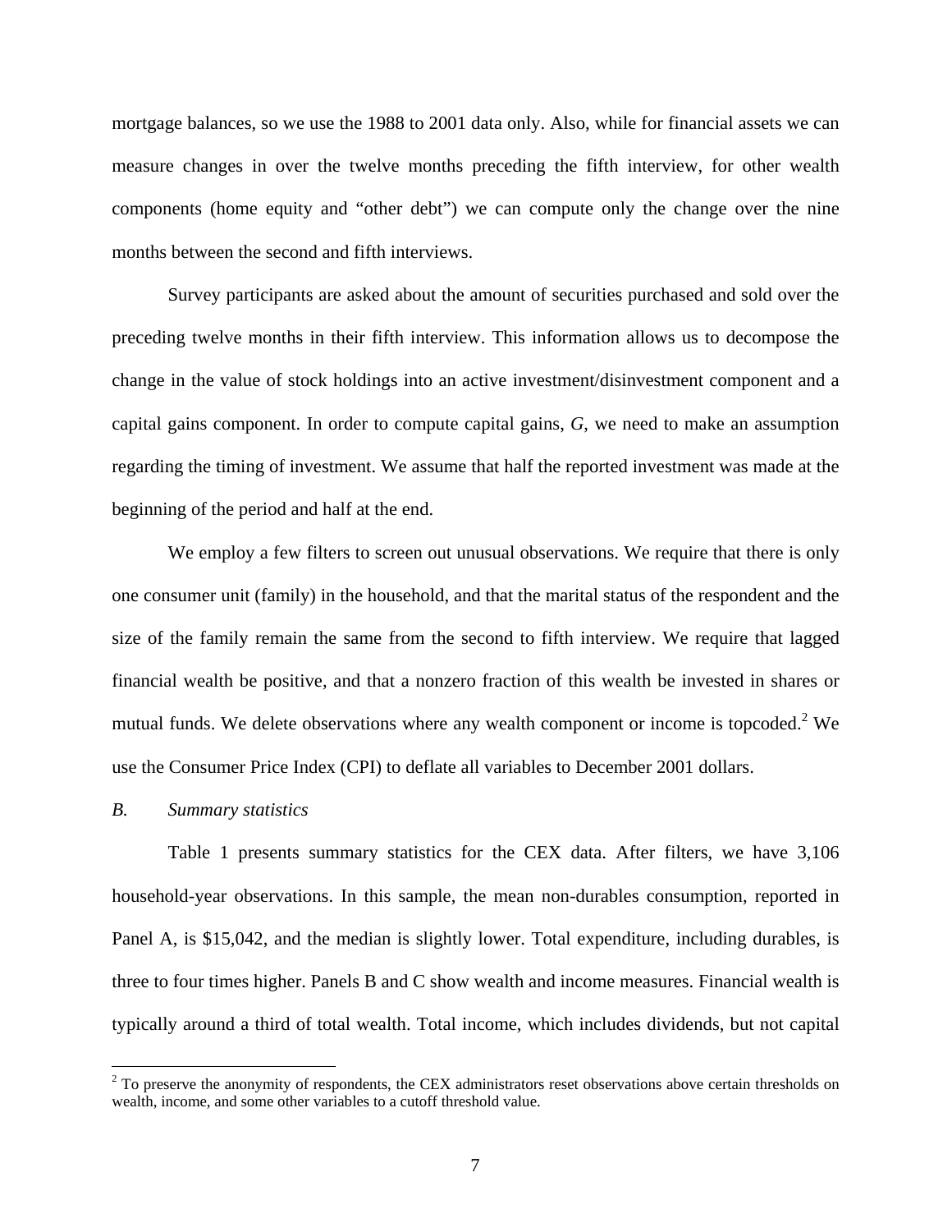mortgage balances, so we use the 1988 to 2001 data only. Also, while for financial assets we can measure changes in over the twelve months preceding the fifth interview, for other wealth components (home equity and "other debt") we can compute only the change over the nine months between the second and fifth interviews.

Survey participants are asked about the amount of securities purchased and sold over the preceding twelve months in their fifth interview. This information allows us to decompose the change in the value of stock holdings into an active investment/disinvestment component and a capital gains component. In order to compute capital gains, $G$, we need to make an assumption regarding the timing of investment. We assume that half the reported investment was made at the beginning of the period and half at the end.

We employ a few filters to screen out unusual observations. We require that there is only one consumer unit (family) in the household, and that the marital status of the respondent and the size of the family remain the same from the second to fifth interview. We require that lagged financial wealth be positive, and that a nonzero fraction of this wealth be invested in shares or mutual funds. We delete observations where any wealth component or income is topcoded.[2] We use the Consumer Price Index (CPI) to deflate all variables to December 2001 dollars.

### *B. Summary statistics*

Table 1 presents summary statistics for the CEX data. After filters, we have 3,106 household-year observations. In this sample, the mean non-durables consumption, reported in Panel A, is $15,042, and the median is slightly lower. Total expenditure, including durables, is three to four times higher. Panels B and C show wealth and income measures. Financial wealth is typically around a third of total wealth. Total income, which includes dividends, but not capital

[2] To preserve the anonymity of respondents, the CEX administrators reset observations above certain thresholds on wealth, income, and some other variables to a cutoff threshold value.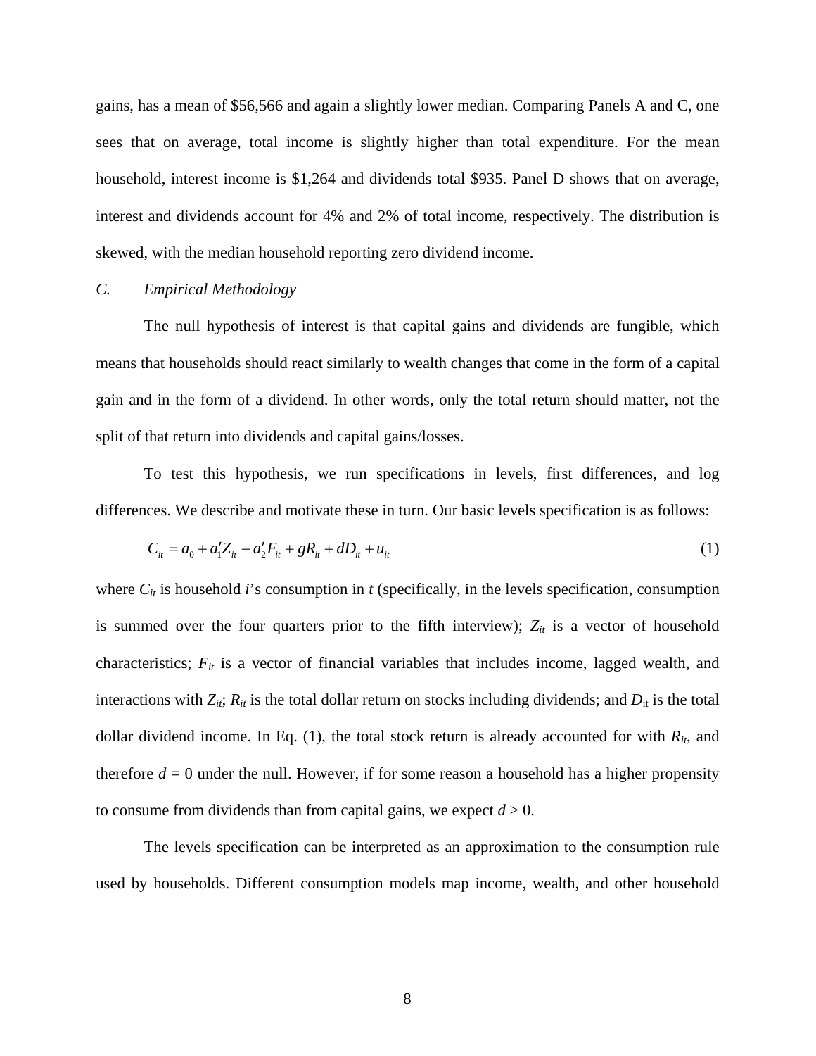gains, has a mean of \$56,566 and again a slightly lower median. Comparing Panels A and C, one sees that on average, total income is slightly higher than total expenditure. For the mean household, interest income is \$1,264 and dividends total \$935. Panel D shows that on average, interest and dividends account for 4% and 2% of total income, respectively. The distribution is skewed, with the median household reporting zero dividend income.

### *C. Empirical Methodology*

The null hypothesis of interest is that capital gains and dividends are fungible, which means that households should react similarly to wealth changes that come in the form of a capital gain and in the form of a dividend. In other words, only the total return should matter, not the split of that return into dividends and capital gains/losses.

To test this hypothesis, we run specifications in levels, first differences, and log differences. We describe and motivate these in turn. Our basic levels specification is as follows:

$$C_{it} = a_0 + a_1' Z_{it} + a_2' F_{it} + gR_{it} + dD_{it} + u_{it} \tag{1}$$

where $C_{it}$ is household $i$'s consumption in $t$ (specifically, in the levels specification, consumption is summed over the four quarters prior to the fifth interview); $Z_{it}$ is a vector of household characteristics; $F_{it}$ is a vector of financial variables that includes income, lagged wealth, and interactions with $Z_{it}$; $R_{it}$ is the total dollar return on stocks including dividends; and $D_{it}$ is the total dollar dividend income. In Eq. (1), the total stock return is already accounted for with $R_{it}$, and therefore $d = 0$ under the null. However, if for some reason a household has a higher propensity to consume from dividends than from capital gains, we expect $d > 0$.

The levels specification can be interpreted as an approximation to the consumption rule used by households. Different consumption models map income, wealth, and other household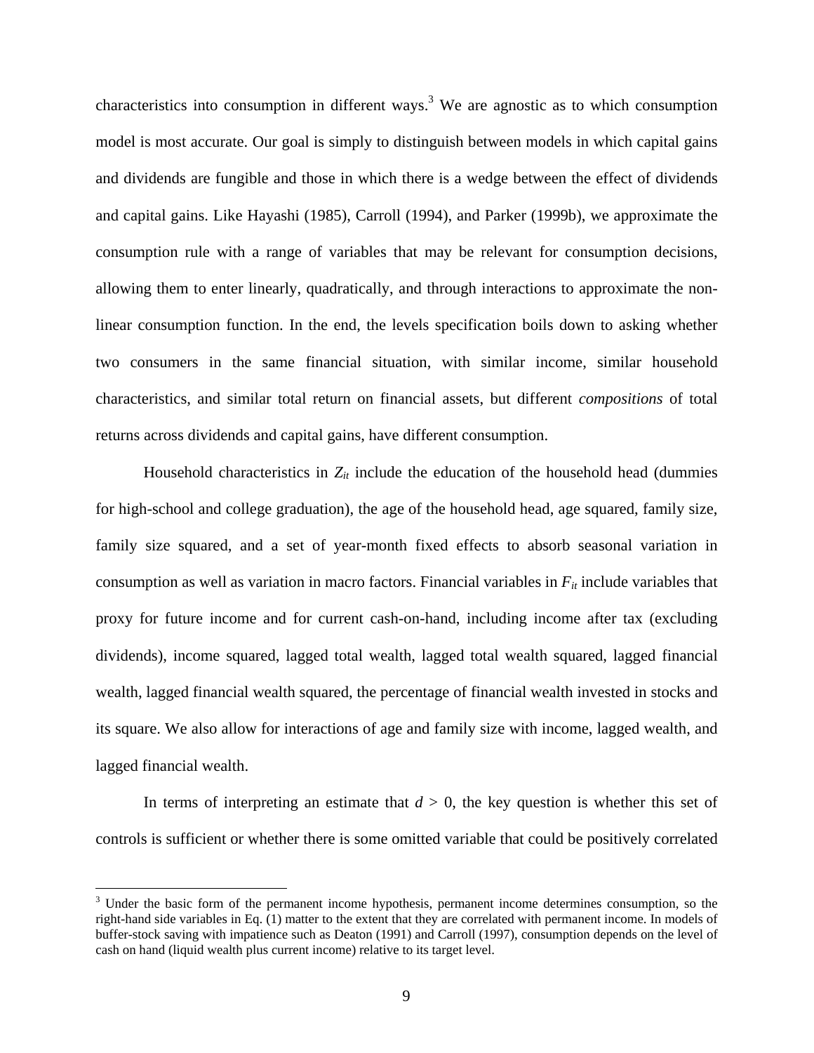characteristics into consumption in different ways.[3] We are agnostic as to which consumption model is most accurate. Our goal is simply to distinguish between models in which capital gains and dividends are fungible and those in which there is a wedge between the effect of dividends and capital gains. Like Hayashi (1985), Carroll (1994), and Parker (1999b), we approximate the consumption rule with a range of variables that may be relevant for consumption decisions, allowing them to enter linearly, quadratically, and through interactions to approximate the non-linear consumption function. In the end, the levels specification boils down to asking whether two consumers in the same financial situation, with similar income, similar household characteristics, and similar total return on financial assets, but different *compositions* of total returns across dividends and capital gains, have different consumption.

Household characteristics in $Z_{it}$ include the education of the household head (dummies for high-school and college graduation), the age of the household head, age squared, family size, family size squared, and a set of year-month fixed effects to absorb seasonal variation in consumption as well as variation in macro factors. Financial variables in $F_{it}$ include variables that proxy for future income and for current cash-on-hand, including income after tax (excluding dividends), income squared, lagged total wealth, lagged total wealth squared, lagged financial wealth, lagged financial wealth squared, the percentage of financial wealth invested in stocks and its square. We also allow for interactions of age and family size with income, lagged wealth, and lagged financial wealth.

In terms of interpreting an estimate that $d > 0$, the key question is whether this set of controls is sufficient or whether there is some omitted variable that could be positively correlated

[3] Under the basic form of the permanent income hypothesis, permanent income determines consumption, so the right-hand side variables in Eq. (1) matter to the extent that they are correlated with permanent income. In models of buffer-stock saving with impatience such as Deaton (1991) and Carroll (1997), consumption depends on the level of cash on hand (liquid wealth plus current income) relative to its target level.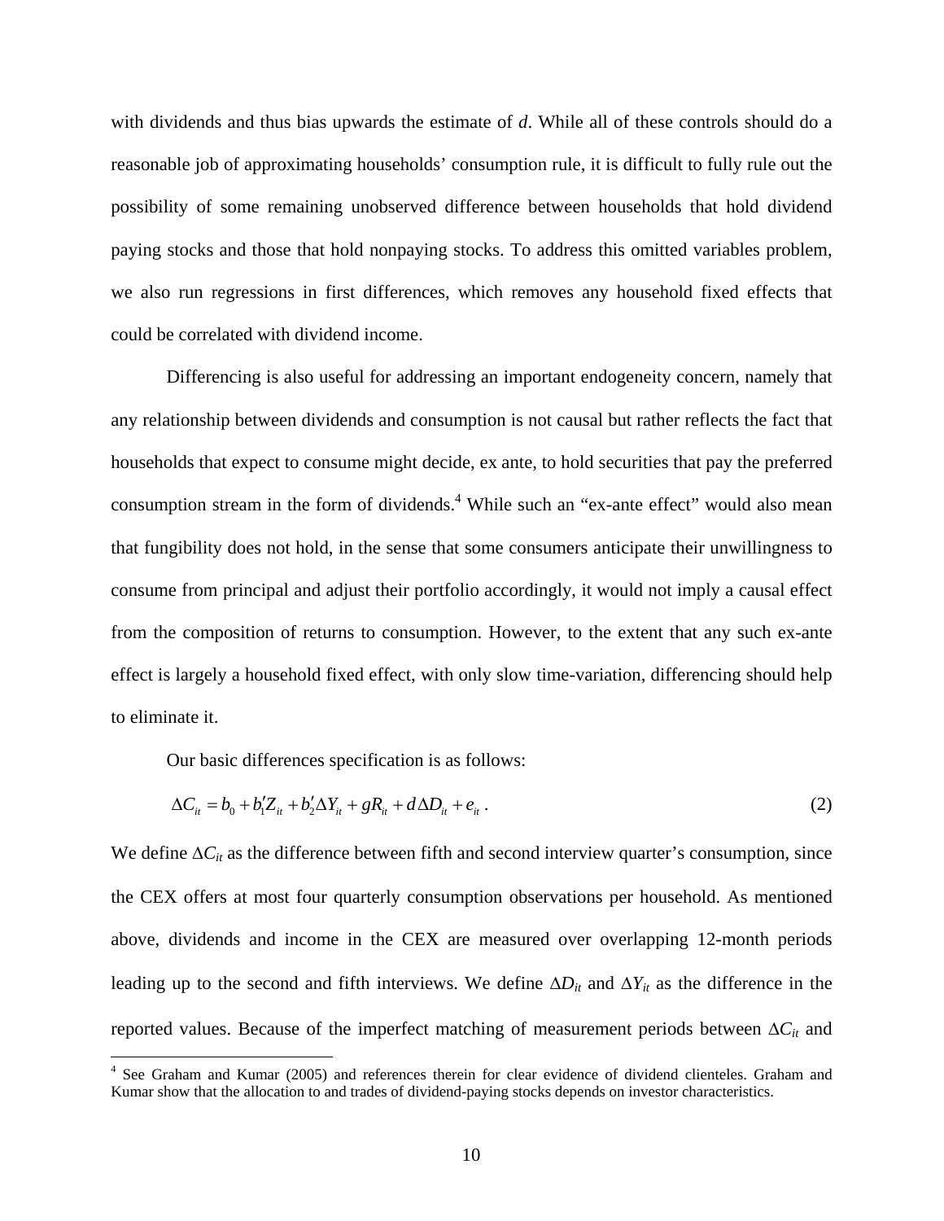with dividends and thus bias upwards the estimate of $d$. While all of these controls should do a reasonable job of approximating households' consumption rule, it is difficult to fully rule out the possibility of some remaining unobserved difference between households that hold dividend paying stocks and those that hold nonpaying stocks. To address this omitted variables problem, we also run regressions in first differences, which removes any household fixed effects that could be correlated with dividend income.

Differencing is also useful for addressing an important endogeneity concern, namely that any relationship between dividends and consumption is not causal but rather reflects the fact that households that expect to consume might decide, ex ante, to hold securities that pay the preferred consumption stream in the form of dividends.[4] While such an "ex-ante effect" would also mean that fungibility does not hold, in the sense that some consumers anticipate their unwillingness to consume from principal and adjust their portfolio accordingly, it would not imply a causal effect from the composition of returns to consumption. However, to the extent that any such ex-ante effect is largely a household fixed effect, with only slow time-variation, differencing should help to eliminate it.

Our basic differences specification is as follows:

$$\Delta C_{it} = b_0 + b_1' Z_{it} + b_2' \Delta Y_{it} + gR_{it} + d\Delta D_{it} + e_{it} \,. \tag{2}$$

We define $\Delta C_{it}$ as the difference between fifth and second interview quarter's consumption, since the CEX offers at most four quarterly consumption observations per household. As mentioned above, dividends and income in the CEX are measured over overlapping 12-month periods leading up to the second and fifth interviews. We define $\Delta D_{it}$ and $\Delta Y_{it}$ as the difference in the reported values. Because of the imperfect matching of measurement periods between $\Delta C_{it}$ and

[4] See Graham and Kumar (2005) and references therein for clear evidence of dividend clienteles. Graham and Kumar show that the allocation to and trades of dividend-paying stocks depends on investor characteristics.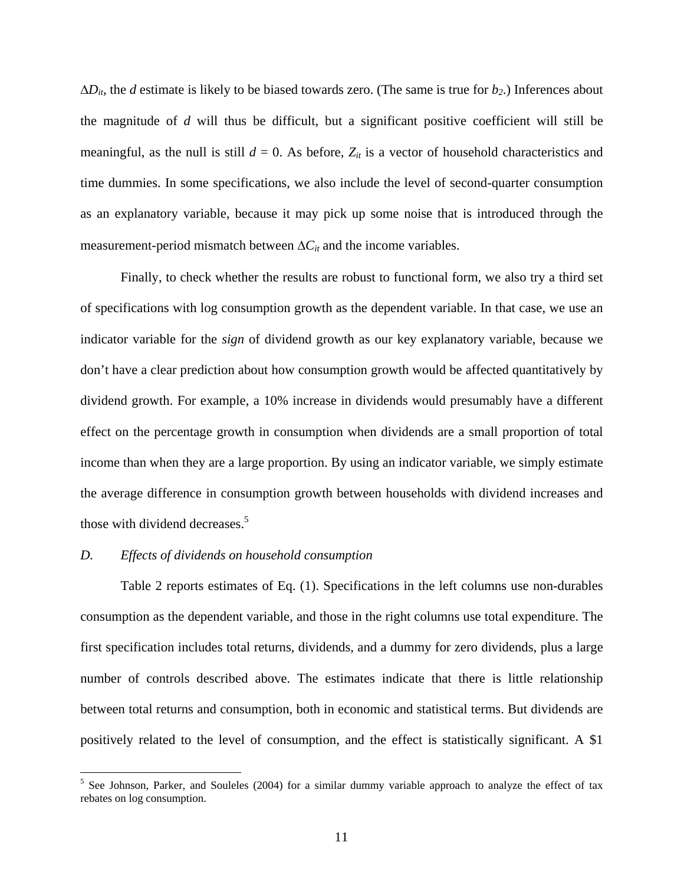$\Delta D_{it}$, the *d* estimate is likely to be biased towards zero. (The same is true for $b_2$.) Inferences about the magnitude of *d* will thus be difficult, but a significant positive coefficient will still be meaningful, as the null is still $d = 0$. As before, $Z_{it}$ is a vector of household characteristics and time dummies. In some specifications, we also include the level of second-quarter consumption as an explanatory variable, because it may pick up some noise that is introduced through the measurement-period mismatch between $\Delta C_{it}$ and the income variables.

Finally, to check whether the results are robust to functional form, we also try a third set of specifications with log consumption growth as the dependent variable. In that case, we use an indicator variable for the *sign* of dividend growth as our key explanatory variable, because we don't have a clear prediction about how consumption growth would be affected quantitatively by dividend growth. For example, a 10% increase in dividends would presumably have a different effect on the percentage growth in consumption when dividends are a small proportion of total income than when they are a large proportion. By using an indicator variable, we simply estimate the average difference in consumption growth between households with dividend increases and those with dividend decreases.[5]

### *D. Effects of dividends on household consumption*

Table 2 reports estimates of Eq. (1). Specifications in the left columns use non-durables consumption as the dependent variable, and those in the right columns use total expenditure. The first specification includes total returns, dividends, and a dummy for zero dividends, plus a large number of controls described above. The estimates indicate that there is little relationship between total returns and consumption, both in economic and statistical terms. But dividends are positively related to the level of consumption, and the effect is statistically significant. A $1

[5] See Johnson, Parker, and Souleles (2004) for a similar dummy variable approach to analyze the effect of tax rebates on log consumption.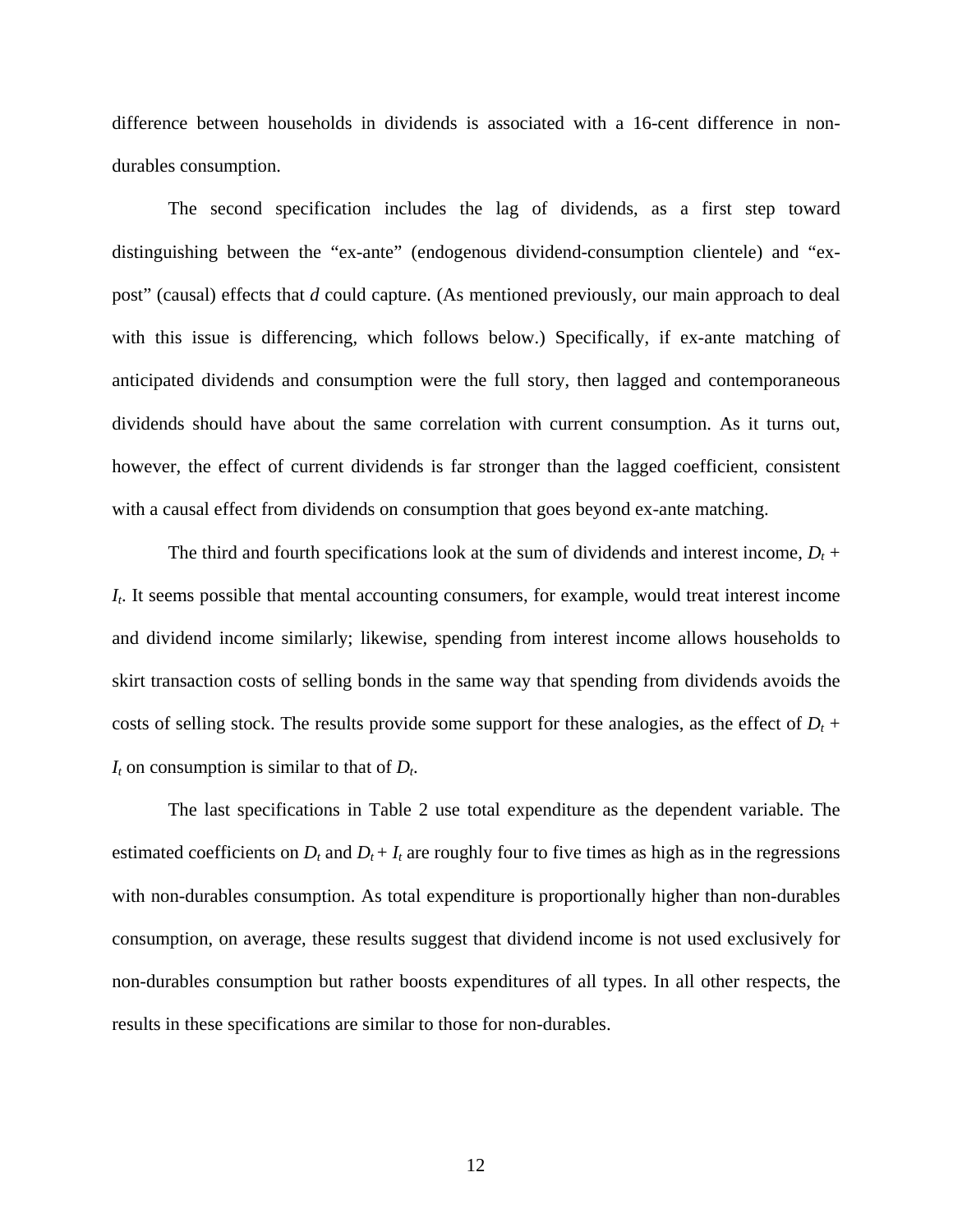difference between households in dividends is associated with a 16-cent difference in non-durables consumption.

The second specification includes the lag of dividends, as a first step toward distinguishing between the "ex-ante" (endogenous dividend-consumption clientele) and "ex-post" (causal) effects that $d$ could capture. (As mentioned previously, our main approach to deal with this issue is differencing, which follows below.) Specifically, if ex-ante matching of anticipated dividends and consumption were the full story, then lagged and contemporaneous dividends should have about the same correlation with current consumption. As it turns out, however, the effect of current dividends is far stronger than the lagged coefficient, consistent with a causal effect from dividends on consumption that goes beyond ex-ante matching.

The third and fourth specifications look at the sum of dividends and interest income, $D_t + I_t$. It seems possible that mental accounting consumers, for example, would treat interest income and dividend income similarly; likewise, spending from interest income allows households to skirt transaction costs of selling bonds in the same way that spending from dividends avoids the costs of selling stock. The results provide some support for these analogies, as the effect of $D_t + I_t$ on consumption is similar to that of $D_t$.

The last specifications in Table 2 use total expenditure as the dependent variable. The estimated coefficients on $D_t$ and $D_t + I_t$ are roughly four to five times as high as in the regressions with non-durables consumption. As total expenditure is proportionally higher than non-durables consumption, on average, these results suggest that dividend income is not used exclusively for non-durables consumption but rather boosts expenditures of all types. In all other respects, the results in these specifications are similar to those for non-durables.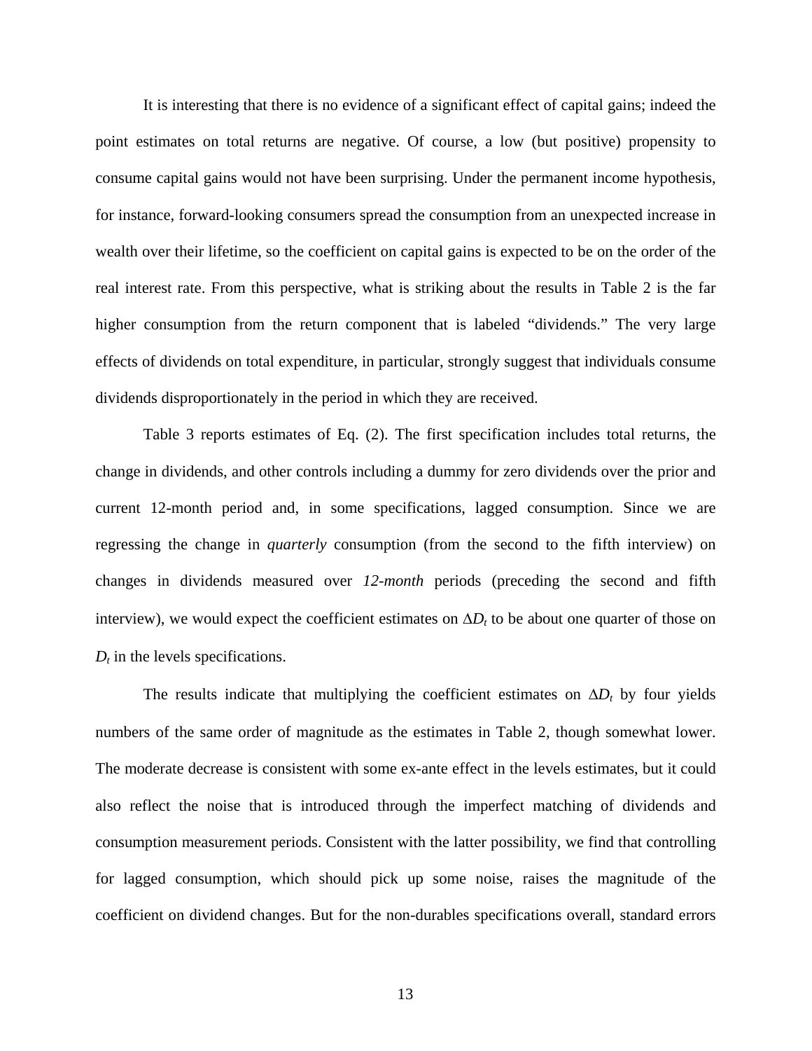It is interesting that there is no evidence of a significant effect of capital gains; indeed the point estimates on total returns are negative. Of course, a low (but positive) propensity to consume capital gains would not have been surprising. Under the permanent income hypothesis, for instance, forward-looking consumers spread the consumption from an unexpected increase in wealth over their lifetime, so the coefficient on capital gains is expected to be on the order of the real interest rate. From this perspective, what is striking about the results in Table 2 is the far higher consumption from the return component that is labeled "dividends." The very large effects of dividends on total expenditure, in particular, strongly suggest that individuals consume dividends disproportionately in the period in which they are received.

Table 3 reports estimates of Eq. (2). The first specification includes total returns, the change in dividends, and other controls including a dummy for zero dividends over the prior and current 12-month period and, in some specifications, lagged consumption. Since we are regressing the change in *quarterly* consumption (from the second to the fifth interview) on changes in dividends measured over *12-month* periods (preceding the second and fifth interview), we would expect the coefficient estimates on $\Delta D_t$ to be about one quarter of those on $D_t$ in the levels specifications.

The results indicate that multiplying the coefficient estimates on $\Delta D_t$ by four yields numbers of the same order of magnitude as the estimates in Table 2, though somewhat lower. The moderate decrease is consistent with some ex-ante effect in the levels estimates, but it could also reflect the noise that is introduced through the imperfect matching of dividends and consumption measurement periods. Consistent with the latter possibility, we find that controlling for lagged consumption, which should pick up some noise, raises the magnitude of the coefficient on dividend changes. But for the non-durables specifications overall, standard errors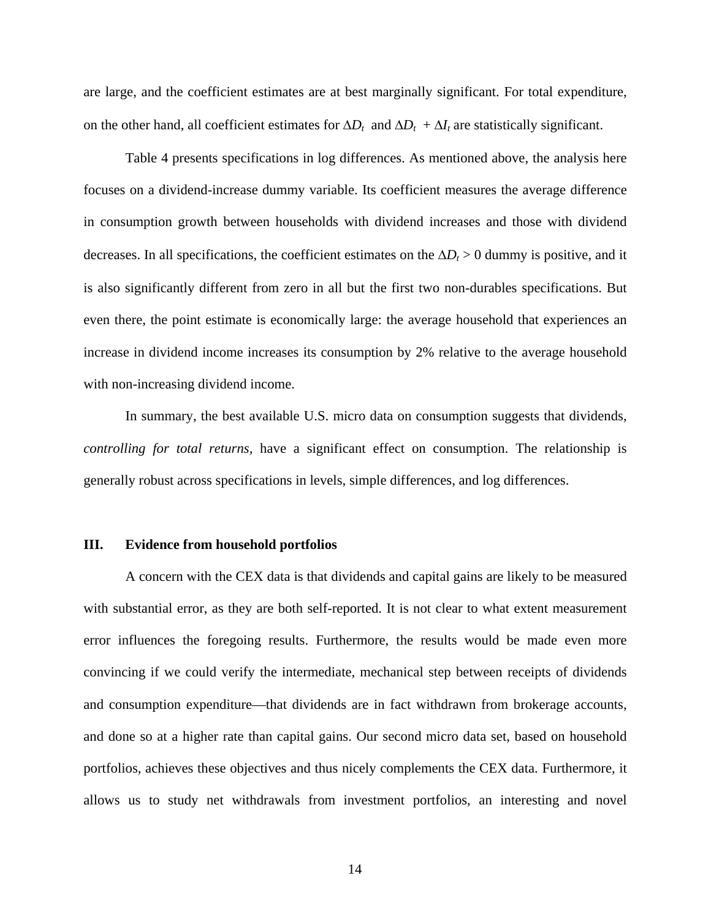are large, and the coefficient estimates are at best marginally significant. For total expenditure, on the other hand, all coefficient estimates for $\Delta D_t$ and $\Delta D_t + \Delta I_t$ are statistically significant.

Table 4 presents specifications in log differences. As mentioned above, the analysis here focuses on a dividend-increase dummy variable. Its coefficient measures the average difference in consumption growth between households with dividend increases and those with dividend decreases. In all specifications, the coefficient estimates on the $\Delta D_t > 0$ dummy is positive, and it is also significantly different from zero in all but the first two non-durables specifications. But even there, the point estimate is economically large: the average household that experiences an increase in dividend income increases its consumption by 2% relative to the average household with non-increasing dividend income.

In summary, the best available U.S. micro data on consumption suggests that dividends, *controlling for total returns*, have a significant effect on consumption. The relationship is generally robust across specifications in levels, simple differences, and log differences.

## III. Evidence from household portfolios

A concern with the CEX data is that dividends and capital gains are likely to be measured with substantial error, as they are both self-reported. It is not clear to what extent measurement error influences the foregoing results. Furthermore, the results would be made even more convincing if we could verify the intermediate, mechanical step between receipts of dividends and consumption expenditure—that dividends are in fact withdrawn from brokerage accounts, and done so at a higher rate than capital gains. Our second micro data set, based on household portfolios, achieves these objectives and thus nicely complements the CEX data. Furthermore, it allows us to study net withdrawals from investment portfolios, an interesting and novel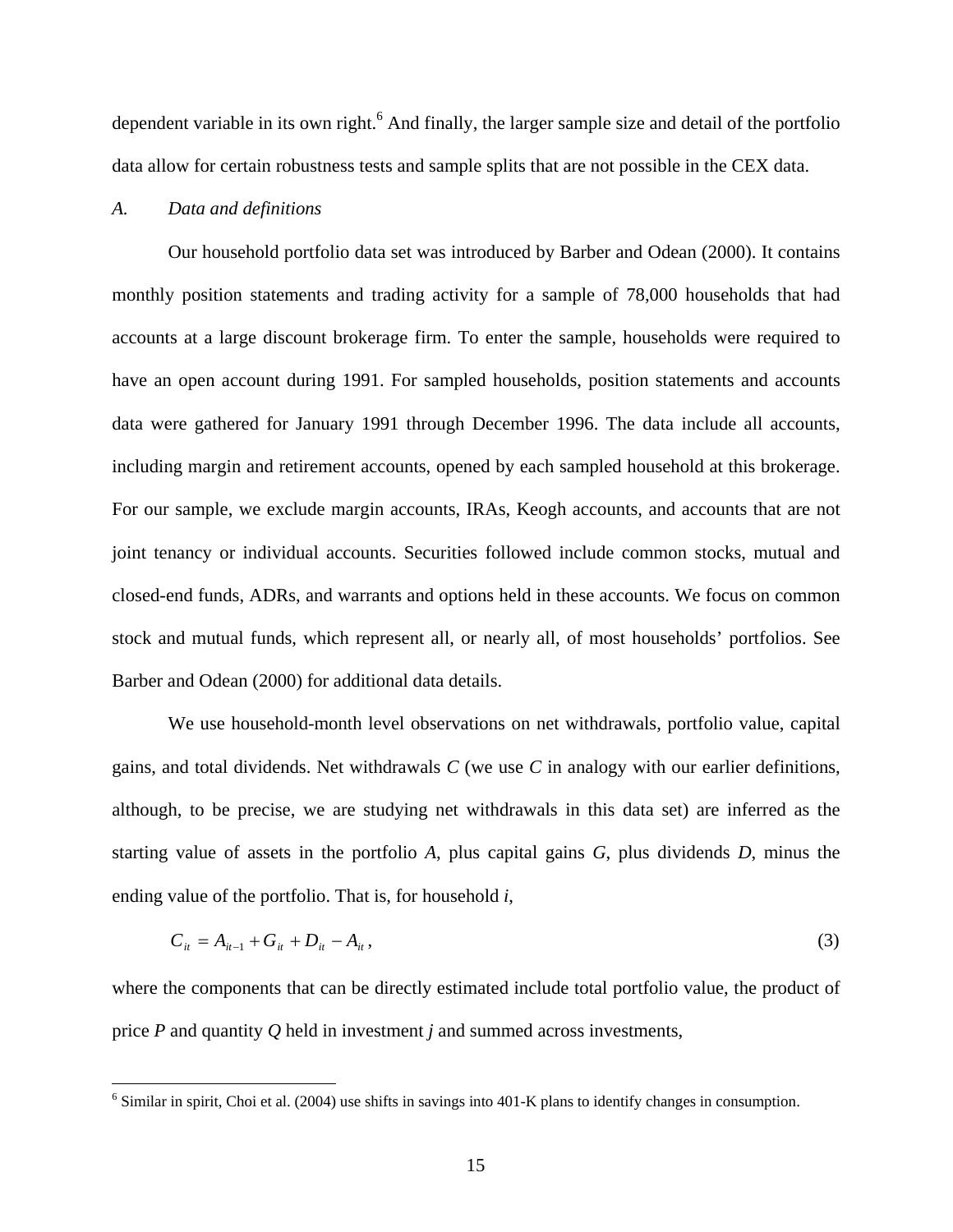dependent variable in its own right.[6] And finally, the larger sample size and detail of the portfolio data allow for certain robustness tests and sample splits that are not possible in the CEX data.

*A. Data and definitions*

Our household portfolio data set was introduced by Barber and Odean (2000). It contains monthly position statements and trading activity for a sample of 78,000 households that had accounts at a large discount brokerage firm. To enter the sample, households were required to have an open account during 1991. For sampled households, position statements and accounts data were gathered for January 1991 through December 1996. The data include all accounts, including margin and retirement accounts, opened by each sampled household at this brokerage. For our sample, we exclude margin accounts, IRAs, Keogh accounts, and accounts that are not joint tenancy or individual accounts. Securities followed include common stocks, mutual and closed-end funds, ADRs, and warrants and options held in these accounts. We focus on common stock and mutual funds, which represent all, or nearly all, of most households' portfolios. See Barber and Odean (2000) for additional data details.

We use household-month level observations on net withdrawals, portfolio value, capital gains, and total dividends. Net withdrawals $C$ (we use $C$ in analogy with our earlier definitions, although, to be precise, we are studying net withdrawals in this data set) are inferred as the starting value of assets in the portfolio $A$, plus capital gains $G$, plus dividends $D$, minus the ending value of the portfolio. That is, for household $i$,

$$C_{it} = A_{it-1} + G_{it} + D_{it} - A_{it}, \tag{3}$$

where the components that can be directly estimated include total portfolio value, the product of price $P$ and quantity $Q$ held in investment $j$ and summed across investments,

[6] Similar in spirit, Choi et al. (2004) use shifts in savings into 401-K plans to identify changes in consumption.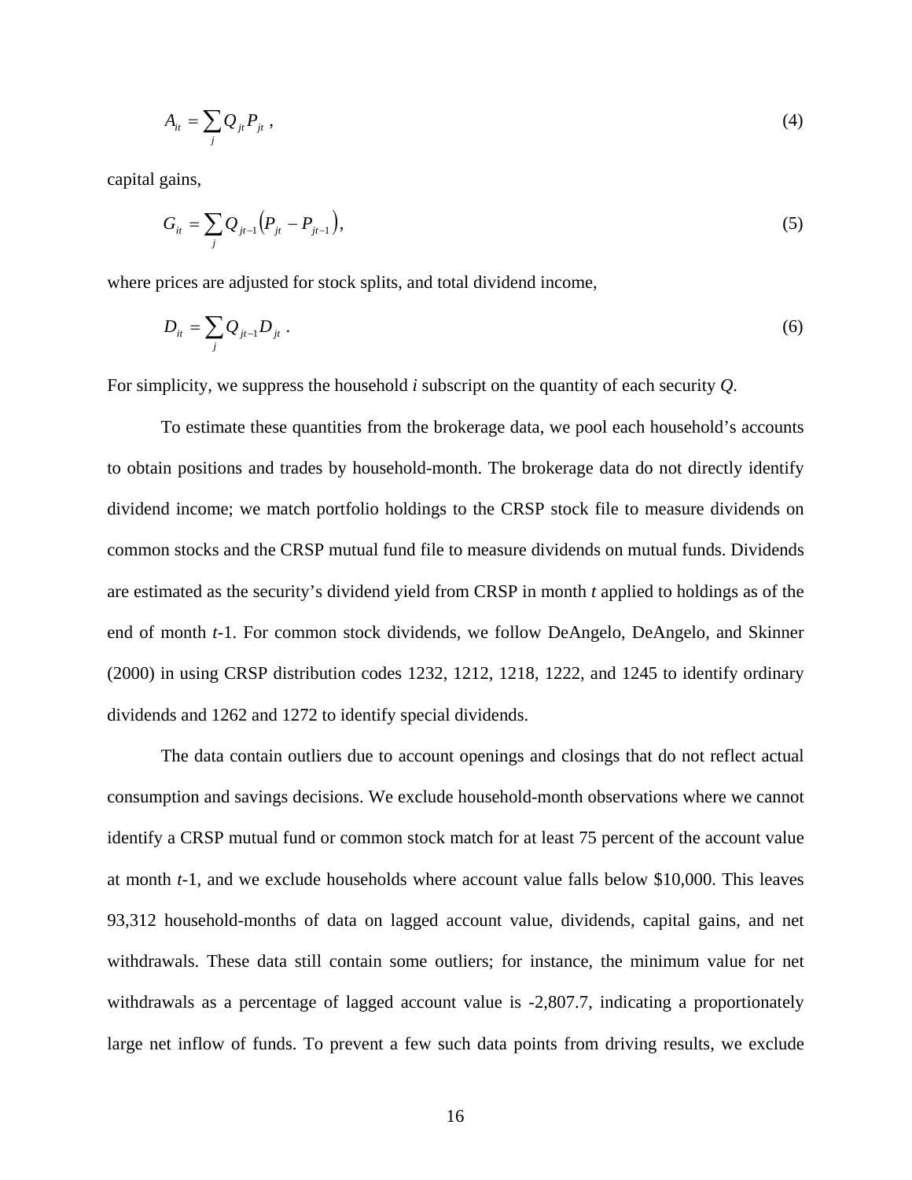$$A_{it} = \sum_j Q_{jt} P_{jt} \,, \tag{4}$$

capital gains,

$$G_{it} = \sum_j Q_{jt-1} \left( P_{jt} - P_{jt-1} \right), \tag{5}$$

where prices are adjusted for stock splits, and total dividend income,

$$D_{it} = \sum_j Q_{jt-1} D_{jt} \,. \tag{6}$$

For simplicity, we suppress the household $i$ subscript on the quantity of each security $Q$.

To estimate these quantities from the brokerage data, we pool each household's accounts to obtain positions and trades by household-month. The brokerage data do not directly identify dividend income; we match portfolio holdings to the CRSP stock file to measure dividends on common stocks and the CRSP mutual fund file to measure dividends on mutual funds. Dividends are estimated as the security's dividend yield from CRSP in month $t$ applied to holdings as of the end of month $t$-1. For common stock dividends, we follow DeAngelo, DeAngelo, and Skinner (2000) in using CRSP distribution codes 1232, 1212, 1218, 1222, and 1245 to identify ordinary dividends and 1262 and 1272 to identify special dividends.

The data contain outliers due to account openings and closings that do not reflect actual consumption and savings decisions. We exclude household-month observations where we cannot identify a CRSP mutual fund or common stock match for at least 75 percent of the account value at month $t$-1, and we exclude households where account value falls below $10,000. This leaves 93,312 household-months of data on lagged account value, dividends, capital gains, and net withdrawals. These data still contain some outliers; for instance, the minimum value for net withdrawals as a percentage of lagged account value is -2,807.7, indicating a proportionately large net inflow of funds. To prevent a few such data points from driving results, we exclude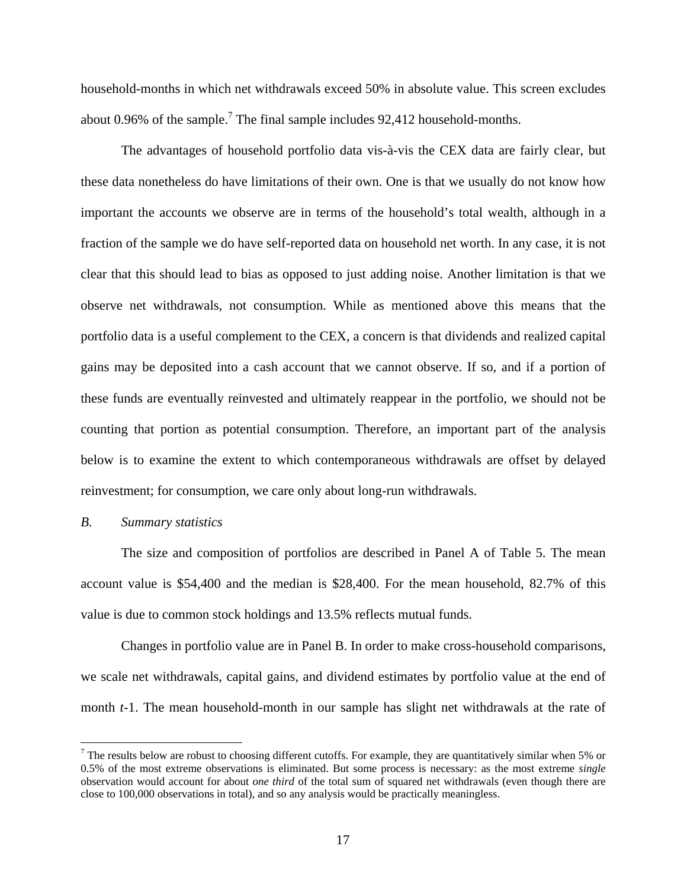household-months in which net withdrawals exceed 50% in absolute value. This screen excludes about 0.96% of the sample.[7] The final sample includes 92,412 household-months.

The advantages of household portfolio data vis-à-vis the CEX data are fairly clear, but these data nonetheless do have limitations of their own. One is that we usually do not know how important the accounts we observe are in terms of the household's total wealth, although in a fraction of the sample we do have self-reported data on household net worth. In any case, it is not clear that this should lead to bias as opposed to just adding noise. Another limitation is that we observe net withdrawals, not consumption. While as mentioned above this means that the portfolio data is a useful complement to the CEX, a concern is that dividends and realized capital gains may be deposited into a cash account that we cannot observe. If so, and if a portion of these funds are eventually reinvested and ultimately reappear in the portfolio, we should not be counting that portion as potential consumption. Therefore, an important part of the analysis below is to examine the extent to which contemporaneous withdrawals are offset by delayed reinvestment; for consumption, we care only about long-run withdrawals.

### *B. Summary statistics*

The size and composition of portfolios are described in Panel A of Table 5. The mean account value is \$54,400 and the median is \$28,400. For the mean household, 82.7% of this value is due to common stock holdings and 13.5% reflects mutual funds.

Changes in portfolio value are in Panel B. In order to make cross-household comparisons, we scale net withdrawals, capital gains, and dividend estimates by portfolio value at the end of month *t*-1. The mean household-month in our sample has slight net withdrawals at the rate of

[7] The results below are robust to choosing different cutoffs. For example, they are quantitatively similar when 5% or 0.5% of the most extreme observations is eliminated. But some process is necessary: as the most extreme *single* observation would account for about *one third* of the total sum of squared net withdrawals (even though there are close to 100,000 observations in total), and so any analysis would be practically meaningless.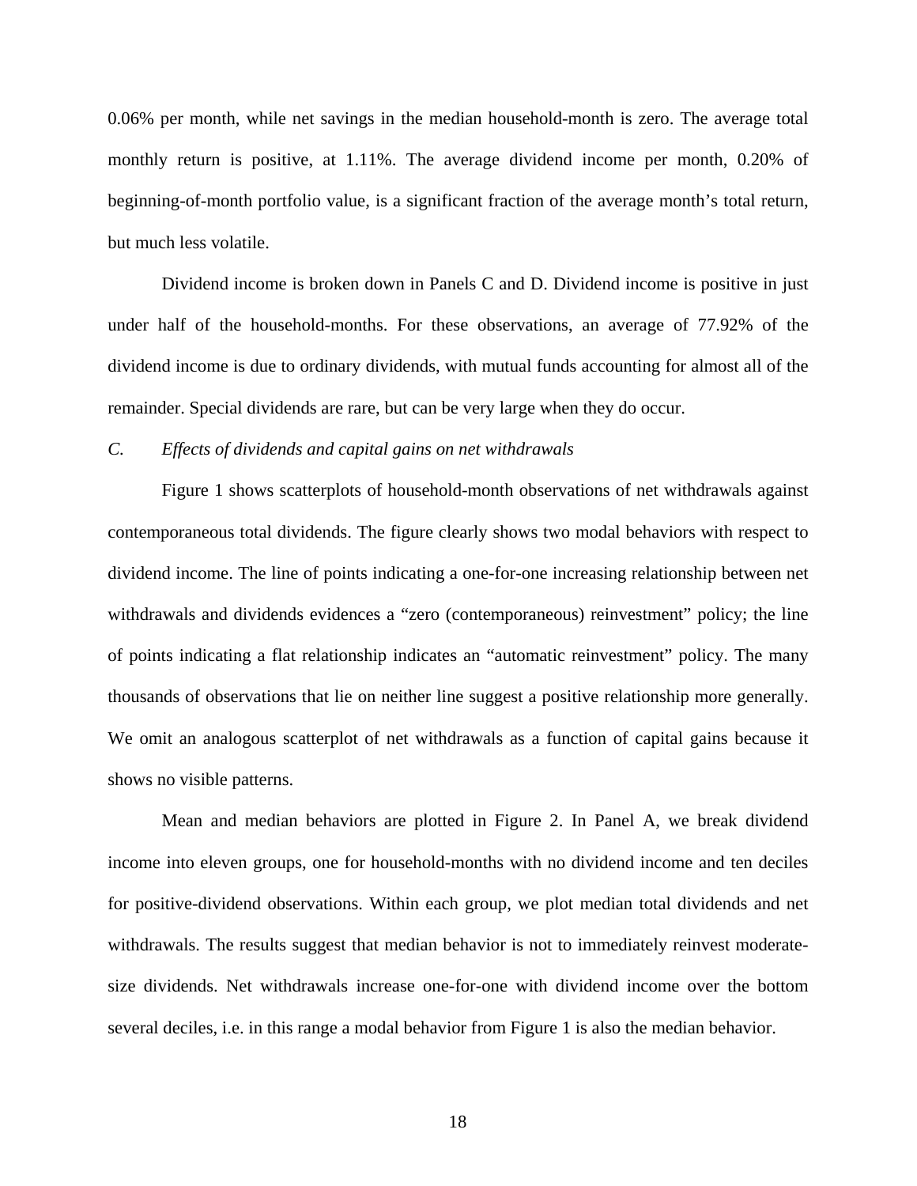0.06% per month, while net savings in the median household-month is zero. The average total monthly return is positive, at 1.11%. The average dividend income per month, 0.20% of beginning-of-month portfolio value, is a significant fraction of the average month's total return, but much less volatile.

Dividend income is broken down in Panels C and D. Dividend income is positive in just under half of the household-months. For these observations, an average of 77.92% of the dividend income is due to ordinary dividends, with mutual funds accounting for almost all of the remainder. Special dividends are rare, but can be very large when they do occur.

### *C. Effects of dividends and capital gains on net withdrawals*

Figure 1 shows scatterplots of household-month observations of net withdrawals against contemporaneous total dividends. The figure clearly shows two modal behaviors with respect to dividend income. The line of points indicating a one-for-one increasing relationship between net withdrawals and dividends evidences a "zero (contemporaneous) reinvestment" policy; the line of points indicating a flat relationship indicates an "automatic reinvestment" policy. The many thousands of observations that lie on neither line suggest a positive relationship more generally. We omit an analogous scatterplot of net withdrawals as a function of capital gains because it shows no visible patterns.

Mean and median behaviors are plotted in Figure 2. In Panel A, we break dividend income into eleven groups, one for household-months with no dividend income and ten deciles for positive-dividend observations. Within each group, we plot median total dividends and net withdrawals. The results suggest that median behavior is not to immediately reinvest moderate-size dividends. Net withdrawals increase one-for-one with dividend income over the bottom several deciles, i.e. in this range a modal behavior from Figure 1 is also the median behavior.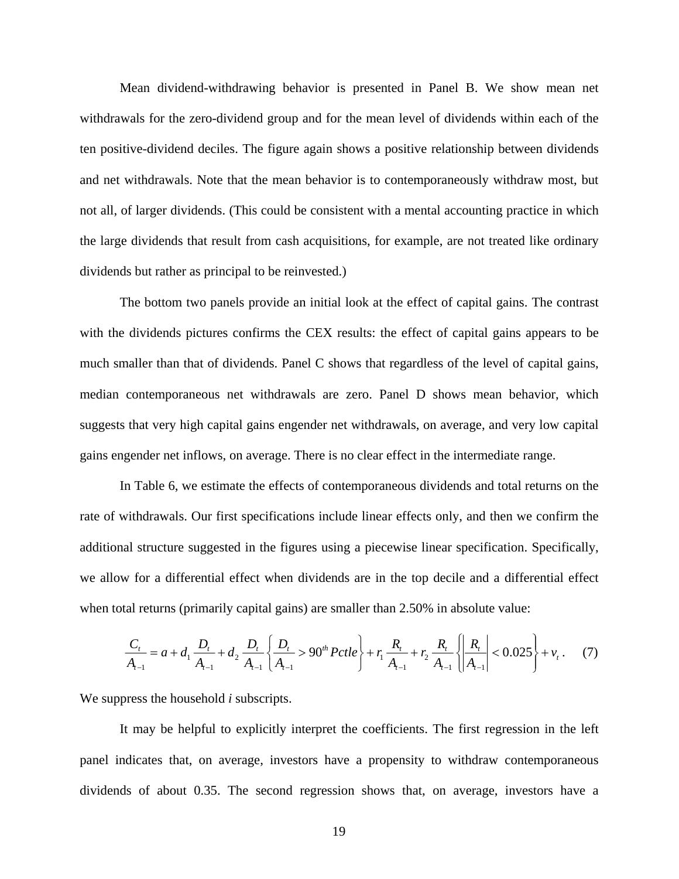Mean dividend-withdrawing behavior is presented in Panel B. We show mean net withdrawals for the zero-dividend group and for the mean level of dividends within each of the ten positive-dividend deciles. The figure again shows a positive relationship between dividends and net withdrawals. Note that the mean behavior is to contemporaneously withdraw most, but not all, of larger dividends. (This could be consistent with a mental accounting practice in which the large dividends that result from cash acquisitions, for example, are not treated like ordinary dividends but rather as principal to be reinvested.)

The bottom two panels provide an initial look at the effect of capital gains. The contrast with the dividends pictures confirms the CEX results: the effect of capital gains appears to be much smaller than that of dividends. Panel C shows that regardless of the level of capital gains, median contemporaneous net withdrawals are zero. Panel D shows mean behavior, which suggests that very high capital gains engender net withdrawals, on average, and very low capital gains engender net inflows, on average. There is no clear effect in the intermediate range.

In Table 6, we estimate the effects of contemporaneous dividends and total returns on the rate of withdrawals. Our first specifications include linear effects only, and then we confirm the additional structure suggested in the figures using a piecewise linear specification. Specifically, we allow for a differential effect when dividends are in the top decile and a differential effect when total returns (primarily capital gains) are smaller than 2.50% in absolute value:

$$\frac{C_t}{A_{t-1}} = a + d_1 \frac{D_t}{A_{t-1}} + d_2 \frac{D_t}{A_{t-1}} \left\{ \frac{D_t}{A_{t-1}} > 90^{th} Pctle \right\} + r_1 \frac{R_t}{A_{t-1}} + r_2 \frac{R_t}{A_{t-1}} \left\{ \left| \frac{R_t}{A_{t-1}} \right| < 0.025 \right\} + v_t \,. \quad (7)$$

We suppress the household *i* subscripts.

It may be helpful to explicitly interpret the coefficients. The first regression in the left panel indicates that, on average, investors have a propensity to withdraw contemporaneous dividends of about 0.35. The second regression shows that, on average, investors have a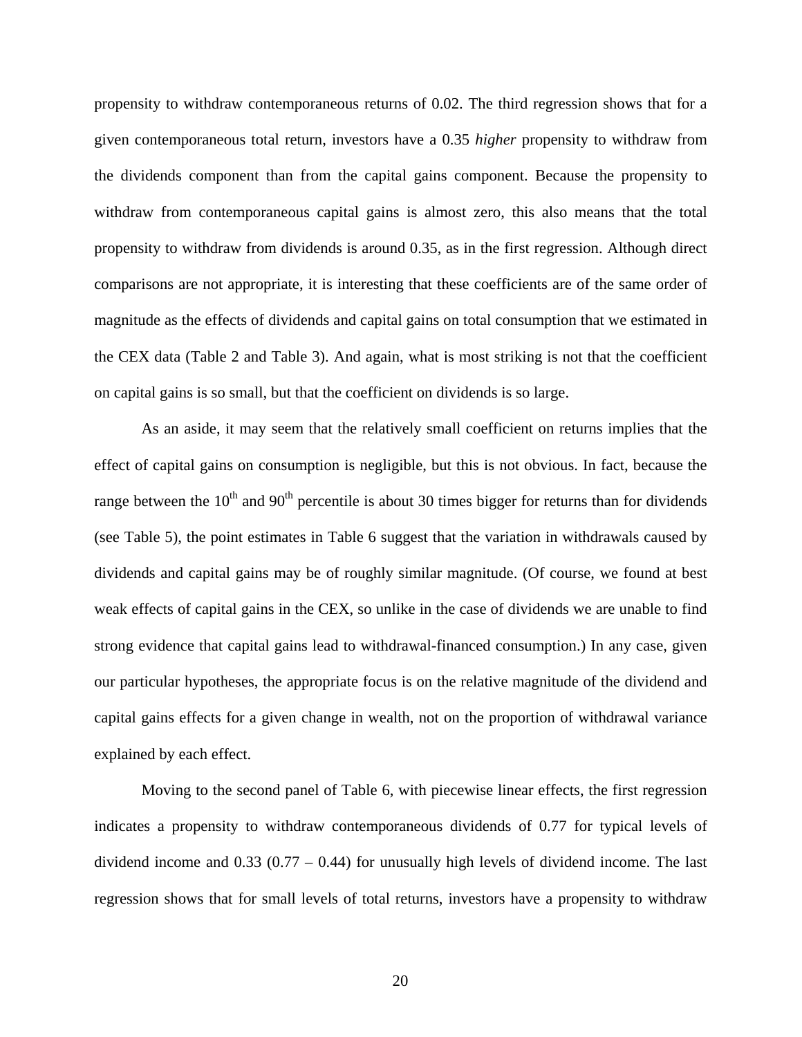propensity to withdraw contemporaneous returns of 0.02. The third regression shows that for a given contemporaneous total return, investors have a 0.35 *higher* propensity to withdraw from the dividends component than from the capital gains component. Because the propensity to withdraw from contemporaneous capital gains is almost zero, this also means that the total propensity to withdraw from dividends is around 0.35, as in the first regression. Although direct comparisons are not appropriate, it is interesting that these coefficients are of the same order of magnitude as the effects of dividends and capital gains on total consumption that we estimated in the CEX data (Table 2 and Table 3). And again, what is most striking is not that the coefficient on capital gains is so small, but that the coefficient on dividends is so large.

As an aside, it may seem that the relatively small coefficient on returns implies that the effect of capital gains on consumption is negligible, but this is not obvious. In fact, because the range between the 10th and 90th percentile is about 30 times bigger for returns than for dividends (see Table 5), the point estimates in Table 6 suggest that the variation in withdrawals caused by dividends and capital gains may be of roughly similar magnitude. (Of course, we found at best weak effects of capital gains in the CEX, so unlike in the case of dividends we are unable to find strong evidence that capital gains lead to withdrawal-financed consumption.) In any case, given our particular hypotheses, the appropriate focus is on the relative magnitude of the dividend and capital gains effects for a given change in wealth, not on the proportion of withdrawal variance explained by each effect.

Moving to the second panel of Table 6, with piecewise linear effects, the first regression indicates a propensity to withdraw contemporaneous dividends of 0.77 for typical levels of dividend income and 0.33 (0.77 – 0.44) for unusually high levels of dividend income. The last regression shows that for small levels of total returns, investors have a propensity to withdraw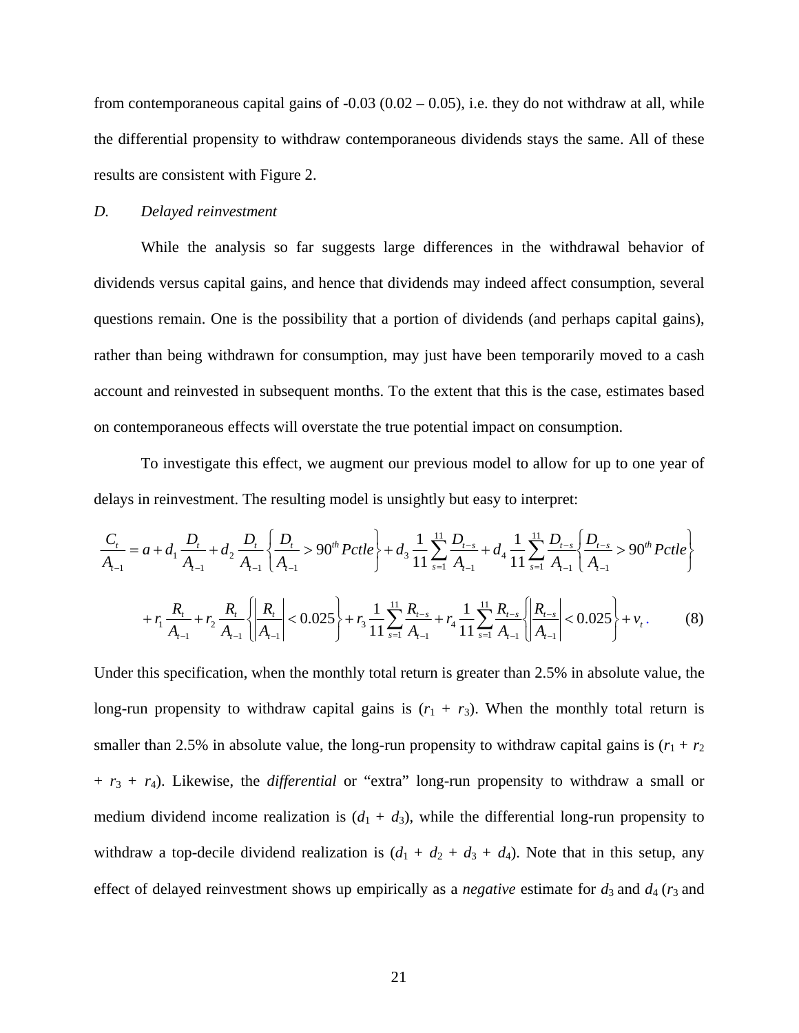from contemporaneous capital gains of -0.03 (0.02 – 0.05), i.e. they do not withdraw at all, while the differential propensity to withdraw contemporaneous dividends stays the same. All of these results are consistent with Figure 2.

*D. Delayed reinvestment*

While the analysis so far suggests large differences in the withdrawal behavior of dividends versus capital gains, and hence that dividends may indeed affect consumption, several questions remain. One is the possibility that a portion of dividends (and perhaps capital gains), rather than being withdrawn for consumption, may just have been temporarily moved to a cash account and reinvested in subsequent months. To the extent that this is the case, estimates based on contemporaneous effects will overstate the true potential impact on consumption.

To investigate this effect, we augment our previous model to allow for up to one year of delays in reinvestment. The resulting model is unsightly but easy to interpret:

$$\frac{C_t}{A_{t-1}} = a + d_1 \frac{D_t}{A_{t-1}} + d_2 \frac{D_t}{A_{t-1}} \left\{ \frac{D_t}{A_{t-1}} > 90^{th} Pctle \right\} + d_3 \frac{1}{11} \sum_{s=1}^{11} \frac{D_{t-s}}{A_{t-1}} + d_4 \frac{1}{11} \sum_{s=1}^{11} \frac{D_{t-s}}{A_{t-1}} \left\{ \frac{D_{t-s}}{A_{t-1}} > 90^{th} Pctle \right\}$$

$$+ r_1 \frac{R_t}{A_{t-1}} + r_2 \frac{R_t}{A_{t-1}} \left\{ \left| \frac{R_t}{A_{t-1}} \right| < 0.025 \right\} + r_3 \frac{1}{11} \sum_{s=1}^{11} \frac{R_{t-s}}{A_{t-1}} + r_4 \frac{1}{11} \sum_{s=1}^{11} \frac{R_{t-s}}{A_{t-1}} \left\{ \left| \frac{R_{t-s}}{A_{t-1}} \right| < 0.025 \right\} + v_t . \qquad (8)$$

Under this specification, when the monthly total return is greater than 2.5% in absolute value, the long-run propensity to withdraw capital gains is ($r_1$ + $r_3$). When the monthly total return is smaller than 2.5% in absolute value, the long-run propensity to withdraw capital gains is ($r_1$ + $r_2$ + $r_3$ + $r_4$). Likewise, the *differential* or "extra" long-run propensity to withdraw a small or medium dividend income realization is ($d_1$ + $d_3$), while the differential long-run propensity to withdraw a top-decile dividend realization is ($d_1$ + $d_2$ + $d_3$ + $d_4$). Note that in this setup, any effect of delayed reinvestment shows up empirically as a *negative* estimate for $d_3$ and $d_4$ ($r_3$ and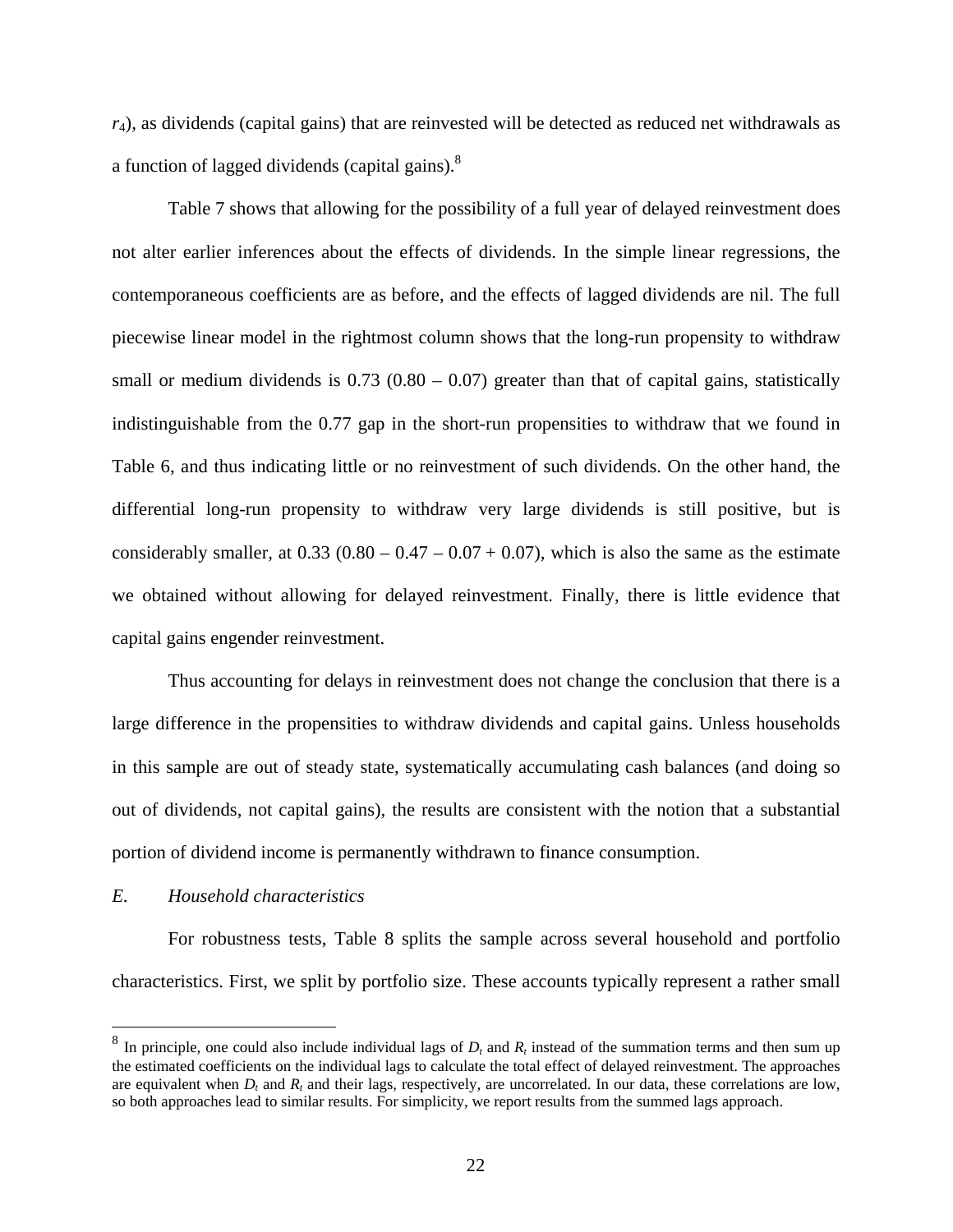$r_4$), as dividends (capital gains) that are reinvested will be detected as reduced net withdrawals as a function of lagged dividends (capital gains).[8]

Table 7 shows that allowing for the possibility of a full year of delayed reinvestment does not alter earlier inferences about the effects of dividends. In the simple linear regressions, the contemporaneous coefficients are as before, and the effects of lagged dividends are nil. The full piecewise linear model in the rightmost column shows that the long-run propensity to withdraw small or medium dividends is 0.73 (0.80 – 0.07) greater than that of capital gains, statistically indistinguishable from the 0.77 gap in the short-run propensities to withdraw that we found in Table 6, and thus indicating little or no reinvestment of such dividends. On the other hand, the differential long-run propensity to withdraw very large dividends is still positive, but is considerably smaller, at 0.33 (0.80 – 0.47 – 0.07 + 0.07), which is also the same as the estimate we obtained without allowing for delayed reinvestment. Finally, there is little evidence that capital gains engender reinvestment.

Thus accounting for delays in reinvestment does not change the conclusion that there is a large difference in the propensities to withdraw dividends and capital gains. Unless households in this sample are out of steady state, systematically accumulating cash balances (and doing so out of dividends, not capital gains), the results are consistent with the notion that a substantial portion of dividend income is permanently withdrawn to finance consumption.

*E. Household characteristics*

For robustness tests, Table 8 splits the sample across several household and portfolio characteristics. First, we split by portfolio size. These accounts typically represent a rather small

[8] In principle, one could also include individual lags of $D_t$ and $R_t$ instead of the summation terms and then sum up the estimated coefficients on the individual lags to calculate the total effect of delayed reinvestment. The approaches are equivalent when $D_t$ and $R_t$ and their lags, respectively, are uncorrelated. In our data, these correlations are low, so both approaches lead to similar results. For simplicity, we report results from the summed lags approach.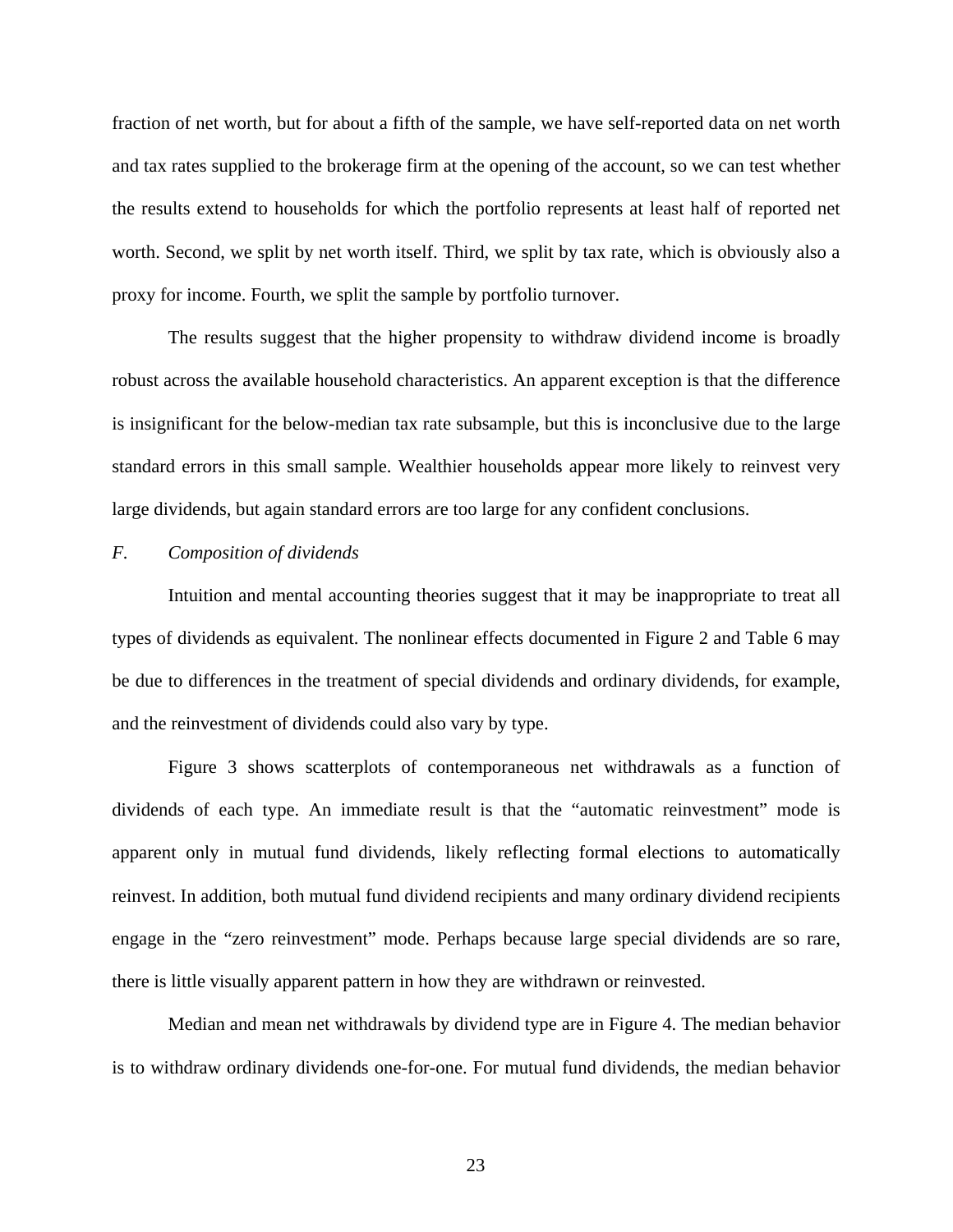fraction of net worth, but for about a fifth of the sample, we have self-reported data on net worth and tax rates supplied to the brokerage firm at the opening of the account, so we can test whether the results extend to households for which the portfolio represents at least half of reported net worth. Second, we split by net worth itself. Third, we split by tax rate, which is obviously also a proxy for income. Fourth, we split the sample by portfolio turnover.

The results suggest that the higher propensity to withdraw dividend income is broadly robust across the available household characteristics. An apparent exception is that the difference is insignificant for the below-median tax rate subsample, but this is inconclusive due to the large standard errors in this small sample. Wealthier households appear more likely to reinvest very large dividends, but again standard errors are too large for any confident conclusions.

### *F. Composition of dividends*

Intuition and mental accounting theories suggest that it may be inappropriate to treat all types of dividends as equivalent. The nonlinear effects documented in Figure 2 and Table 6 may be due to differences in the treatment of special dividends and ordinary dividends, for example, and the reinvestment of dividends could also vary by type.

Figure 3 shows scatterplots of contemporaneous net withdrawals as a function of dividends of each type. An immediate result is that the "automatic reinvestment" mode is apparent only in mutual fund dividends, likely reflecting formal elections to automatically reinvest. In addition, both mutual fund dividend recipients and many ordinary dividend recipients engage in the "zero reinvestment" mode. Perhaps because large special dividends are so rare, there is little visually apparent pattern in how they are withdrawn or reinvested.

Median and mean net withdrawals by dividend type are in Figure 4. The median behavior is to withdraw ordinary dividends one-for-one. For mutual fund dividends, the median behavior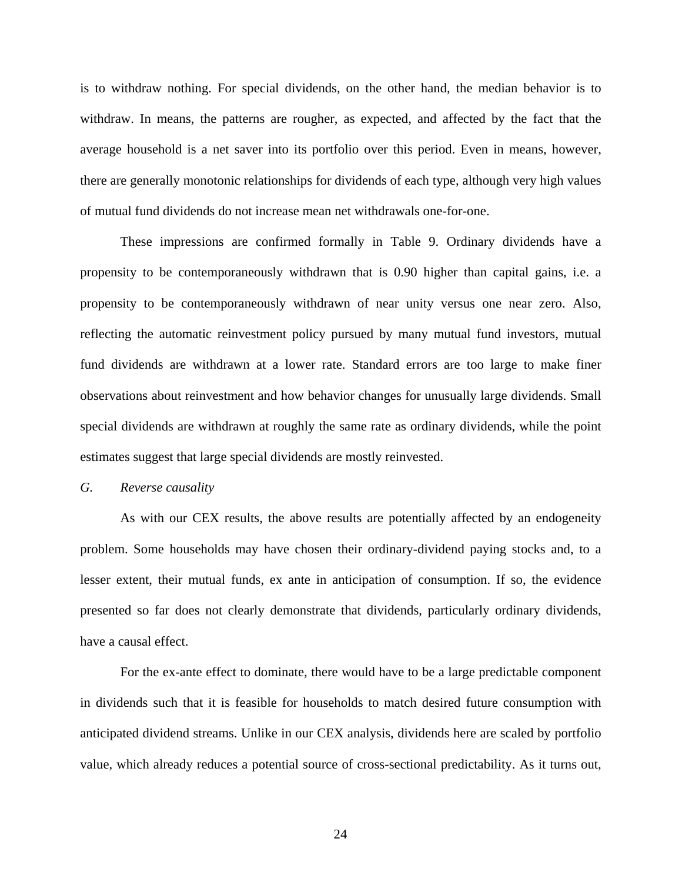is to withdraw nothing. For special dividends, on the other hand, the median behavior is to withdraw. In means, the patterns are rougher, as expected, and affected by the fact that the average household is a net saver into its portfolio over this period. Even in means, however, there are generally monotonic relationships for dividends of each type, although very high values of mutual fund dividends do not increase mean net withdrawals one-for-one.

These impressions are confirmed formally in Table 9. Ordinary dividends have a propensity to be contemporaneously withdrawn that is 0.90 higher than capital gains, i.e. a propensity to be contemporaneously withdrawn of near unity versus one near zero. Also, reflecting the automatic reinvestment policy pursued by many mutual fund investors, mutual fund dividends are withdrawn at a lower rate. Standard errors are too large to make finer observations about reinvestment and how behavior changes for unusually large dividends. Small special dividends are withdrawn at roughly the same rate as ordinary dividends, while the point estimates suggest that large special dividends are mostly reinvested.

### *G. Reverse causality*

As with our CEX results, the above results are potentially affected by an endogeneity problem. Some households may have chosen their ordinary-dividend paying stocks and, to a lesser extent, their mutual funds, ex ante in anticipation of consumption. If so, the evidence presented so far does not clearly demonstrate that dividends, particularly ordinary dividends, have a causal effect.

For the ex-ante effect to dominate, there would have to be a large predictable component in dividends such that it is feasible for households to match desired future consumption with anticipated dividend streams. Unlike in our CEX analysis, dividends here are scaled by portfolio value, which already reduces a potential source of cross-sectional predictability. As it turns out,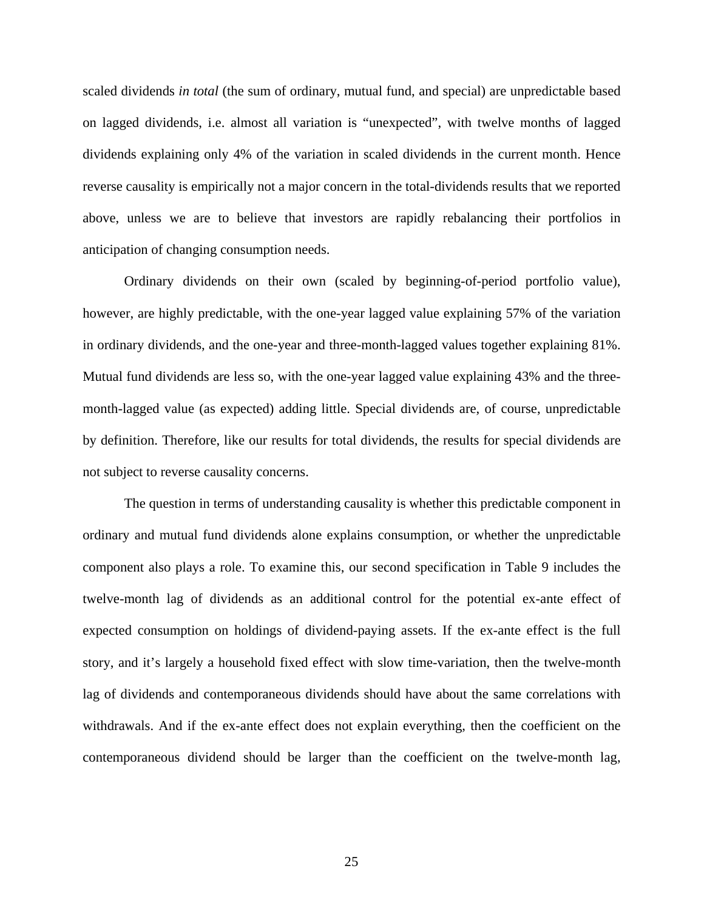scaled dividends *in total* (the sum of ordinary, mutual fund, and special) are unpredictable based on lagged dividends, i.e. almost all variation is "unexpected", with twelve months of lagged dividends explaining only 4% of the variation in scaled dividends in the current month. Hence reverse causality is empirically not a major concern in the total-dividends results that we reported above, unless we are to believe that investors are rapidly rebalancing their portfolios in anticipation of changing consumption needs.

Ordinary dividends on their own (scaled by beginning-of-period portfolio value), however, are highly predictable, with the one-year lagged value explaining 57% of the variation in ordinary dividends, and the one-year and three-month-lagged values together explaining 81%. Mutual fund dividends are less so, with the one-year lagged value explaining 43% and the three-month-lagged value (as expected) adding little. Special dividends are, of course, unpredictable by definition. Therefore, like our results for total dividends, the results for special dividends are not subject to reverse causality concerns.

The question in terms of understanding causality is whether this predictable component in ordinary and mutual fund dividends alone explains consumption, or whether the unpredictable component also plays a role. To examine this, our second specification in Table 9 includes the twelve-month lag of dividends as an additional control for the potential ex-ante effect of expected consumption on holdings of dividend-paying assets. If the ex-ante effect is the full story, and it's largely a household fixed effect with slow time-variation, then the twelve-month lag of dividends and contemporaneous dividends should have about the same correlations with withdrawals. And if the ex-ante effect does not explain everything, then the coefficient on the contemporaneous dividend should be larger than the coefficient on the twelve-month lag,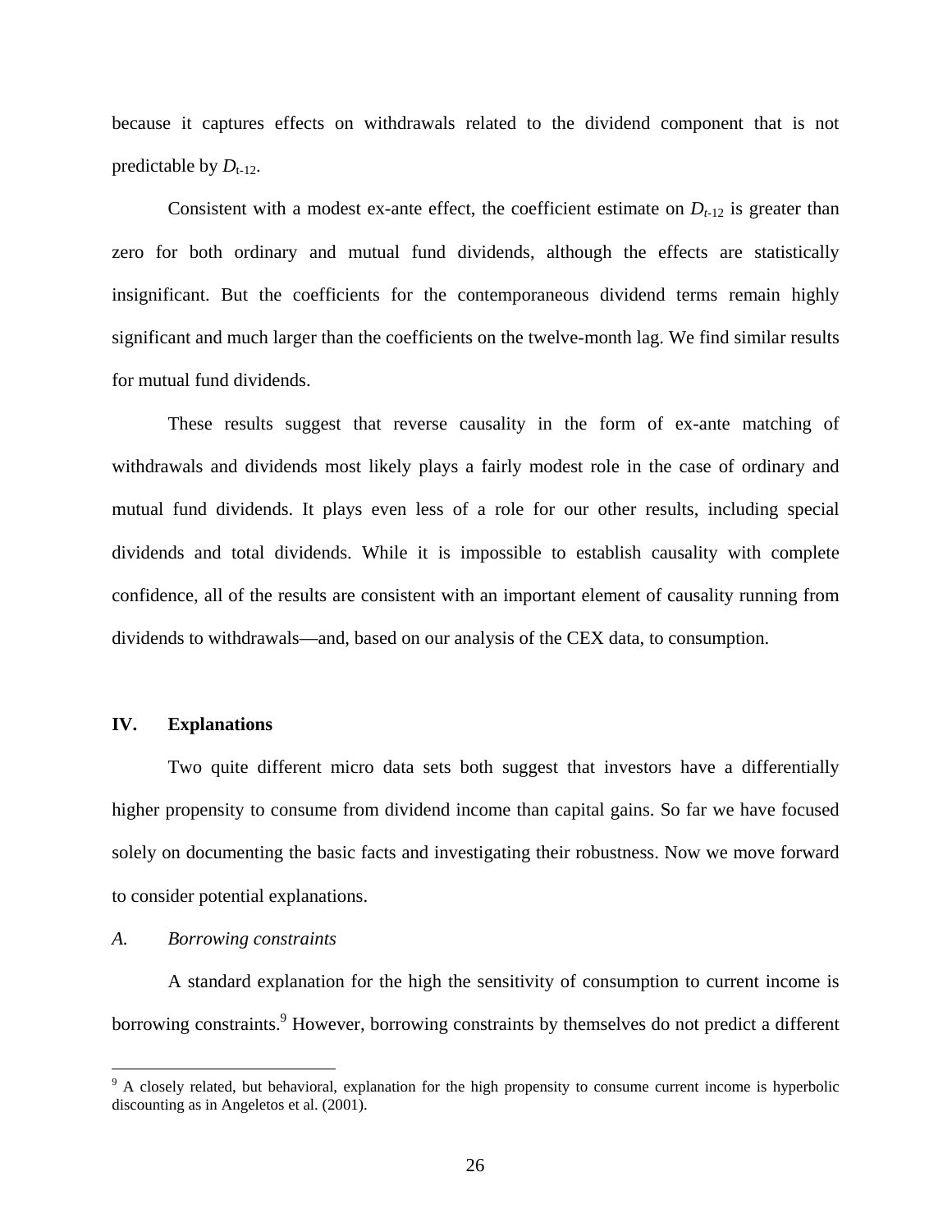because it captures effects on withdrawals related to the dividend component that is not predictable by $D_{t-12}$.

Consistent with a modest ex-ante effect, the coefficient estimate on $D_{t-12}$ is greater than zero for both ordinary and mutual fund dividends, although the effects are statistically insignificant. But the coefficients for the contemporaneous dividend terms remain highly significant and much larger than the coefficients on the twelve-month lag. We find similar results for mutual fund dividends.

These results suggest that reverse causality in the form of ex-ante matching of withdrawals and dividends most likely plays a fairly modest role in the case of ordinary and mutual fund dividends. It plays even less of a role for our other results, including special dividends and total dividends. While it is impossible to establish causality with complete confidence, all of the results are consistent with an important element of causality running from dividends to withdrawals—and, based on our analysis of the CEX data, to consumption.

## IV. Explanations

Two quite different micro data sets both suggest that investors have a differentially higher propensity to consume from dividend income than capital gains. So far we have focused solely on documenting the basic facts and investigating their robustness. Now we move forward to consider potential explanations.

### *A. Borrowing constraints*

A standard explanation for the high the sensitivity of consumption to current income is borrowing constraints.[9] However, borrowing constraints by themselves do not predict a different

[9] A closely related, but behavioral, explanation for the high propensity to consume current income is hyperbolic discounting as in Angeletos et al. (2001).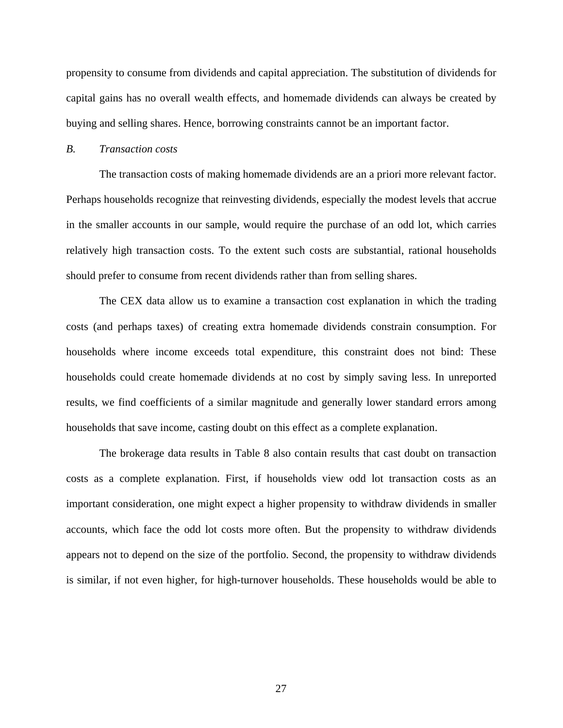propensity to consume from dividends and capital appreciation. The substitution of dividends for capital gains has no overall wealth effects, and homemade dividends can always be created by buying and selling shares. Hence, borrowing constraints cannot be an important factor.

### *B. Transaction costs*

The transaction costs of making homemade dividends are an a priori more relevant factor. Perhaps households recognize that reinvesting dividends, especially the modest levels that accrue in the smaller accounts in our sample, would require the purchase of an odd lot, which carries relatively high transaction costs. To the extent such costs are substantial, rational households should prefer to consume from recent dividends rather than from selling shares.

The CEX data allow us to examine a transaction cost explanation in which the trading costs (and perhaps taxes) of creating extra homemade dividends constrain consumption. For households where income exceeds total expenditure, this constraint does not bind: These households could create homemade dividends at no cost by simply saving less. In unreported results, we find coefficients of a similar magnitude and generally lower standard errors among households that save income, casting doubt on this effect as a complete explanation.

The brokerage data results in Table 8 also contain results that cast doubt on transaction costs as a complete explanation. First, if households view odd lot transaction costs as an important consideration, one might expect a higher propensity to withdraw dividends in smaller accounts, which face the odd lot costs more often. But the propensity to withdraw dividends appears not to depend on the size of the portfolio. Second, the propensity to withdraw dividends is similar, if not even higher, for high-turnover households. These households would be able to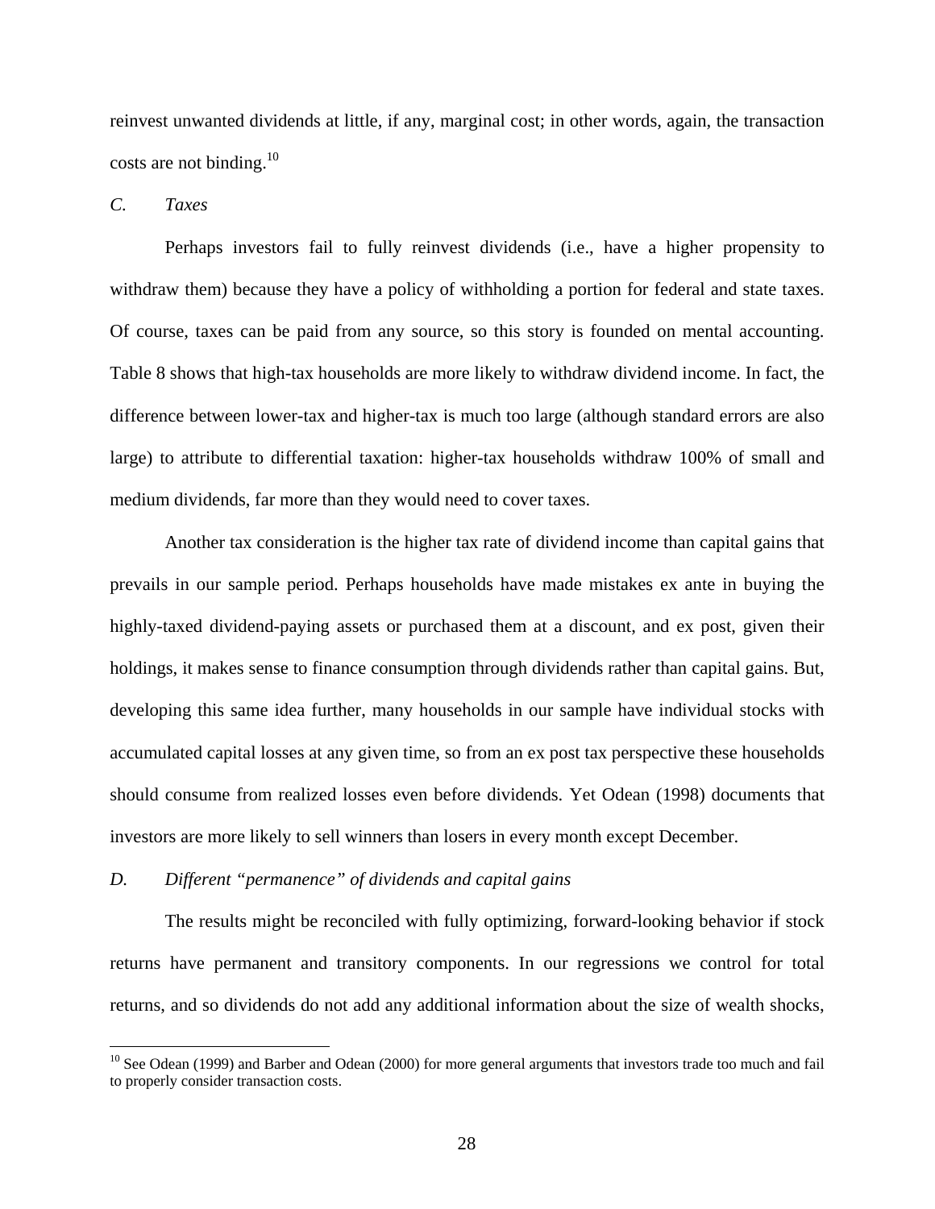reinvest unwanted dividends at little, if any, marginal cost; in other words, again, the transaction costs are not binding.[10]

*C. Taxes*

Perhaps investors fail to fully reinvest dividends (i.e., have a higher propensity to withdraw them) because they have a policy of withholding a portion for federal and state taxes. Of course, taxes can be paid from any source, so this story is founded on mental accounting. Table 8 shows that high-tax households are more likely to withdraw dividend income. In fact, the difference between lower-tax and higher-tax is much too large (although standard errors are also large) to attribute to differential taxation: higher-tax households withdraw 100% of small and medium dividends, far more than they would need to cover taxes.

Another tax consideration is the higher tax rate of dividend income than capital gains that prevails in our sample period. Perhaps households have made mistakes ex ante in buying the highly-taxed dividend-paying assets or purchased them at a discount, and ex post, given their holdings, it makes sense to finance consumption through dividends rather than capital gains. But, developing this same idea further, many households in our sample have individual stocks with accumulated capital losses at any given time, so from an ex post tax perspective these households should consume from realized losses even before dividends. Yet Odean (1998) documents that investors are more likely to sell winners than losers in every month except December.

*D. Different "permanence" of dividends and capital gains*

The results might be reconciled with fully optimizing, forward-looking behavior if stock returns have permanent and transitory components. In our regressions we control for total returns, and so dividends do not add any additional information about the size of wealth shocks,

[10] See Odean (1999) and Barber and Odean (2000) for more general arguments that investors trade too much and fail to properly consider transaction costs.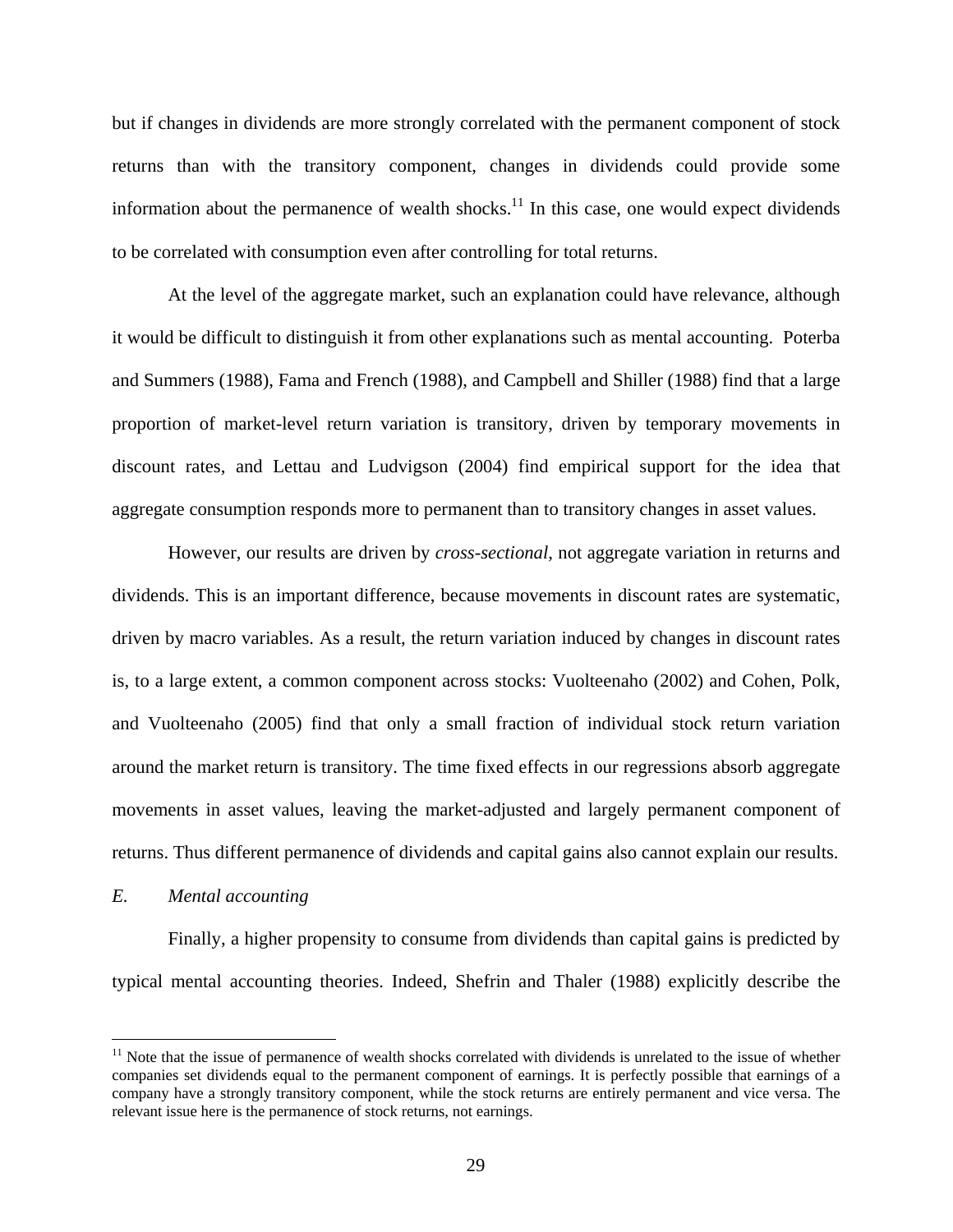but if changes in dividends are more strongly correlated with the permanent component of stock returns than with the transitory component, changes in dividends could provide some information about the permanence of wealth shocks.[11] In this case, one would expect dividends to be correlated with consumption even after controlling for total returns.

At the level of the aggregate market, such an explanation could have relevance, although it would be difficult to distinguish it from other explanations such as mental accounting. Poterba and Summers (1988), Fama and French (1988), and Campbell and Shiller (1988) find that a large proportion of market-level return variation is transitory, driven by temporary movements in discount rates, and Lettau and Ludvigson (2004) find empirical support for the idea that aggregate consumption responds more to permanent than to transitory changes in asset values.

However, our results are driven by *cross-sectional*, not aggregate variation in returns and dividends. This is an important difference, because movements in discount rates are systematic, driven by macro variables. As a result, the return variation induced by changes in discount rates is, to a large extent, a common component across stocks: Vuolteenaho (2002) and Cohen, Polk, and Vuolteenaho (2005) find that only a small fraction of individual stock return variation around the market return is transitory. The time fixed effects in our regressions absorb aggregate movements in asset values, leaving the market-adjusted and largely permanent component of returns. Thus different permanence of dividends and capital gains also cannot explain our results.

### *E. Mental accounting*

Finally, a higher propensity to consume from dividends than capital gains is predicted by typical mental accounting theories. Indeed, Shefrin and Thaler (1988) explicitly describe the

[11] Note that the issue of permanence of wealth shocks correlated with dividends is unrelated to the issue of whether companies set dividends equal to the permanent component of earnings. It is perfectly possible that earnings of a company have a strongly transitory component, while the stock returns are entirely permanent and vice versa. The relevant issue here is the permanence of stock returns, not earnings.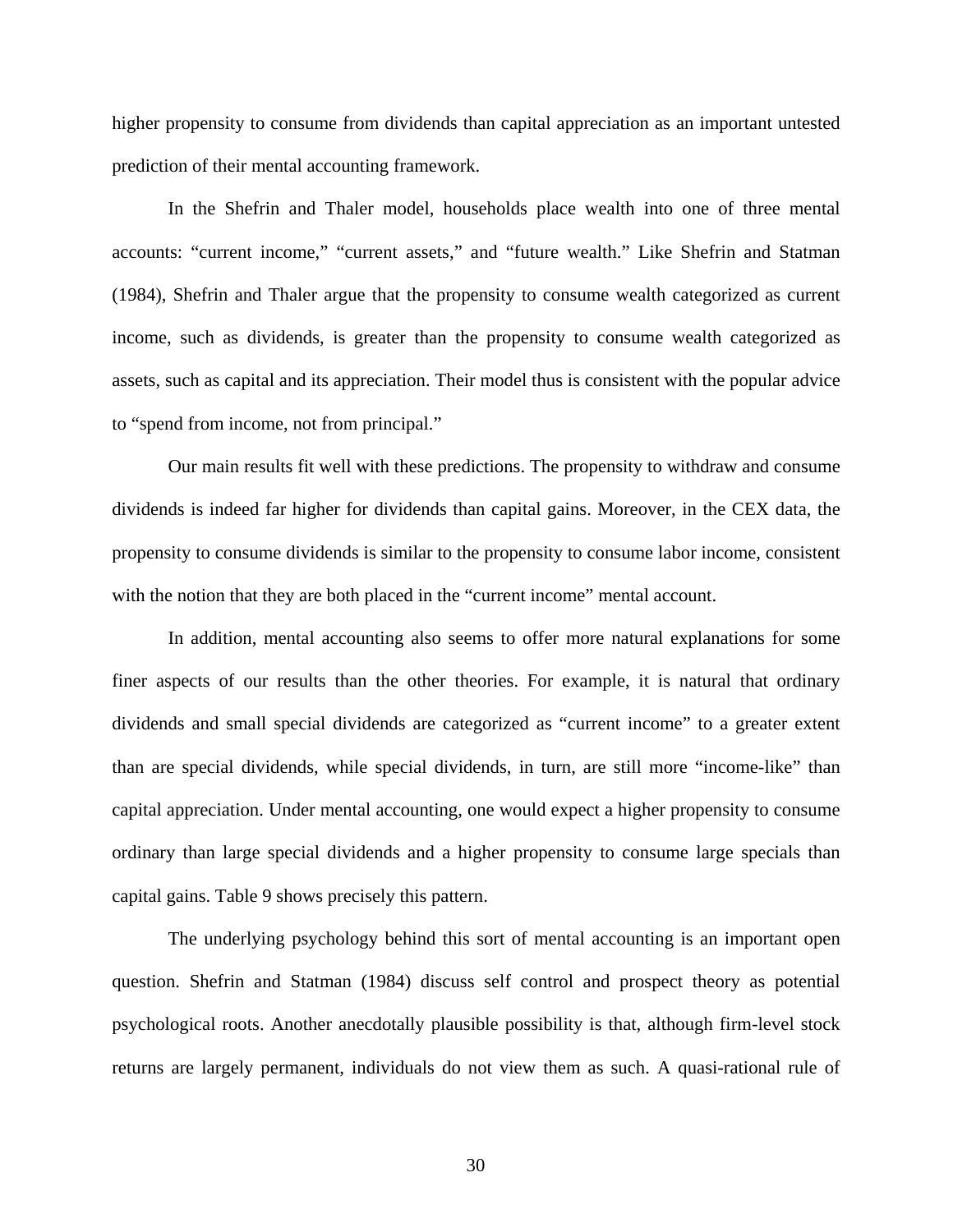higher propensity to consume from dividends than capital appreciation as an important untested prediction of their mental accounting framework.

In the Shefrin and Thaler model, households place wealth into one of three mental accounts: “current income,” “current assets,” and “future wealth.” Like Shefrin and Statman (1984), Shefrin and Thaler argue that the propensity to consume wealth categorized as current income, such as dividends, is greater than the propensity to consume wealth categorized as assets, such as capital and its appreciation. Their model thus is consistent with the popular advice to “spend from income, not from principal.”

Our main results fit well with these predictions. The propensity to withdraw and consume dividends is indeed far higher for dividends than capital gains. Moreover, in the CEX data, the propensity to consume dividends is similar to the propensity to consume labor income, consistent with the notion that they are both placed in the “current income” mental account.

In addition, mental accounting also seems to offer more natural explanations for some finer aspects of our results than the other theories. For example, it is natural that ordinary dividends and small special dividends are categorized as “current income” to a greater extent than are special dividends, while special dividends, in turn, are still more “income-like” than capital appreciation. Under mental accounting, one would expect a higher propensity to consume ordinary than large special dividends and a higher propensity to consume large specials than capital gains. Table 9 shows precisely this pattern.

The underlying psychology behind this sort of mental accounting is an important open question. Shefrin and Statman (1984) discuss self control and prospect theory as potential psychological roots. Another anecdotally plausible possibility is that, although firm-level stock returns are largely permanent, individuals do not view them as such. A quasi-rational rule of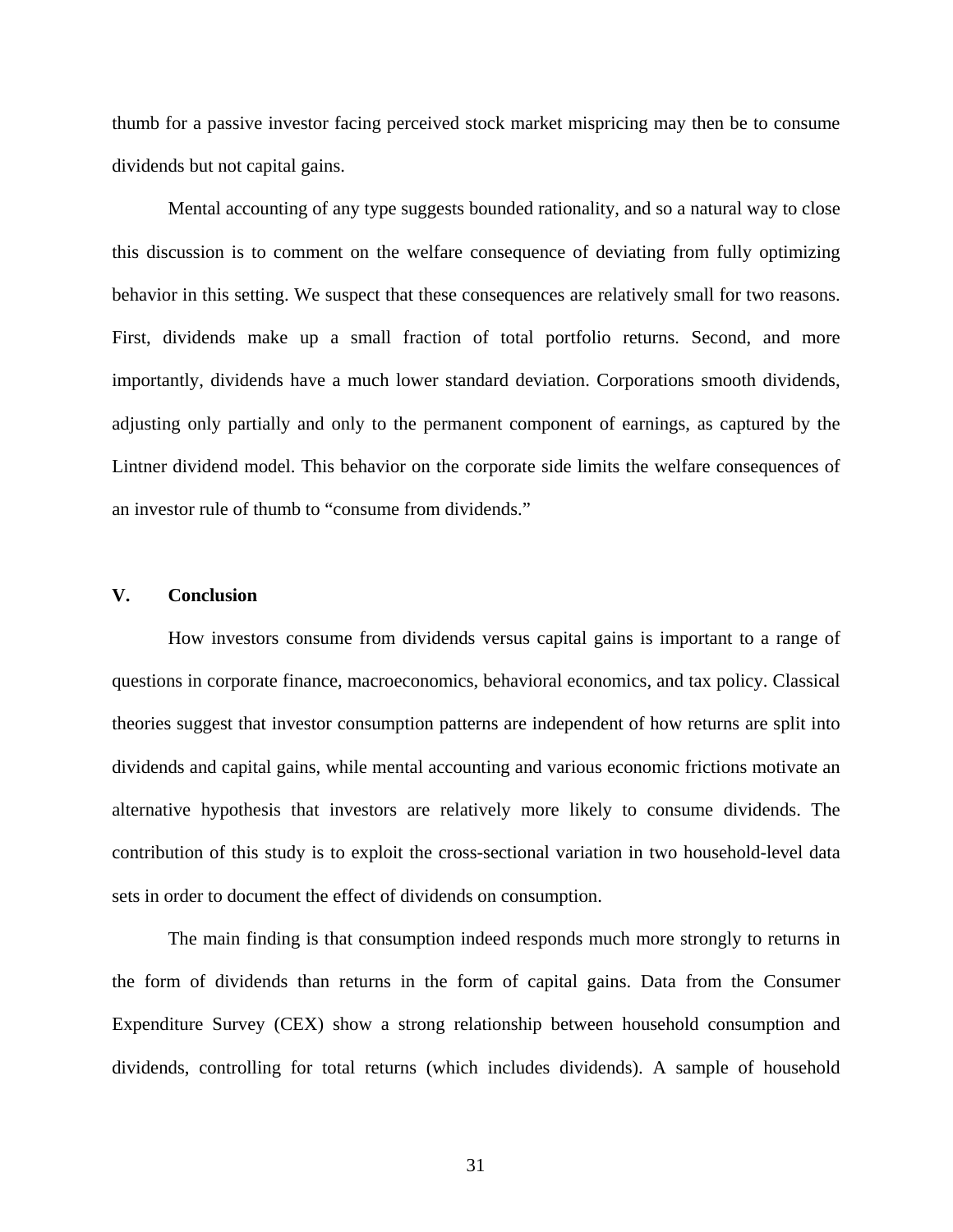thumb for a passive investor facing perceived stock market mispricing may then be to consume dividends but not capital gains.

Mental accounting of any type suggests bounded rationality, and so a natural way to close this discussion is to comment on the welfare consequence of deviating from fully optimizing behavior in this setting. We suspect that these consequences are relatively small for two reasons. First, dividends make up a small fraction of total portfolio returns. Second, and more importantly, dividends have a much lower standard deviation. Corporations smooth dividends, adjusting only partially and only to the permanent component of earnings, as captured by the Lintner dividend model. This behavior on the corporate side limits the welfare consequences of an investor rule of thumb to "consume from dividends."

## V. Conclusion

How investors consume from dividends versus capital gains is important to a range of questions in corporate finance, macroeconomics, behavioral economics, and tax policy. Classical theories suggest that investor consumption patterns are independent of how returns are split into dividends and capital gains, while mental accounting and various economic frictions motivate an alternative hypothesis that investors are relatively more likely to consume dividends. The contribution of this study is to exploit the cross-sectional variation in two household-level data sets in order to document the effect of dividends on consumption.

The main finding is that consumption indeed responds much more strongly to returns in the form of dividends than returns in the form of capital gains. Data from the Consumer Expenditure Survey (CEX) show a strong relationship between household consumption and dividends, controlling for total returns (which includes dividends). A sample of household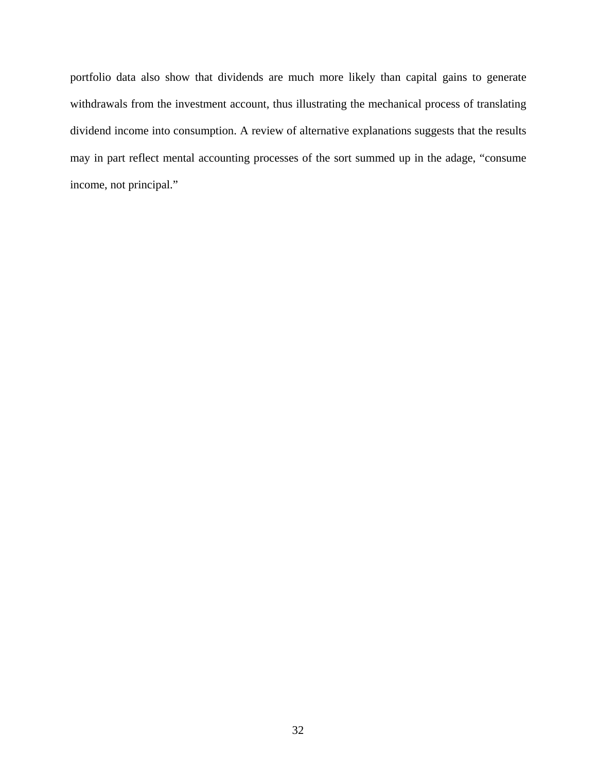portfolio data also show that dividends are much more likely than capital gains to generate withdrawals from the investment account, thus illustrating the mechanical process of translating dividend income into consumption. A review of alternative explanations suggests that the results may in part reflect mental accounting processes of the sort summed up in the adage, "consume income, not principal."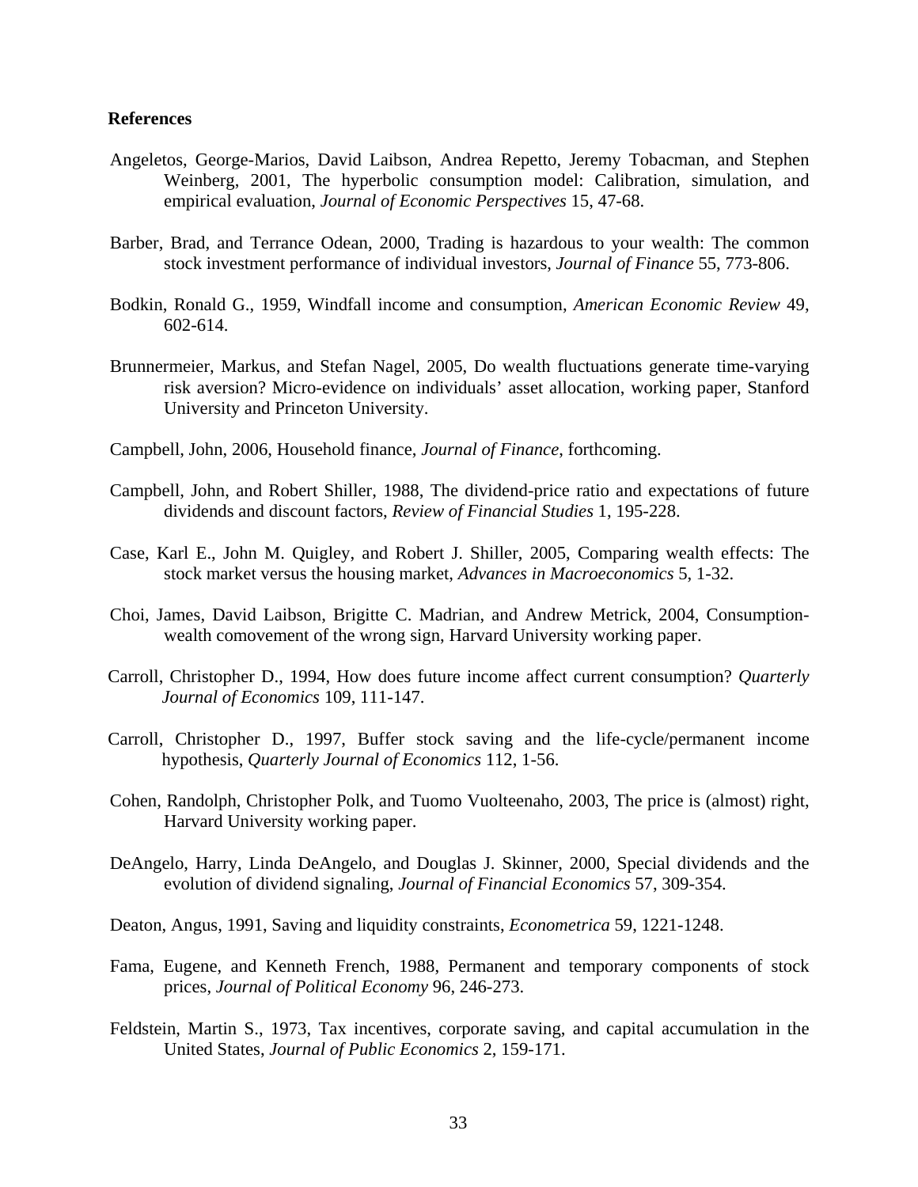**References**

Angeletos, George-Marios, David Laibson, Andrea Repetto, Jeremy Tobacman, and Stephen Weinberg, 2001, The hyperbolic consumption model: Calibration, simulation, and empirical evaluation, *Journal of Economic Perspectives* 15, 47-68.

Barber, Brad, and Terrance Odean, 2000, Trading is hazardous to your wealth: The common stock investment performance of individual investors, *Journal of Finance* 55, 773-806.

Bodkin, Ronald G., 1959, Windfall income and consumption, *American Economic Review* 49, 602-614.

Brunnermeier, Markus, and Stefan Nagel, 2005, Do wealth fluctuations generate time-varying risk aversion? Micro-evidence on individuals' asset allocation, working paper, Stanford University and Princeton University.

Campbell, John, 2006, Household finance, *Journal of Finance*, forthcoming.

Campbell, John, and Robert Shiller, 1988, The dividend-price ratio and expectations of future dividends and discount factors, *Review of Financial Studies* 1, 195-228.

Case, Karl E., John M. Quigley, and Robert J. Shiller, 2005, Comparing wealth effects: The stock market versus the housing market, *Advances in Macroeconomics* 5, 1-32.

Choi, James, David Laibson, Brigitte C. Madrian, and Andrew Metrick, 2004, Consumption-wealth comovement of the wrong sign, Harvard University working paper.

Carroll, Christopher D., 1994, How does future income affect current consumption? *Quarterly Journal of Economics* 109, 111-147.

Carroll, Christopher D., 1997, Buffer stock saving and the life-cycle/permanent income hypothesis, *Quarterly Journal of Economics* 112, 1-56.

Cohen, Randolph, Christopher Polk, and Tuomo Vuolteenaho, 2003, The price is (almost) right, Harvard University working paper.

DeAngelo, Harry, Linda DeAngelo, and Douglas J. Skinner, 2000, Special dividends and the evolution of dividend signaling, *Journal of Financial Economics* 57, 309-354.

Deaton, Angus, 1991, Saving and liquidity constraints, *Econometrica* 59, 1221-1248.

Fama, Eugene, and Kenneth French, 1988, Permanent and temporary components of stock prices, *Journal of Political Economy* 96, 246-273.

Feldstein, Martin S., 1973, Tax incentives, corporate saving, and capital accumulation in the United States, *Journal of Public Economics* 2, 159-171.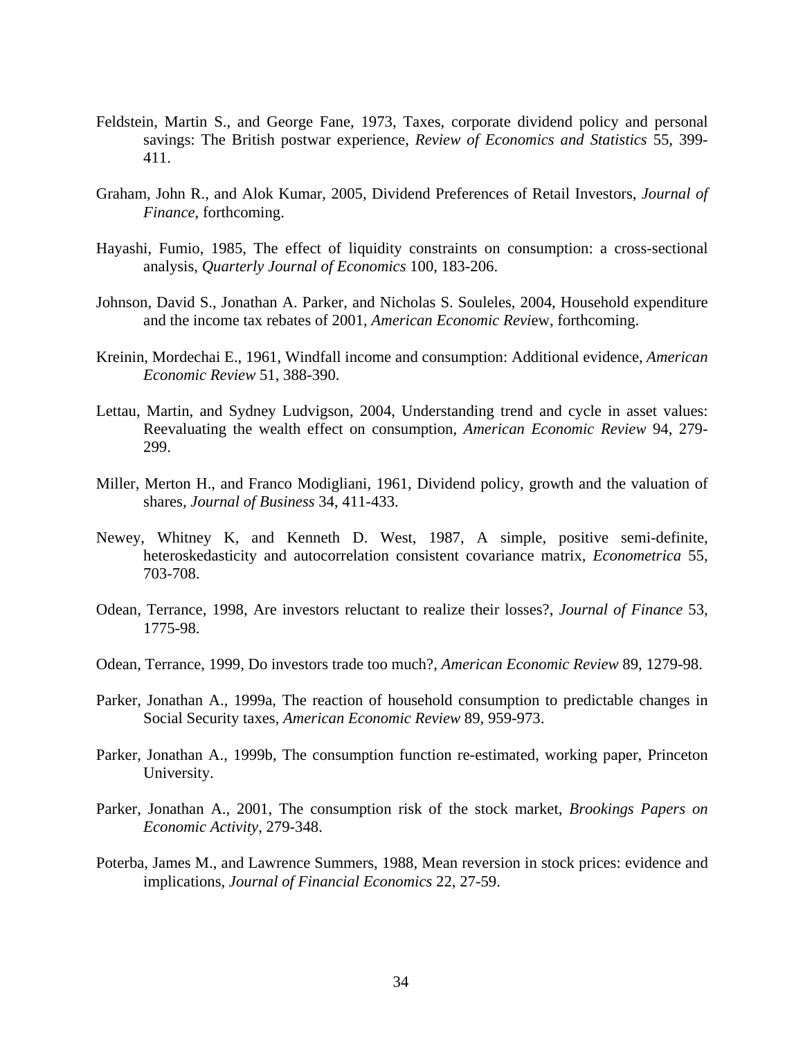Feldstein, Martin S., and George Fane, 1973, Taxes, corporate dividend policy and personal savings: The British postwar experience, *Review of Economics and Statistics* 55, 399-411.

Graham, John R., and Alok Kumar, 2005, Dividend Preferences of Retail Investors, *Journal of Finance*, forthcoming.

Hayashi, Fumio, 1985, The effect of liquidity constraints on consumption: a cross-sectional analysis, *Quarterly Journal of Economics* 100, 183-206.

Johnson, David S., Jonathan A. Parker, and Nicholas S. Souleles, 2004, Household expenditure and the income tax rebates of 2001, *American Economic Review*, forthcoming.

Kreinin, Mordechai E., 1961, Windfall income and consumption: Additional evidence, *American Economic Review* 51, 388-390.

Lettau, Martin, and Sydney Ludvigson, 2004, Understanding trend and cycle in asset values: Reevaluating the wealth effect on consumption, *American Economic Review* 94, 279-299.

Miller, Merton H., and Franco Modigliani, 1961, Dividend policy, growth and the valuation of shares, *Journal of Business* 34, 411-433.

Newey, Whitney K, and Kenneth D. West, 1987, A simple, positive semi-definite, heteroskedasticity and autocorrelation consistent covariance matrix, *Econometrica* 55, 703-708.

Odean, Terrance, 1998, Are investors reluctant to realize their losses?, *Journal of Finance* 53, 1775-98.

Odean, Terrance, 1999, Do investors trade too much?, *American Economic Review* 89, 1279-98.

Parker, Jonathan A., 1999a, The reaction of household consumption to predictable changes in Social Security taxes, *American Economic Review* 89, 959-973.

Parker, Jonathan A., 1999b, The consumption function re-estimated, working paper, Princeton University.

Parker, Jonathan A., 2001, The consumption risk of the stock market, *Brookings Papers on Economic Activity*, 279-348.

Poterba, James M., and Lawrence Summers, 1988, Mean reversion in stock prices: evidence and implications, *Journal of Financial Economics* 22, 27-59.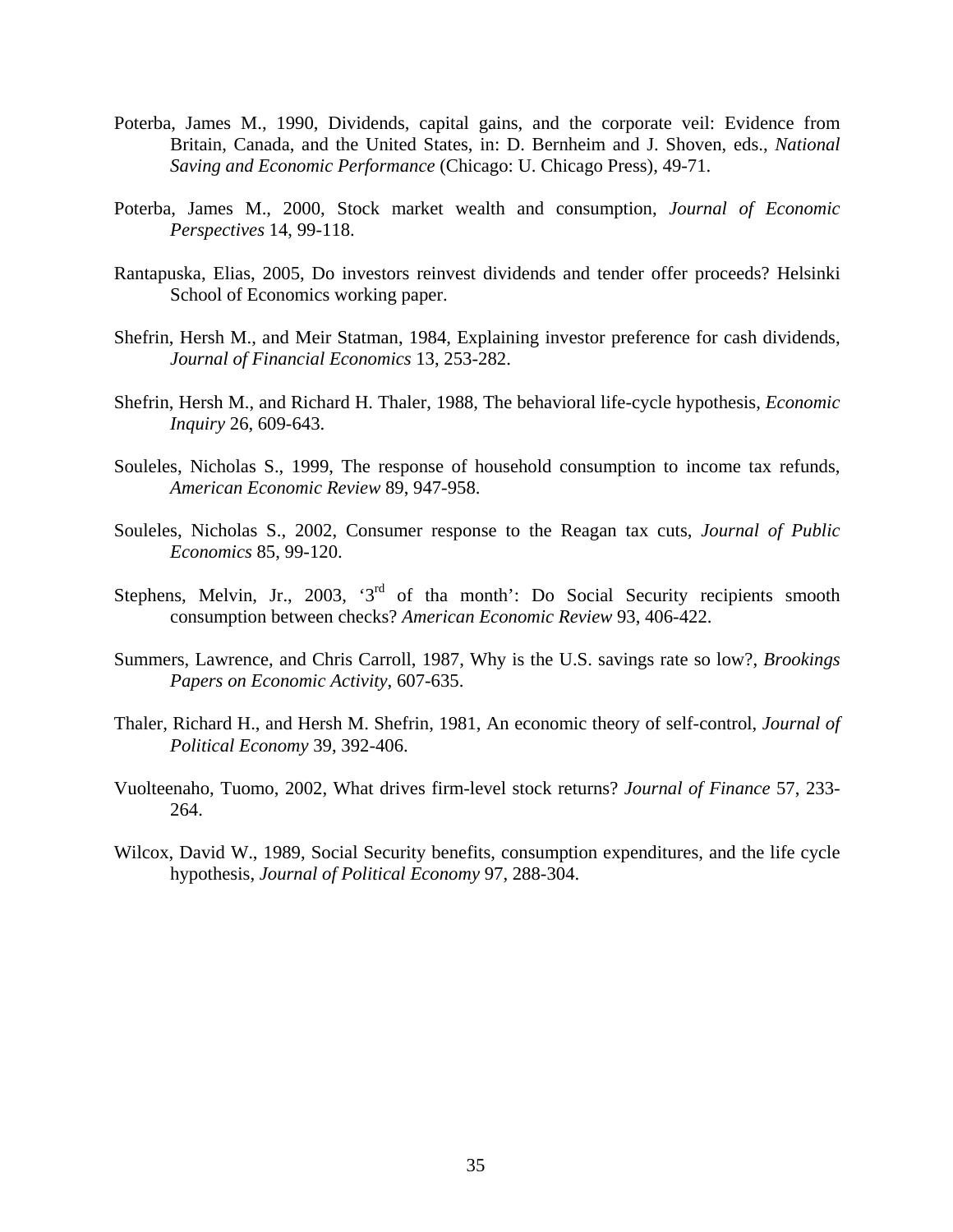Poterba, James M., 1990, Dividends, capital gains, and the corporate veil: Evidence from Britain, Canada, and the United States, in: D. Bernheim and J. Shoven, eds., *National Saving and Economic Performance* (Chicago: U. Chicago Press), 49-71.

Poterba, James M., 2000, Stock market wealth and consumption, *Journal of Economic Perspectives* 14, 99-118.

Rantapuska, Elias, 2005, Do investors reinvest dividends and tender offer proceeds? Helsinki School of Economics working paper.

Shefrin, Hersh M., and Meir Statman, 1984, Explaining investor preference for cash dividends, *Journal of Financial Economics* 13, 253-282.

Shefrin, Hersh M., and Richard H. Thaler, 1988, The behavioral life-cycle hypothesis, *Economic Inquiry* 26, 609-643.

Souleles, Nicholas S., 1999, The response of household consumption to income tax refunds, *American Economic Review* 89, 947-958.

Souleles, Nicholas S., 2002, Consumer response to the Reagan tax cuts, *Journal of Public Economics* 85, 99-120.

Stephens, Melvin, Jr., 2003, '3rd of tha month': Do Social Security recipients smooth consumption between checks? *American Economic Review* 93, 406-422.

Summers, Lawrence, and Chris Carroll, 1987, Why is the U.S. savings rate so low?, *Brookings Papers on Economic Activity*, 607-635.

Thaler, Richard H., and Hersh M. Shefrin, 1981, An economic theory of self-control, *Journal of Political Economy* 39, 392-406.

Vuolteenaho, Tuomo, 2002, What drives firm-level stock returns? *Journal of Finance* 57, 233-264.

Wilcox, David W., 1989, Social Security benefits, consumption expenditures, and the life cycle hypothesis, *Journal of Political Economy* 97, 288-304.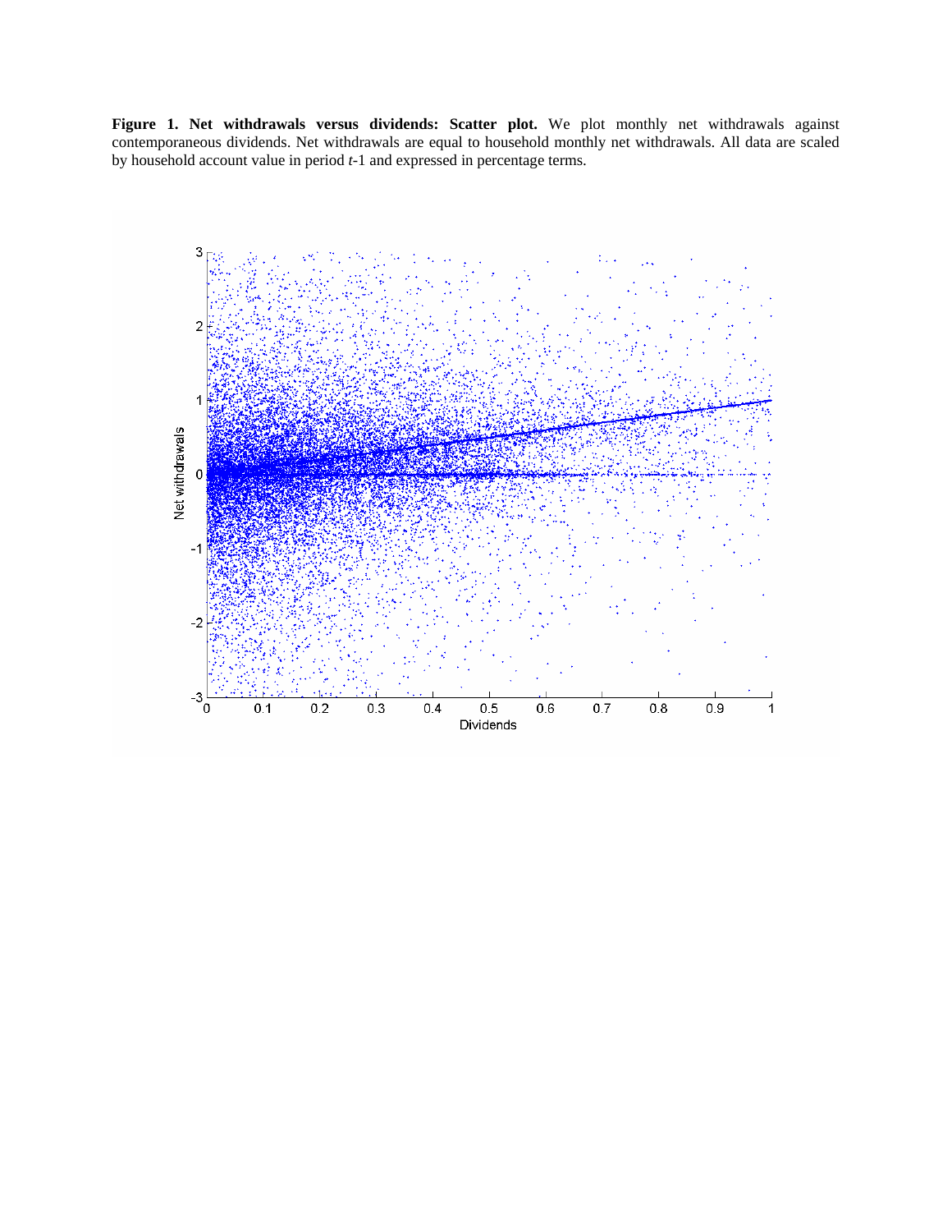**Figure 1. Net withdrawals versus dividends: Scatter plot.** We plot monthly net withdrawals against contemporaneous dividends. Net withdrawals are equal to household monthly net withdrawals. All data are scaled by household account value in period *t*-1 and expressed in percentage terms.

Net withdrawals

3
2
1
0
-1
-2
-3

0 0.1 0.2 0.3 0.4 0.5 0.6 0.7 0.8 0.9 1

Dividends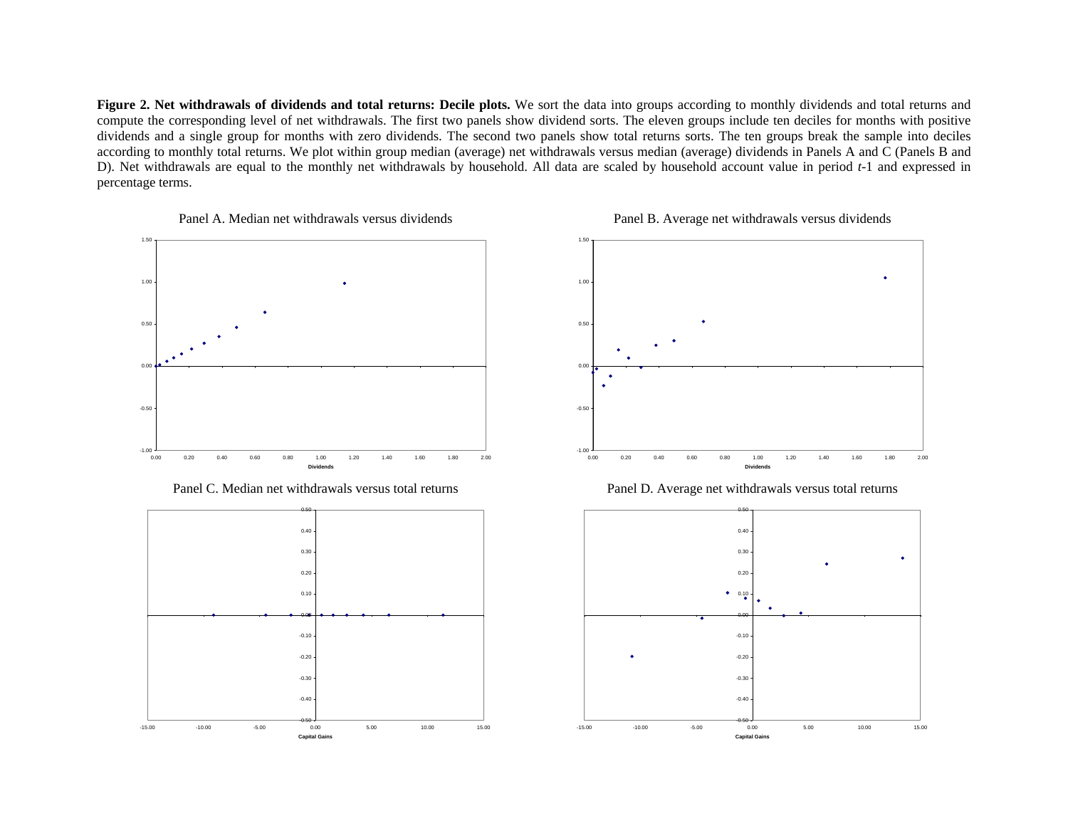**Figure 2. Net withdrawals of dividends and total returns: Decile plots.** We sort the data into groups according to monthly dividends and total returns and compute the corresponding level of net withdrawals. The first two panels show dividend sorts. The eleven groups include ten deciles for months with positive dividends and a single group for months with zero dividends. The second two panels show total returns sorts. The ten groups break the sample into deciles according to monthly total returns. We plot within group median (average) net withdrawals versus median (average) dividends in Panels A and C (Panels B and D). Net withdrawals are equal to the monthly net withdrawals by household. All data are scaled by household account value in period *t*-1 and expressed in percentage terms.

Panel A. Median net withdrawals versus dividends

1.50
1.00
0.50
0.00
-0.50
-1.00
0.00 0.20 0.40 0.60 0.80 1.00 1.20 1.40 1.60 1.80 2.00
Dividends

Panel B. Average net withdrawals versus dividends

1.50
1.00
0.50
0.00
-0.50
-1.00
0.00 0.20 0.40 0.60 0.80 1.00 1.20 1.40 1.60 1.80 2.00
Dividends

Panel C. Median net withdrawals versus total returns

0.50
0.40
0.30
0.20
0.10
0.00
-0.10
-0.20
-0.30
-0.40
-0.50
-15.00 -10.00 -5.00 0.00 5.00 10.00 15.00
Capital Gains

Panel D. Average net withdrawals versus total returns

0.50
0.40
0.30
0.20
0.10
0.00
-0.10
-0.20
-0.30
-0.40
-0.50
-15.00 -10.00 -5.00 0.00 5.00 10.00 15.00
Capital Gains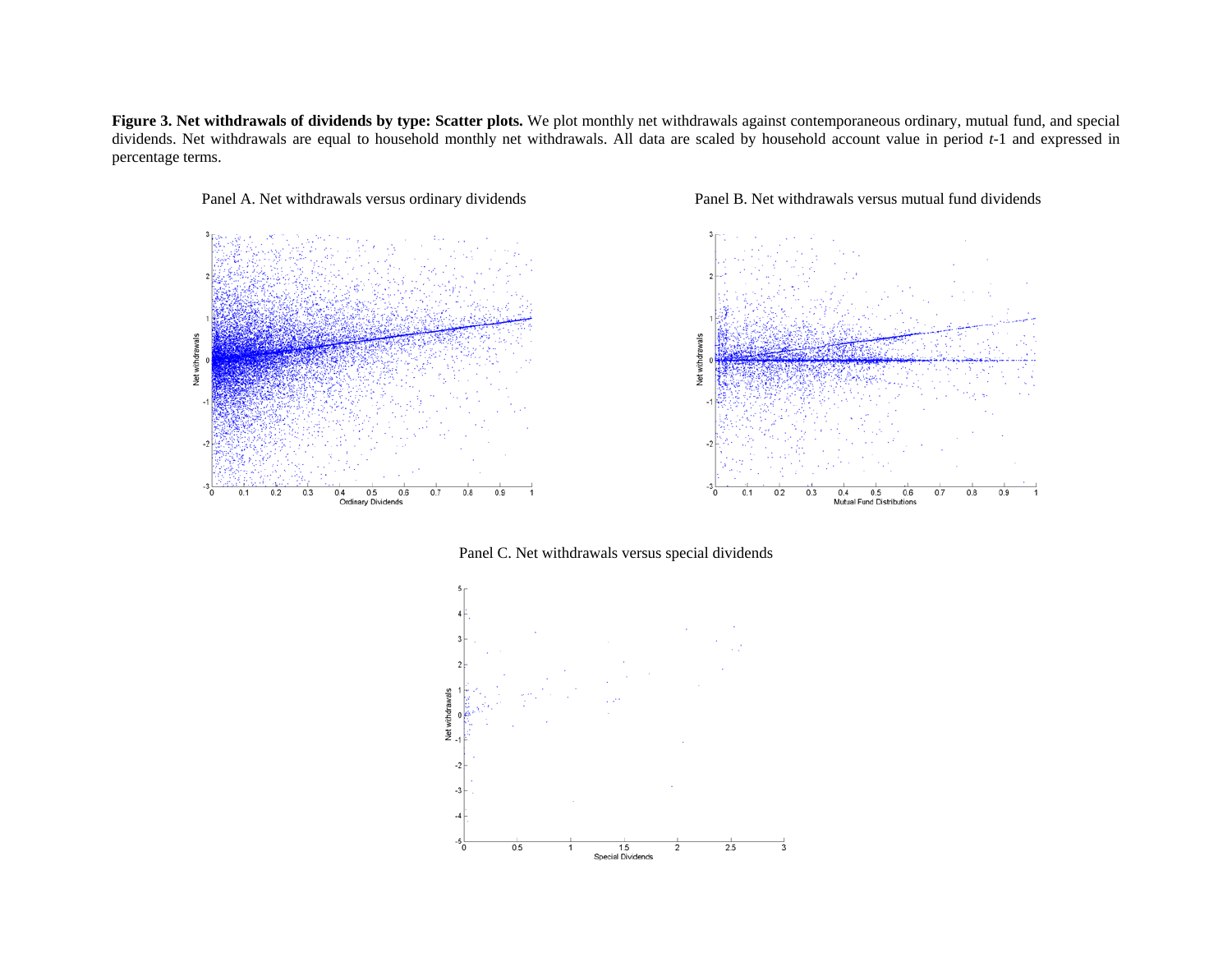**Figure 3. Net withdrawals of dividends by type: Scatter plots.** We plot monthly net withdrawals against contemporaneous ordinary, mutual fund, and special dividends. Net withdrawals are equal to household monthly net withdrawals. All data are scaled by household account value in period *t*-1 and expressed in percentage terms.

Panel A. Net withdrawals versus ordinary dividends

Net withdrawals

3
2
1
0
-1
-2
-3

0 0.1 0.2 0.3 0.4 0.5 0.6 0.7 0.8 0.9 1

Ordinary Dividends

Panel B. Net withdrawals versus mutual fund dividends

Net withdrawals

3
2
1
0
-1
-2
-3

0 0.1 0.2 0.3 0.4 0.5 0.6 0.7 0.8 0.9 1

Mutual Fund Distributions

Panel C. Net withdrawals versus special dividends

Net withdrawals

5
4
3
2
1
0
-1
-2
-3
-4
-5

0 0.5 1 1.5 2 2.5 3

Special Dividends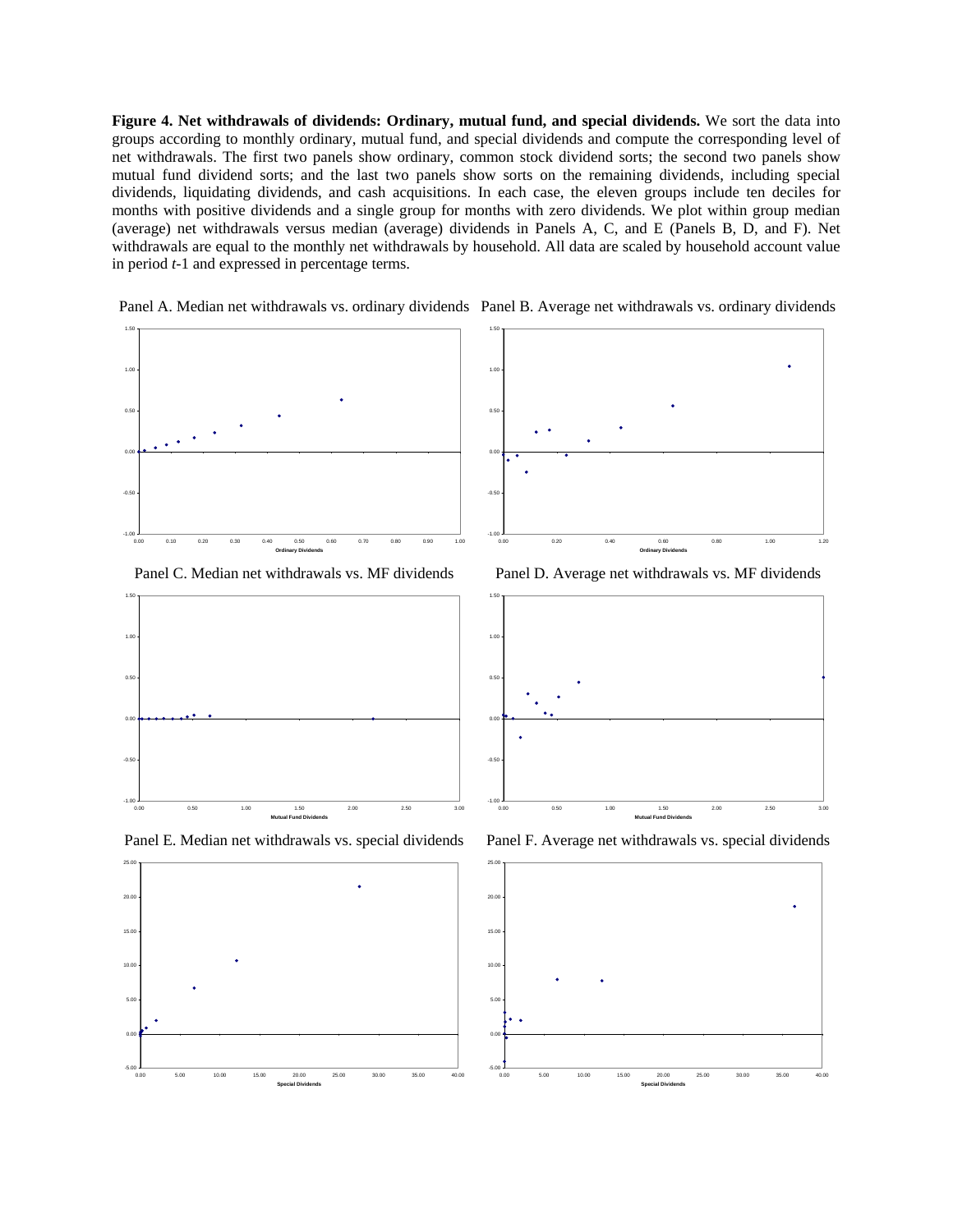**Figure 4. Net withdrawals of dividends: Ordinary, mutual fund, and special dividends.** We sort the data into groups according to monthly ordinary, mutual fund, and special dividends and compute the corresponding level of net withdrawals. The first two panels show ordinary, common stock dividend sorts; the second two panels show mutual fund dividend sorts; and the last two panels show sorts on the remaining dividends, including special dividends, liquidating dividends, and cash acquisitions. In each case, the eleven groups include ten deciles for months with positive dividends and a single group for months with zero dividends. We plot within group median (average) net withdrawals versus median (average) dividends in Panels A, C, and E (Panels B, D, and F). Net withdrawals are equal to the monthly net withdrawals by household. All data are scaled by household account value in period *t*-1 and expressed in percentage terms.

Panel A. Median net withdrawals vs. ordinary dividends

1.50
1.00
0.50
0.00
-0.50
-1.00
0.00 0.10 0.20 0.30 0.40 0.50 0.60 0.70 0.80 0.90 1.00
Ordinary Dividends

Panel B. Average net withdrawals vs. ordinary dividends

1.50
1.00
0.50
0.00
-0.50
-1.00
0.00 0.20 0.40 0.60 0.80 1.00 1.20
Ordinary Dividends

Panel C. Median net withdrawals vs. MF dividends

1.50
1.00
0.50
0.00
-0.50
-1.00
0.00 0.50 1.00 1.50 2.00 2.50 3.00
Mutual Fund Dividends

Panel D. Average net withdrawals vs. MF dividends

1.50
1.00
0.50
0.00
-0.50
-1.00
0.00 0.50 1.00 1.50 2.00 2.50 3.00
Mutual Fund Dividends

Panel E. Median net withdrawals vs. special dividends

25.00
20.00
15.00
10.00
5.00
0.00
-5.00
0.00 5.00 10.00 15.00 20.00 25.00 30.00 35.00 40.00
Special Dividends

Panel F. Average net withdrawals vs. special dividends

25.00
20.00
15.00
10.00
5.00
0.00
-5.00
0.00 5.00 10.00 15.00 20.00 25.00 30.00 35.00 40.00
Special Dividends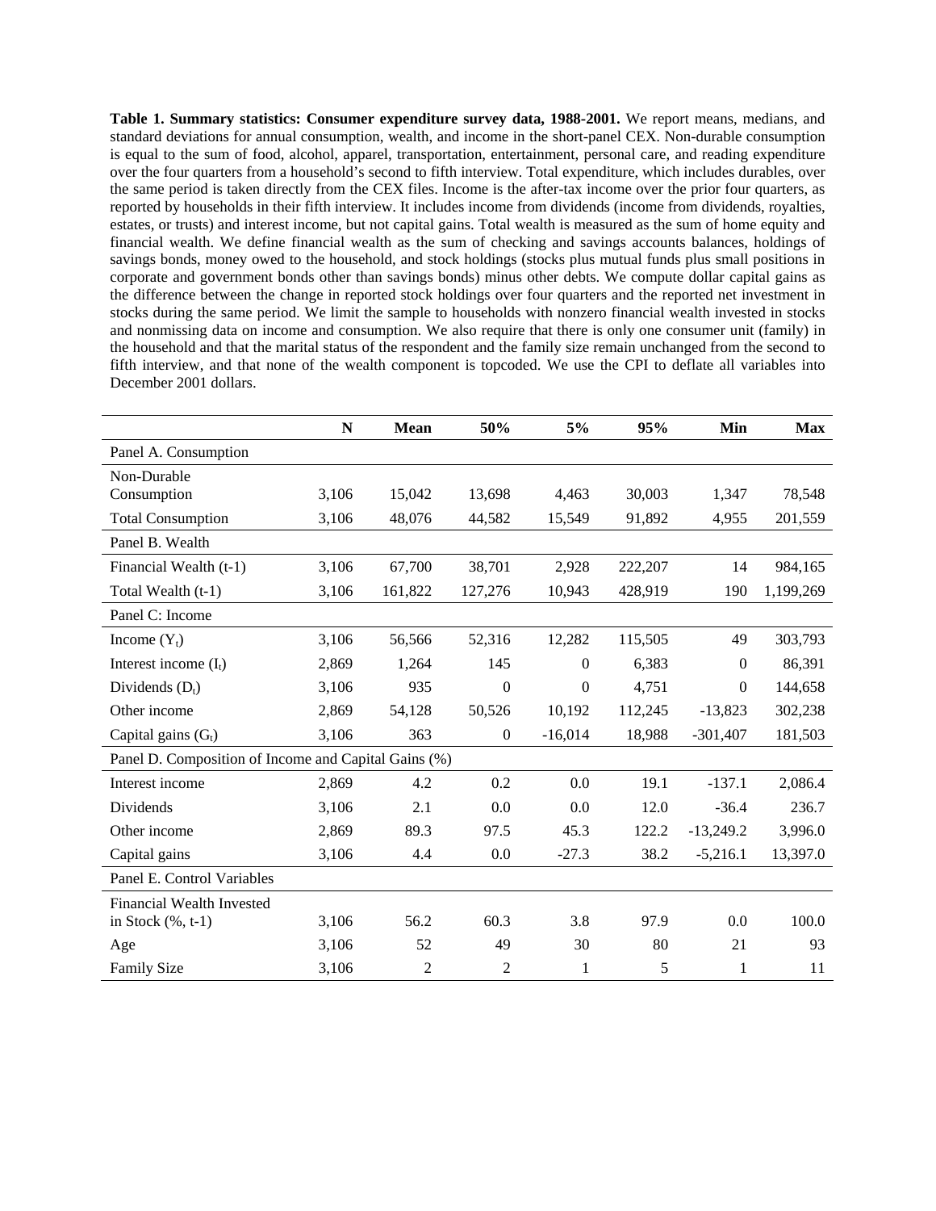**Table 1. Summary statistics: Consumer expenditure survey data, 1988-2001.** We report means, medians, and standard deviations for annual consumption, wealth, and income in the short-panel CEX. Non-durable consumption is equal to the sum of food, alcohol, apparel, transportation, entertainment, personal care, and reading expenditure over the four quarters from a household's second to fifth interview. Total expenditure, which includes durables, over the same period is taken directly from the CEX files. Income is the after-tax income over the prior four quarters, as reported by households in their fifth interview. It includes income from dividends (income from dividends, royalties, estates, or trusts) and interest income, but not capital gains. Total wealth is measured as the sum of home equity and financial wealth. We define financial wealth as the sum of checking and savings accounts balances, holdings of savings bonds, money owed to the household, and stock holdings (stocks plus mutual funds plus small positions in corporate and government bonds other than savings bonds) minus other debts. We compute dollar capital gains as the difference between the change in reported stock holdings over four quarters and the reported net investment in stocks during the same period. We limit the sample to households with nonzero financial wealth invested in stocks and nonmissing data on income and consumption. We also require that there is only one consumer unit (family) in the household and that the marital status of the respondent and the family size remain unchanged from the second to fifth interview, and that none of the wealth component is topcoded. We use the CPI to deflate all variables into December 2001 dollars.

| | N | Mean | 50% | 5% | 95% | Min | Max |
|---|---|---|---|---|---|---|---|
| Panel A. Consumption | | | | | | | |
| Non-Durable Consumption | 3,106 | 15,042 | 13,698 | 4,463 | 30,003 | 1,347 | 78,548 |
| Total Consumption | 3,106 | 48,076 | 44,582 | 15,549 | 91,892 | 4,955 | 201,559 |
| Panel B. Wealth | | | | | | | |
| Financial Wealth (t-1) | 3,106 | 67,700 | 38,701 | 2,928 | 222,207 | 14 | 984,165 |
| Total Wealth (t-1) | 3,106 | 161,822 | 127,276 | 10,943 | 428,919 | 190 | 1,199,269 |
| Panel C: Income | | | | | | | |
| Income ($Y_t$) | 3,106 | 56,566 | 52,316 | 12,282 | 115,505 | 49 | 303,793 |
| Interest income ($I_t$) | 2,869 | 1,264 | 145 | 0 | 6,383 | 0 | 86,391 |
| Dividends ($D_t$) | 3,106 | 935 | 0 | 0 | 4,751 | 0 | 144,658 |
| Other income | 2,869 | 54,128 | 50,526 | 10,192 | 112,245 | -13,823 | 302,238 |
| Capital gains ($G_t$) | 3,106 | 363 | 0 | -16,014 | 18,988 | -301,407 | 181,503 |
| Panel D. Composition of Income and Capital Gains (%) | | | | | | | |
| Interest income | 2,869 | 4.2 | 0.2 | 0.0 | 19.1 | -137.1 | 2,086.4 |
| Dividends | 3,106 | 2.1 | 0.0 | 0.0 | 12.0 | -36.4 | 236.7 |
| Other income | 2,869 | 89.3 | 97.5 | 45.3 | 122.2 | -13,249.2 | 3,996.0 |
| Capital gains | 3,106 | 4.4 | 0.0 | -27.3 | 38.2 | -5,216.1 | 13,397.0 |
| Panel E. Control Variables | | | | | | | |
| Financial Wealth Invested in Stock (%, t-1) | 3,106 | 56.2 | 60.3 | 3.8 | 97.9 | 0.0 | 100.0 |
| Age | 3,106 | 52 | 49 | 30 | 80 | 21 | 93 |
| Family Size | 3,106 | 2 | 2 | 1 | 5 | 1 | 11 |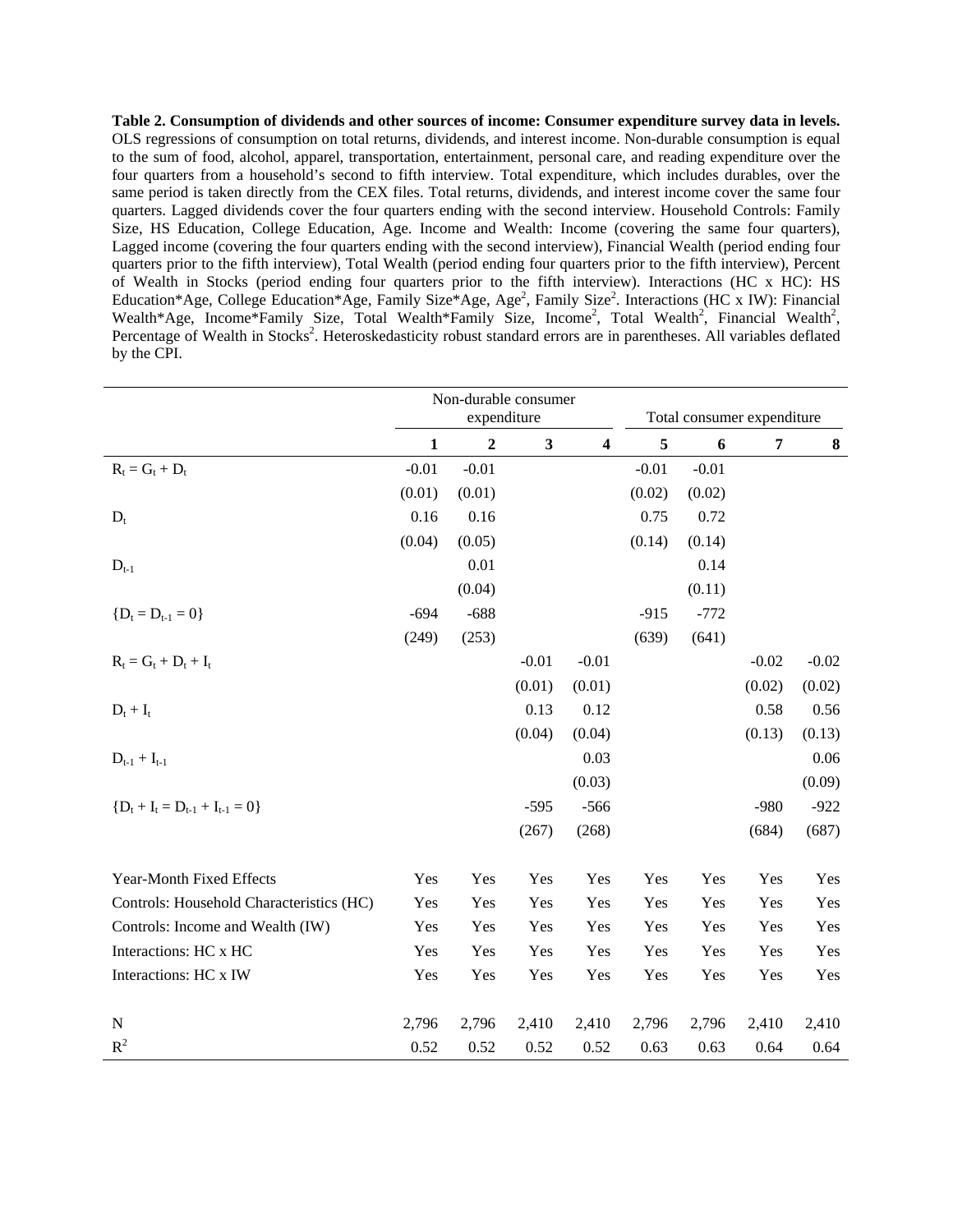**Table 2. Consumption of dividends and other sources of income: Consumer expenditure survey data in levels.** OLS regressions of consumption on total returns, dividends, and interest income. Non-durable consumption is equal to the sum of food, alcohol, apparel, transportation, entertainment, personal care, and reading expenditure over the four quarters from a household's second to fifth interview. Total expenditure, which includes durables, over the same period is taken directly from the CEX files. Total returns, dividends, and interest income cover the same four quarters. Lagged dividends cover the four quarters ending with the second interview. Household Controls: Family Size, HS Education, College Education, Age. Income and Wealth: Income (covering the same four quarters), Lagged income (covering the four quarters ending with the second interview), Financial Wealth (period ending four quarters prior to the fifth interview), Total Wealth (period ending four quarters prior to the fifth interview), Percent of Wealth in Stocks (period ending four quarters prior to the fifth interview). Interactions (HC x HC): HS Education\*Age, College Education\*Age, Family Size\*Age, $Age^2$, Family $Size^2$. Interactions (HC x IW): Financial Wealth\*Age, Income\*Family Size, Total Wealth\*Family Size, $Income^2$, Total $Wealth^2$, Financial $Wealth^2$, Percentage of Wealth in $Stocks^2$. Heteroskedasticity robust standard errors are in parentheses. All variables deflated by the CPI.

| | Non-durable consumer expenditure | | | | Total consumer expenditure | | | |
|---|---|---|---|---|---|---|---|---|
| | **1** | **2** | **3** | **4** | **5** | **6** | **7** | **8** |
| $R_t = G_t + D_t$ | -0.01 | -0.01 | | | -0.01 | -0.01 | | |
| | (0.01) | (0.01) | | | (0.02) | (0.02) | | |
| $D_t$ | 0.16 | 0.16 | | | 0.75 | 0.72 | | |
| | (0.04) | (0.05) | | | (0.14) | (0.14) | | |
| $D_{t-1}$ | | 0.01 | | | | 0.14 | | |
| | | (0.04) | | | | (0.11) | | |
| $\{D_t = D_{t-1} = 0\}$ | -694 | -688 | | | -915 | -772 | | |
| | (249) | (253) | | | (639) | (641) | | |
| $R_t = G_t + D_t + I_t$ | | | -0.01 | -0.01 | | | -0.02 | -0.02 |
| | | | (0.01) | (0.01) | | | (0.02) | (0.02) |
| $D_t + I_t$ | | | 0.13 | 0.12 | | | 0.58 | 0.56 |
| | | | (0.04) | (0.04) | | | (0.13) | (0.13) |
| $D_{t-1} + I_{t-1}$ | | | | 0.03 | | | | 0.06 |
| | | | | (0.03) | | | | (0.09) |
| $\{D_t + I_t = D_{t-1} + I_{t-1} = 0\}$ | | | -595 | -566 | | | -980 | -922 |
| | | | (267) | (268) | | | (684) | (687) |
| Year-Month Fixed Effects | Yes | Yes | Yes | Yes | Yes | Yes | Yes | Yes |
| Controls: Household Characteristics (HC) | Yes | Yes | Yes | Yes | Yes | Yes | Yes | Yes |
| Controls: Income and Wealth (IW) | Yes | Yes | Yes | Yes | Yes | Yes | Yes | Yes |
| Interactions: HC x HC | Yes | Yes | Yes | Yes | Yes | Yes | Yes | Yes |
| Interactions: HC x IW | Yes | Yes | Yes | Yes | Yes | Yes | Yes | Yes |
| N | 2,796 | 2,796 | 2,410 | 2,410 | 2,796 | 2,796 | 2,410 | 2,410 |
| $R^2$ | 0.52 | 0.52 | 0.52 | 0.52 | 0.63 | 0.63 | 0.64 | 0.64 |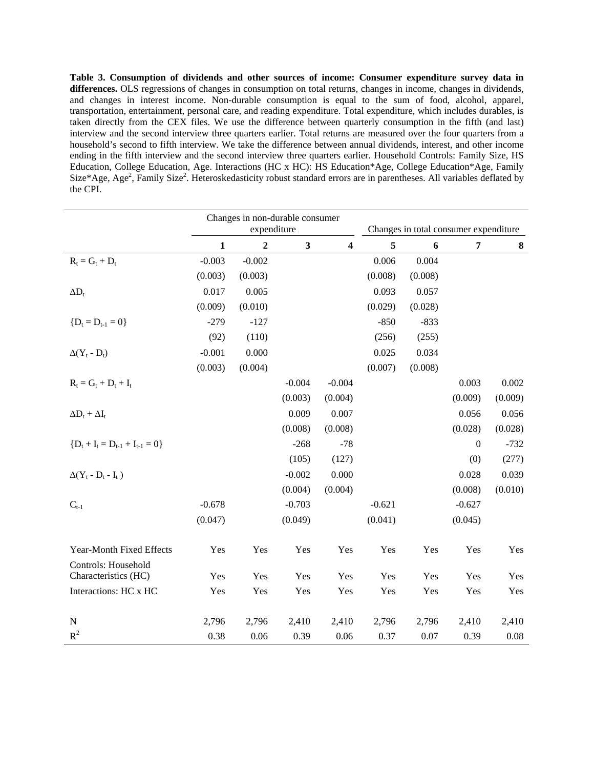**Table 3. Consumption of dividends and other sources of income: Consumer expenditure survey data in differences.** OLS regressions of changes in consumption on total returns, changes in income, changes in dividends, and changes in interest income. Non-durable consumption is equal to the sum of food, alcohol, apparel, transportation, entertainment, personal care, and reading expenditure. Total expenditure, which includes durables, is taken directly from the CEX files. We use the difference between quarterly consumption in the fifth (and last) interview and the second interview three quarters earlier. Total returns are measured over the four quarters from a household's second to fifth interview. We take the difference between annual dividends, interest, and other income ending in the fifth interview and the second interview three quarters earlier. Household Controls: Family Size, HS Education, College Education, Age. Interactions (HC x HC): HS Education\*Age, College Education\*Age, Family Size\*Age, $Age^2$, Family $Size^2$. Heteroskedasticity robust standard errors are in parentheses. All variables deflated by the CPI.

| | Changes in non-durable consumer expenditure | | | | Changes in total consumer expenditure | | | |
|---|---|---|---|---|---|---|---|---|
| | **1** | **2** | **3** | **4** | **5** | **6** | **7** | **8** |
| $R_t = G_t + D_t$ | -0.003 | -0.002 | | | 0.006 | 0.004 | | |
| | (0.003) | (0.003) | | | (0.008) | (0.008) | | |
| $\Delta D_t$ | 0.017 | 0.005 | | | 0.093 | 0.057 | | |
| | (0.009) | (0.010) | | | (0.029) | (0.028) | | |
| $\{D_t = D_{t-1} = 0\}$ | -279 | -127 | | | -850 | -833 | | |
| | (92) | (110) | | | (256) | (255) | | |
| $\Delta(Y_t - D_t)$ | -0.001 | 0.000 | | | 0.025 | 0.034 | | |
| | (0.003) | (0.004) | | | (0.007) | (0.008) | | |
| $R_t = G_t + D_t + I_t$ | | | -0.004 | -0.004 | | | 0.003 | 0.002 |
| | | | (0.003) | (0.004) | | | (0.009) | (0.009) |
| $\Delta D_t + \Delta I_t$ | | | 0.009 | 0.007 | | | 0.056 | 0.056 |
| | | | (0.008) | (0.008) | | | (0.028) | (0.028) |
| $\{D_t + I_t = D_{t-1} + I_{t-1} = 0\}$ | | | -268 | -78 | | | 0 | -732 |
| | | | (105) | (127) | | | (0) | (277) |
| $\Delta(Y_t - D_t - I_t)$ | | | -0.002 | 0.000 | | | 0.028 | 0.039 |
| | | | (0.004) | (0.004) | | | (0.008) | (0.010) |
| $C_{t-1}$ | -0.678 | | -0.703 | | -0.621 | | -0.627 | |
| | (0.047) | | (0.049) | | (0.041) | | (0.045) | |
| Year-Month Fixed Effects | Yes | Yes | Yes | Yes | Yes | Yes | Yes | Yes |
| Controls: Household Characteristics (HC) | Yes | Yes | Yes | Yes | Yes | Yes | Yes | Yes |
| Interactions: HC x HC | Yes | Yes | Yes | Yes | Yes | Yes | Yes | Yes |
| N | 2,796 | 2,796 | 2,410 | 2,410 | 2,796 | 2,796 | 2,410 | 2,410 |
| $R^2$ | 0.38 | 0.06 | 0.39 | 0.06 | 0.37 | 0.07 | 0.39 | 0.08 |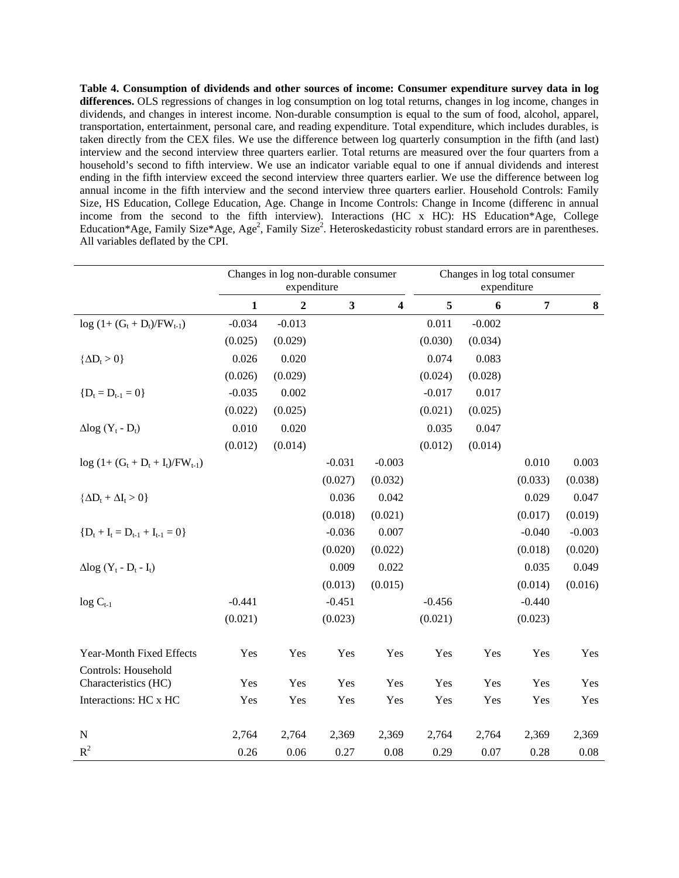**Table 4. Consumption of dividends and other sources of income: Consumer expenditure survey data in log differences.** OLS regressions of changes in log consumption on log total returns, changes in log income, changes in dividends, and changes in interest income. Non-durable consumption is equal to the sum of food, alcohol, apparel, transportation, entertainment, personal care, and reading expenditure. Total expenditure, which includes durables, is taken directly from the CEX files. We use the difference between log quarterly consumption in the fifth (and last) interview and the second interview three quarters earlier. Total returns are measured over the four quarters from a household's second to fifth interview. We use an indicator variable equal to one if annual dividends and interest ending in the fifth interview exceed the second interview three quarters earlier. We use the difference between log annual income in the fifth interview and the second interview three quarters earlier. Household Controls: Family Size, HS Education, College Education, Age. Change in Income Controls: Change in Income (differenc in annual income from the second to the fifth interview). Interactions (HC x HC): HS Education*Age, College Education*Age, Family Size*Age, $Age^2$, Family $Size^2$. Heteroskedasticity robust standard errors are in parentheses. All variables deflated by the CPI.

| | Changes in log non-durable consumer expenditure | | | | Changes in log total consumer expenditure | | | |
|---|---|---|---|---|---|---|---|---|
| | **1** | **2** | **3** | **4** | **5** | **6** | **7** | **8** |
| $\log(1+(G_t+D_t)/FW_{t-1})$ | -0.034 | -0.013 | | | 0.011 | -0.002 | | |
| | (0.025) | (0.029) | | | (0.030) | (0.034) | | |
| $\{\Delta D_t > 0\}$ | 0.026 | 0.020 | | | 0.074 | 0.083 | | |
| | (0.026) | (0.029) | | | (0.024) | (0.028) | | |
| $\{D_t = D_{t-1} = 0\}$ | -0.035 | 0.002 | | | -0.017 | 0.017 | | |
| | (0.022) | (0.025) | | | (0.021) | (0.025) | | |
| $\Delta\log(Y_t - D_t)$ | 0.010 | 0.020 | | | 0.035 | 0.047 | | |
| | (0.012) | (0.014) | | | (0.012) | (0.014) | | |
| $\log(1+(G_t+D_t+I_t)/FW_{t-1})$ | | | -0.031 | -0.003 | | | 0.010 | 0.003 |
| | | | (0.027) | (0.032) | | | (0.033) | (0.038) |
| $\{\Delta D_t + \Delta I_t > 0\}$ | | | 0.036 | 0.042 | | | 0.029 | 0.047 |
| | | | (0.018) | (0.021) | | | (0.017) | (0.019) |
| $\{D_t + I_t = D_{t-1} + I_{t-1} = 0\}$ | | | -0.036 | 0.007 | | | -0.040 | -0.003 |
| | | | (0.020) | (0.022) | | | (0.018) | (0.020) |
| $\Delta\log(Y_t - D_t - I_t)$ | | | 0.009 | 0.022 | | | 0.035 | 0.049 |
| | | | (0.013) | (0.015) | | | (0.014) | (0.016) |
| $\log C_{t-1}$ | -0.441 | | -0.451 | | -0.456 | | -0.440 | |
| | (0.021) | | (0.023) | | (0.021) | | (0.023) | |
| Year-Month Fixed Effects | Yes | Yes | Yes | Yes | Yes | Yes | Yes | Yes |
| Controls: Household Characteristics (HC) | Yes | Yes | Yes | Yes | Yes | Yes | Yes | Yes |
| Interactions: HC x HC | Yes | Yes | Yes | Yes | Yes | Yes | Yes | Yes |
| N | 2,764 | 2,764 | 2,369 | 2,369 | 2,764 | 2,764 | 2,369 | 2,369 |
| $R^2$ | 0.26 | 0.06 | 0.27 | 0.08 | 0.29 | 0.07 | 0.28 | 0.08 |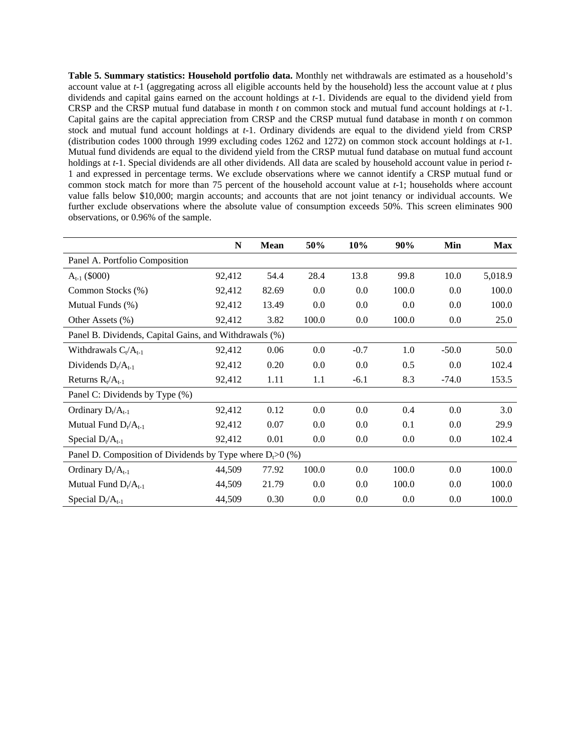**Table 5. Summary statistics: Household portfolio data.** Monthly net withdrawals are estimated as a household's account value at *t*-1 (aggregating across all eligible accounts held by the household) less the account value at *t* plus dividends and capital gains earned on the account holdings at *t*-1. Dividends are equal to the dividend yield from CRSP and the CRSP mutual fund database in month *t* on common stock and mutual fund account holdings at *t*-1. Capital gains are the capital appreciation from CRSP and the CRSP mutual fund database in month *t* on common stock and mutual fund account holdings at *t*-1. Ordinary dividends are equal to the dividend yield from CRSP (distribution codes 1000 through 1999 excluding codes 1262 and 1272) on common stock account holdings at *t*-1. Mutual fund dividends are equal to the dividend yield from the CRSP mutual fund database on mutual fund account holdings at *t*-1. Special dividends are all other dividends. All data are scaled by household account value in period *t*-1 and expressed in percentage terms. We exclude observations where we cannot identify a CRSP mutual fund or common stock match for more than 75 percent of the household account value at *t*-1; households where account value falls below $10,000; margin accounts; and accounts that are not joint tenancy or individual accounts. We further exclude observations where the absolute value of consumption exceeds 50%. This screen eliminates 900 observations, or 0.96% of the sample.

| | N | Mean | 50% | 10% | 90% | Min | Max |
|---|---|---|---|---|---|---|---|
| Panel A. Portfolio Composition | | | | | | | |
| $A_{t-1}$ ($000) | 92,412 | 54.4 | 28.4 | 13.8 | 99.8 | 10.0 | 5,018.9 |
| Common Stocks (%) | 92,412 | 82.69 | 0.0 | 0.0 | 100.0 | 0.0 | 100.0 |
| Mutual Funds (%) | 92,412 | 13.49 | 0.0 | 0.0 | 0.0 | 0.0 | 100.0 |
| Other Assets (%) | 92,412 | 3.82 | 100.0 | 0.0 | 100.0 | 0.0 | 25.0 |
| Panel B. Dividends, Capital Gains, and Withdrawals (%) | | | | | | | |
| Withdrawals $C_t/A_{t-1}$ | 92,412 | 0.06 | 0.0 | -0.7 | 1.0 | -50.0 | 50.0 |
| Dividends $D_t/A_{t-1}$ | 92,412 | 0.20 | 0.0 | 0.0 | 0.5 | 0.0 | 102.4 |
| Returns $R_t/A_{t-1}$ | 92,412 | 1.11 | 1.1 | -6.1 | 8.3 | -74.0 | 153.5 |
| Panel C: Dividends by Type (%) | | | | | | | |
| Ordinary $D_t/A_{t-1}$ | 92,412 | 0.12 | 0.0 | 0.0 | 0.4 | 0.0 | 3.0 |
| Mutual Fund $D_t/A_{t-1}$ | 92,412 | 0.07 | 0.0 | 0.0 | 0.1 | 0.0 | 29.9 |
| Special $D_t/A_{t-1}$ | 92,412 | 0.01 | 0.0 | 0.0 | 0.0 | 0.0 | 102.4 |
| Panel D. Composition of Dividends by Type where $D_t$>0 (%) | | | | | | | |
| Ordinary $D_t/A_{t-1}$ | 44,509 | 77.92 | 100.0 | 0.0 | 100.0 | 0.0 | 100.0 |
| Mutual Fund $D_t/A_{t-1}$ | 44,509 | 21.79 | 0.0 | 0.0 | 100.0 | 0.0 | 100.0 |
| Special $D_t/A_{t-1}$ | 44,509 | 0.30 | 0.0 | 0.0 | 0.0 | 0.0 | 100.0 |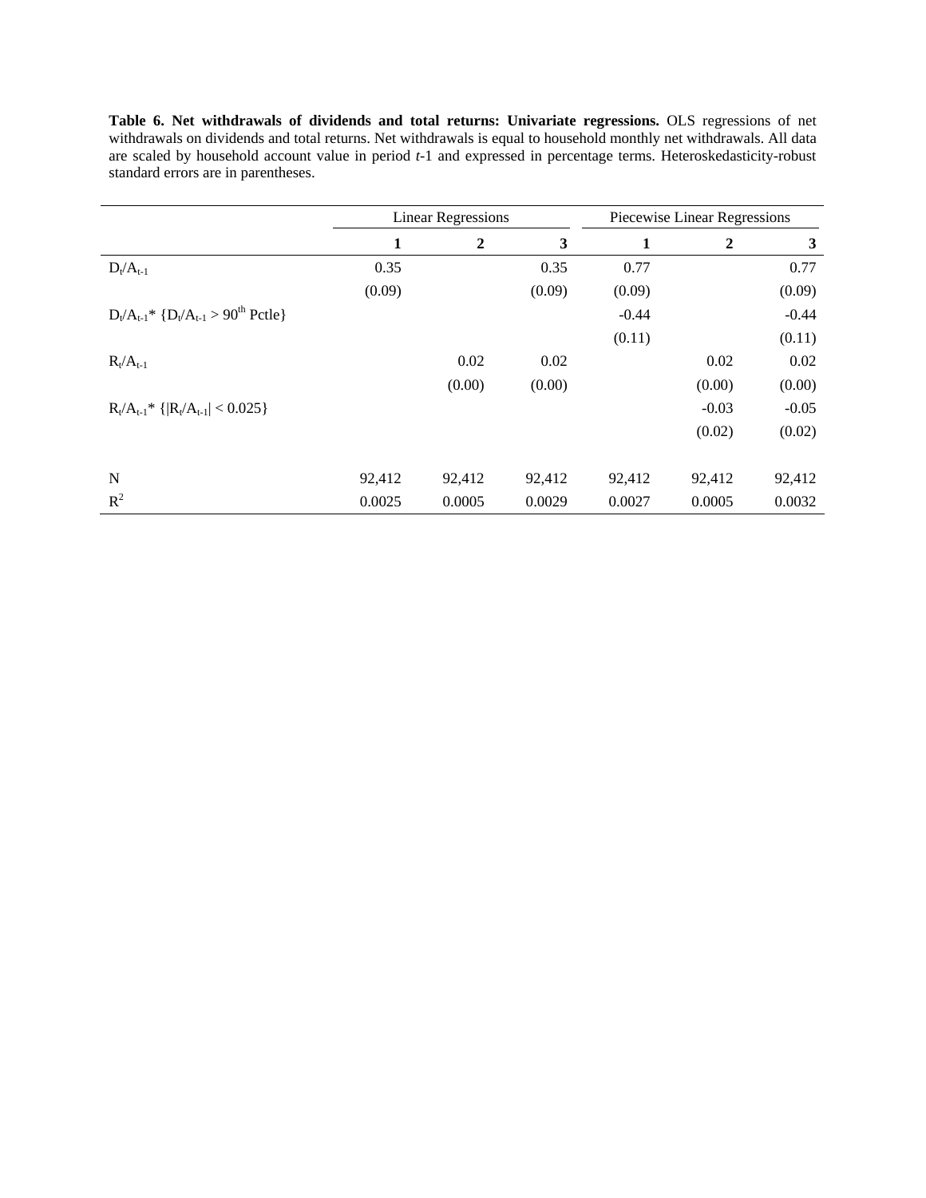**Table 6. Net withdrawals of dividends and total returns: Univariate regressions.** OLS regressions of net withdrawals on dividends and total returns. Net withdrawals is equal to household monthly net withdrawals. All data are scaled by household account value in period *t*-1 and expressed in percentage terms. Heteroskedasticity-robust standard errors are in parentheses.

| | Linear Regressions | | | Piecewise Linear Regressions | | |
|---|---|---|---|---|---|---|
| | **1** | **2** | **3** | **1** | **2** | **3** |
| $D_t/A_{t-1}$ | 0.35 | | 0.35 | 0.77 | | 0.77 |
| | (0.09) | | (0.09) | (0.09) | | (0.09) |
| $D_t/A_{t-1}$* $\{D_t/A_{t-1} > 90^{th}$ Pctle$\}$ | | | | -0.44 | | -0.44 |
| | | | | (0.11) | | (0.11) |
| $R_t/A_{t-1}$ | | 0.02 | 0.02 | | 0.02 | 0.02 |
| | | (0.00) | (0.00) | | (0.00) | (0.00) |
| $R_t/A_{t-1}$* $\{\lvert R_t/A_{t-1}\rvert < 0.025\}$ | | | | | -0.03 | -0.05 |
| | | | | | (0.02) | (0.02) |
| N | 92,412 | 92,412 | 92,412 | 92,412 | 92,412 | 92,412 |
| $R^2$ | 0.0025 | 0.0005 | 0.0029 | 0.0027 | 0.0005 | 0.0032 |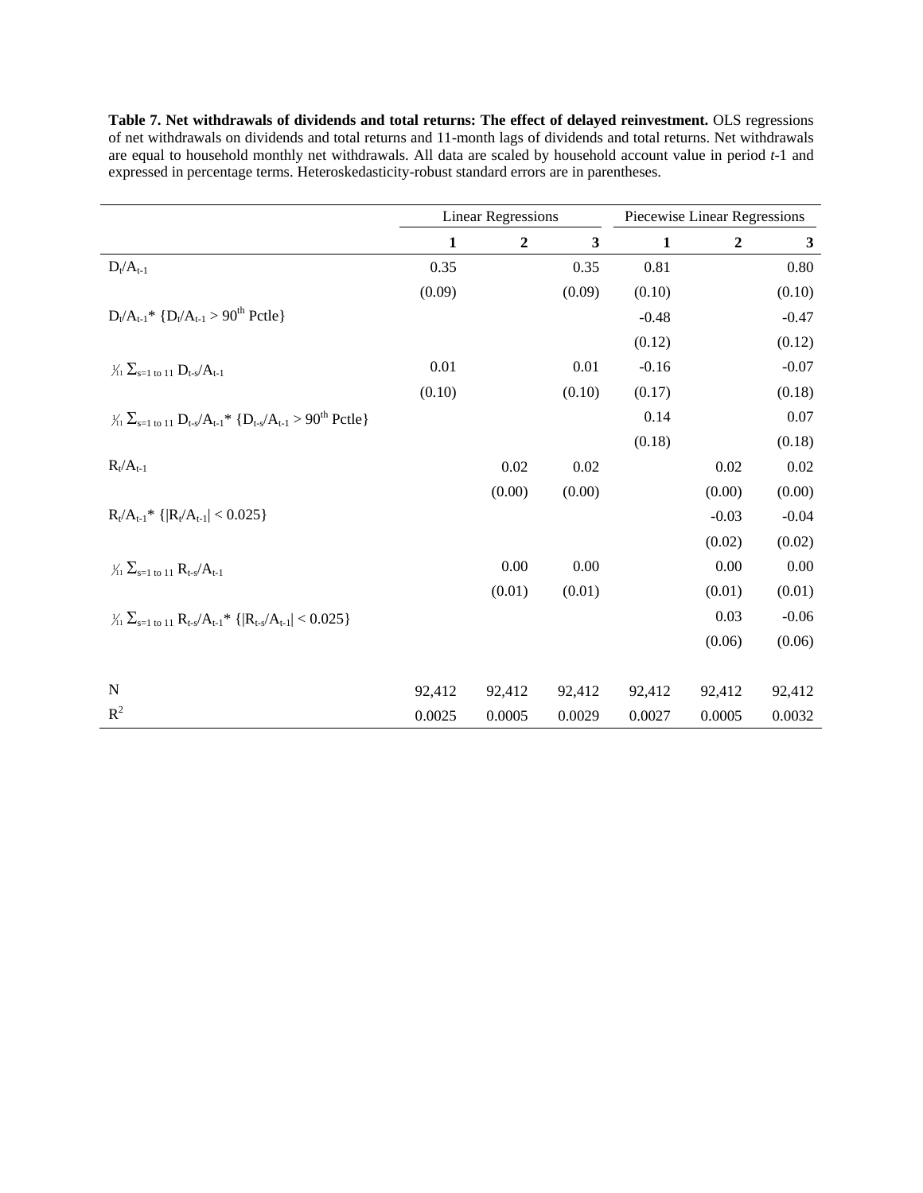**Table 7. Net withdrawals of dividends and total returns: The effect of delayed reinvestment.** OLS regressions of net withdrawals on dividends and total returns and 11-month lags of dividends and total returns. Net withdrawals are equal to household monthly net withdrawals. All data are scaled by household account value in period *t*-1 and expressed in percentage terms. Heteroskedasticity-robust standard errors are in parentheses.

| | Linear Regressions | | | Piecewise Linear Regressions | | |
|---|---|---|---|---|---|---|
| | **1** | **2** | **3** | **1** | **2** | **3** |
| $D_t/A_{t-1}$ | 0.35 | | 0.35 | 0.81 | | 0.80 |
| | (0.09) | | (0.09) | (0.10) | | (0.10) |
| $D_t/A_{t-1}$* $\{D_t/A_{t-1} > 90^{th}$ Pctle$\}$ | | | | -0.48 | | -0.47 |
| | | | | (0.12) | | (0.12) |
| $\frac{1}{11} \Sigma_{s=1 \text{ to } 11} D_{t-s}/A_{t-1}$ | 0.01 | | 0.01 | -0.16 | | -0.07 |
| | (0.10) | | (0.10) | (0.17) | | (0.18) |
| $\frac{1}{11} \Sigma_{s=1 \text{ to } 11} D_{t-s}/A_{t-1}$* $\{D_{t-s}/A_{t-1} > 90^{th}$ Pctle$\}$ | | | | 0.14 | | 0.07 |
| | | | | (0.18) | | (0.18) |
| $R_t/A_{t-1}$ | | 0.02 | 0.02 | | 0.02 | 0.02 |
| | | (0.00) | (0.00) | | (0.00) | (0.00) |
| $R_t/A_{t-1}$* $\{\|R_t/A_{t-1}\| < 0.025\}$ | | | | | -0.03 | -0.04 |
| | | | | | (0.02) | (0.02) |
| $\frac{1}{11} \Sigma_{s=1 \text{ to } 11} R_{t-s}/A_{t-1}$ | | 0.00 | 0.00 | | 0.00 | 0.00 |
| | | (0.01) | (0.01) | | (0.01) | (0.01) |
| $\frac{1}{11} \Sigma_{s=1 \text{ to } 11} R_{t-s}/A_{t-1}$* $\{\|R_{t-s}/A_{t-1}\| < 0.025\}$ | | | | | 0.03 | -0.06 |
| | | | | | (0.06) | (0.06) |
| N | 92,412 | 92,412 | 92,412 | 92,412 | 92,412 | 92,412 |
| $R^2$ | 0.0025 | 0.0005 | 0.0029 | 0.0027 | 0.0005 | 0.0032 |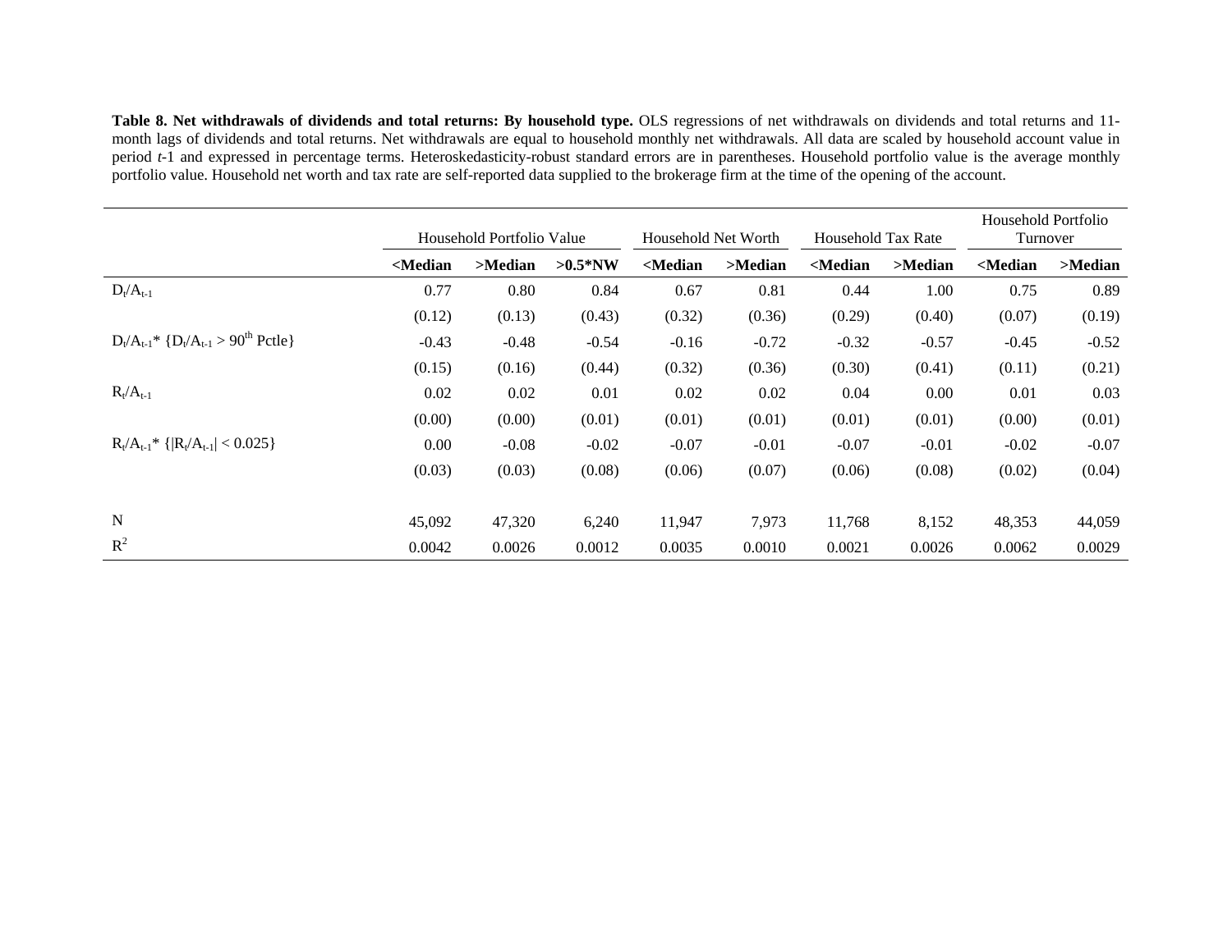**Table 8. Net withdrawals of dividends and total returns: By household type.** OLS regressions of net withdrawals on dividends and total returns and 11-month lags of dividends and total returns. Net withdrawals are equal to household monthly net withdrawals. All data are scaled by household account value in period *t*-1 and expressed in percentage terms. Heteroskedasticity-robust standard errors are in parentheses. Household portfolio value is the average monthly portfolio value. Household net worth and tax rate are self-reported data supplied to the brokerage firm at the time of the opening of the account.

| | Household Portfolio Value | | | Household Net Worth | | Household Tax Rate | | Household Portfolio Turnover | |
|---|---|---|---|---|---|---|---|---|---|
| | **<Median** | **>Median** | **>0.5*NW** | **<Median** | **>Median** | **<Median** | **>Median** | **<Median** | **>Median** |
| $D_t/A_{t-1}$ | 0.77 | 0.80 | 0.84 | 0.67 | 0.81 | 0.44 | 1.00 | 0.75 | 0.89 |
| | (0.12) | (0.13) | (0.43) | (0.32) | (0.36) | (0.29) | (0.40) | (0.07) | (0.19) |
| $D_t/A_{t-1}$* $\{D_t/A_{t-1} > 90^{th}$ Pctle$\}$ | -0.43 | -0.48 | -0.54 | -0.16 | -0.72 | -0.32 | -0.57 | -0.45 | -0.52 |
| | (0.15) | (0.16) | (0.44) | (0.32) | (0.36) | (0.30) | (0.41) | (0.11) | (0.21) |
| $R_t/A_{t-1}$ | 0.02 | 0.02 | 0.01 | 0.02 | 0.02 | 0.04 | 0.00 | 0.01 | 0.03 |
| | (0.00) | (0.00) | (0.01) | (0.01) | (0.01) | (0.01) | (0.01) | (0.00) | (0.01) |
| $R_t/A_{t-1}$* $\{\lvert R_t/A_{t-1}\rvert < 0.025\}$ | 0.00 | -0.08 | -0.02 | -0.07 | -0.01 | -0.07 | -0.01 | -0.02 | -0.07 |
| | (0.03) | (0.03) | (0.08) | (0.06) | (0.07) | (0.06) | (0.08) | (0.02) | (0.04) |
| N | 45,092 | 47,320 | 6,240 | 11,947 | 7,973 | 11,768 | 8,152 | 48,353 | 44,059 |
| $R^2$ | 0.0042 | 0.0026 | 0.0012 | 0.0035 | 0.0010 | 0.0021 | 0.0026 | 0.0062 | 0.0029 |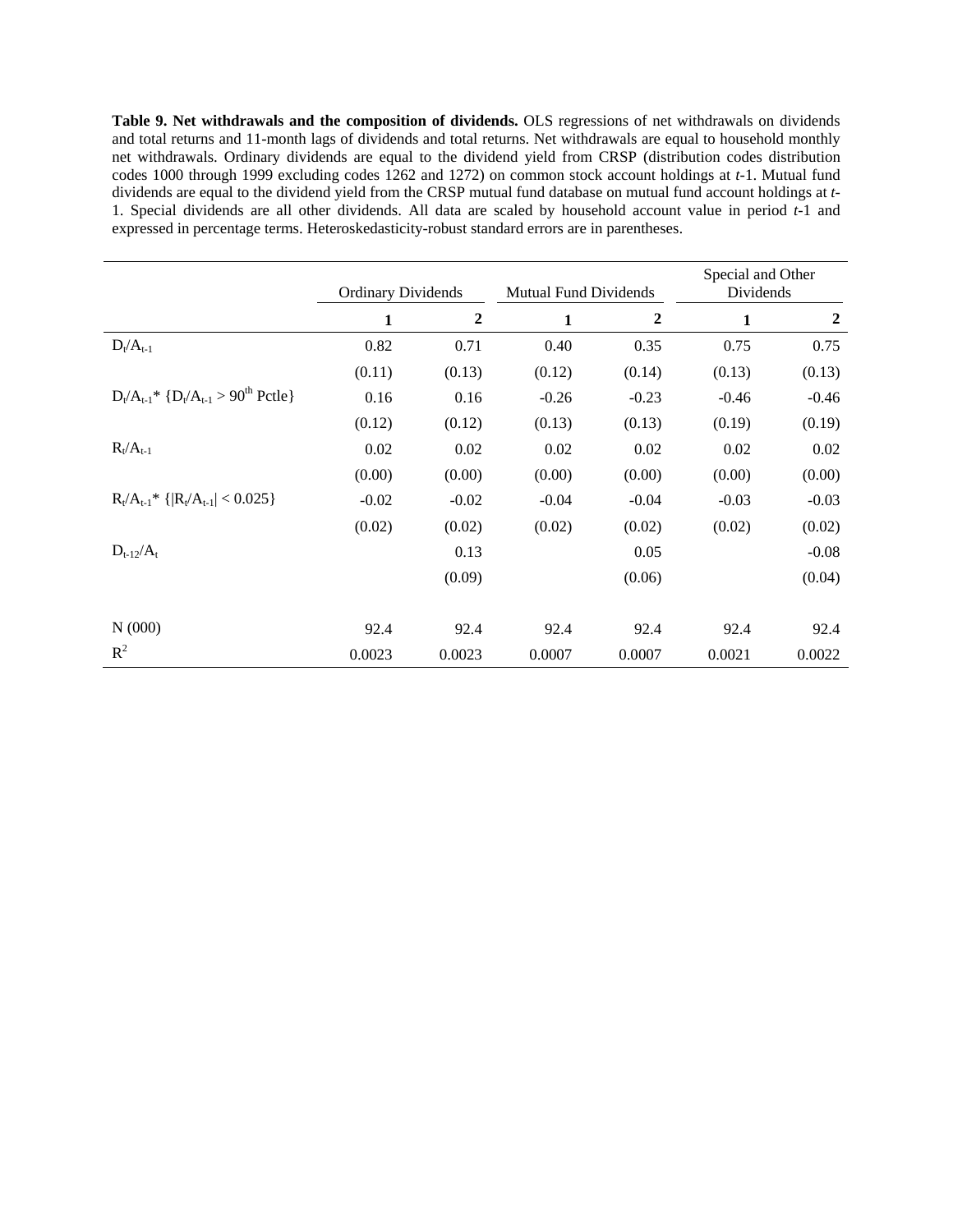**Table 9. Net withdrawals and the composition of dividends.** OLS regressions of net withdrawals on dividends and total returns and 11-month lags of dividends and total returns. Net withdrawals are equal to household monthly net withdrawals. Ordinary dividends are equal to the dividend yield from CRSP (distribution codes distribution codes 1000 through 1999 excluding codes 1262 and 1272) on common stock account holdings at *t*-1. Mutual fund dividends are equal to the dividend yield from the CRSP mutual fund database on mutual fund account holdings at *t*-1. Special dividends are all other dividends. All data are scaled by household account value in period *t*-1 and expressed in percentage terms. Heteroskedasticity-robust standard errors are in parentheses.

| | Ordinary Dividends | | Mutual Fund Dividends | | Special and Other Dividends | |
|---|---|---|---|---|---|---|
| | **1** | **2** | **1** | **2** | **1** | **2** |
| $D_t/A_{t-1}$ | 0.82 | 0.71 | 0.40 | 0.35 | 0.75 | 0.75 |
| | (0.11) | (0.13) | (0.12) | (0.14) | (0.13) | (0.13) |
| $D_t/A_{t-1}* \{D_t/A_{t-1} > 90^{th}$ Pctle$\}$ | 0.16 | 0.16 | -0.26 | -0.23 | -0.46 | -0.46 |
| | (0.12) | (0.12) | (0.13) | (0.13) | (0.19) | (0.19) |
| $R_t/A_{t-1}$ | 0.02 | 0.02 | 0.02 | 0.02 | 0.02 | 0.02 |
| | (0.00) | (0.00) | (0.00) | (0.00) | (0.00) | (0.00) |
| $R_t/A_{t-1}* \{\lvert R_t/A_{t-1}\rvert < 0.025\}$ | -0.02 | -0.02 | -0.04 | -0.04 | -0.03 | -0.03 |
| | (0.02) | (0.02) | (0.02) | (0.02) | (0.02) | (0.02) |
| $D_{t-12}/A_t$ | | 0.13 | | 0.05 | | -0.08 |
| | | (0.09) | | (0.06) | | (0.04) |
| N (000) | 92.4 | 92.4 | 92.4 | 92.4 | 92.4 | 92.4 |
| $R^2$ | 0.0023 | 0.0023 | 0.0007 | 0.0007 | 0.0021 | 0.0022 |